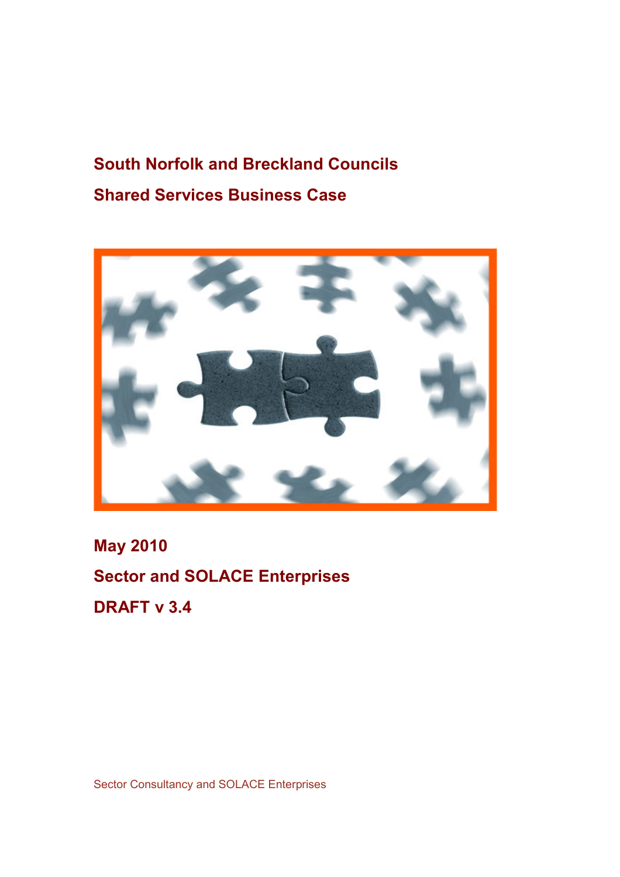# South Norfolk and Breckland Councils

# Shared Services Business Case

**May 2010**

**Sector and SOLACE Enterprises**

**DRAFT v 3.4**

Sector Consultancy and SOLACE Enterprises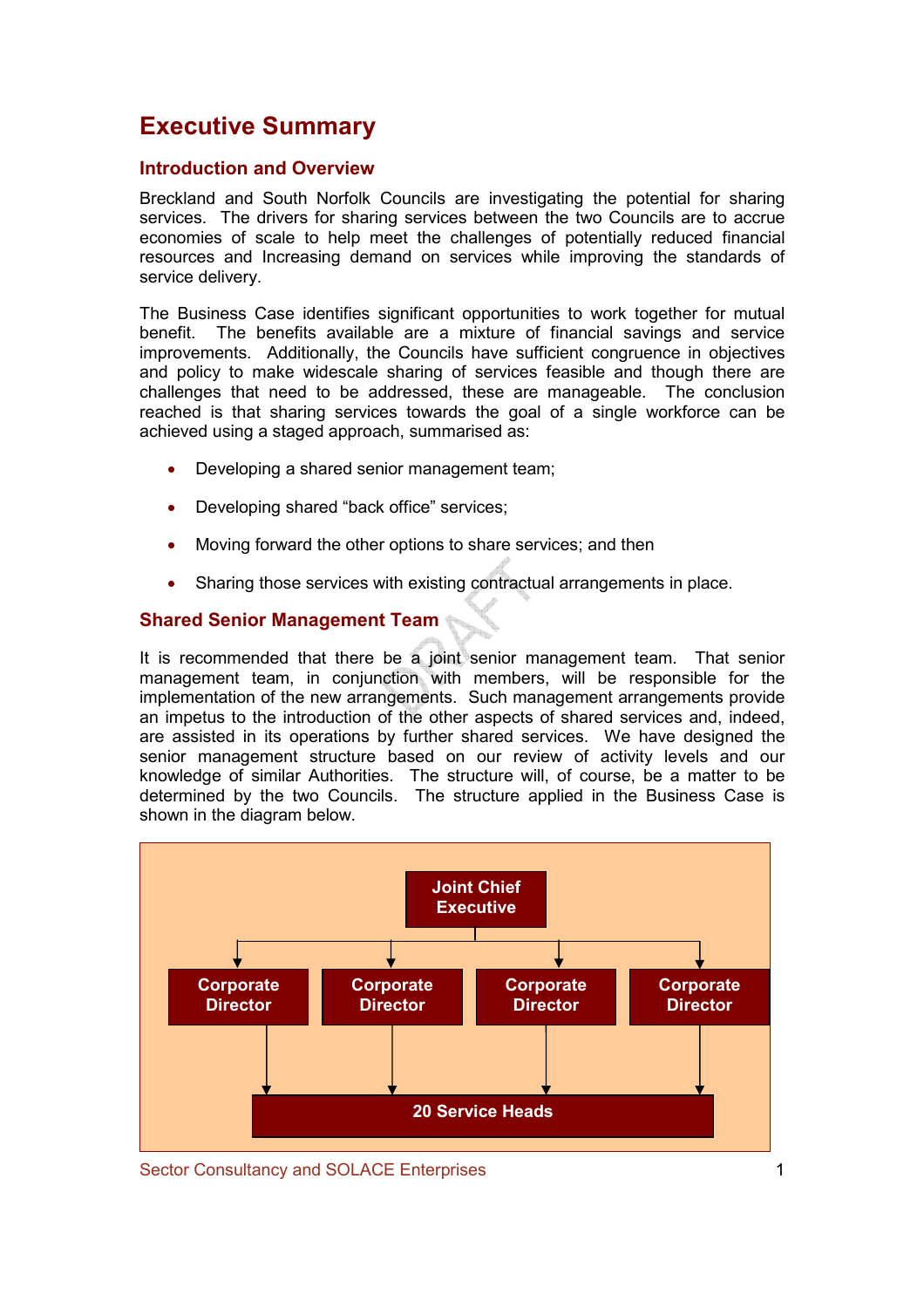# Executive Summary

## Introduction and Overview

Breckland and South Norfolk Councils are investigating the potential for sharing services. The drivers for sharing services between the two Councils are to accrue economies of scale to help meet the challenges of potentially reduced financial resources and Increasing demand on services while improving the standards of service delivery.

The Business Case identifies significant opportunities to work together for mutual benefit. The benefits available are a mixture of financial savings and service improvements. Additionally, the Councils have sufficient congruence in objectives and policy to make widescale sharing of services feasible and though there are challenges that need to be addressed, these are manageable. The conclusion reached is that sharing services towards the goal of a single workforce can be achieved using a staged approach, summarised as:

- Developing a shared senior management team;
- Developing shared "back office" services;
- Moving forward the other options to share services; and then
- Sharing those services with existing contractual arrangements in place.

## Shared Senior Management Team

It is recommended that there be a joint senior management team. That senior management team, in conjunction with members, will be responsible for the implementation of the new arrangements. Such management arrangements provide an impetus to the introduction of the other aspects of shared services and, indeed, are assisted in its operations by further shared services. We have designed the senior management structure based on our review of activity levels and our knowledge of similar Authorities. The structure will, of course, be a matter to be determined by the two Councils. The structure applied in the Business Case is shown in the diagram below.

Joint Chief Executive

Corporate Director | Corporate Director | Corporate Director | Corporate Director

20 Service Heads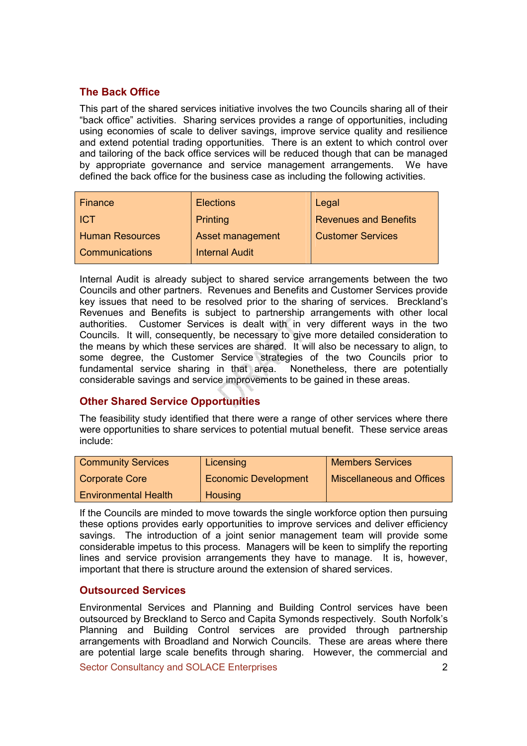## The Back Office

This part of the shared services initiative involves the two Councils sharing all of their "back office" activities. Sharing services provides a range of opportunities, including using economies of scale to deliver savings, improve service quality and resilience and extend potential trading opportunities. There is an extent to which control over and tailoring of the back office services will be reduced though that can be managed by appropriate governance and service management arrangements. We have defined the back office for the business case as including the following activities.

| | | |
|---|---|---|
| Finance | Elections | Legal |
| ICT | Printing | Revenues and Benefits |
| Human Resources | Asset management | Customer Services |
| Communications | Internal Audit | |

Internal Audit is already subject to shared service arrangements between the two Councils and other partners. Revenues and Benefits and Customer Services provide key issues that need to be resolved prior to the sharing of services. Breckland's Revenues and Benefits is subject to partnership arrangements with other local authorities. Customer Services is dealt with in very different ways in the two Councils. It will, consequently, be necessary to give more detailed consideration to the means by which these services are shared. It will also be necessary to align, to some degree, the Customer Service strategies of the two Councils prior to fundamental service sharing in that area. Nonetheless, there are potentially considerable savings and service improvements to be gained in these areas.

## Other Shared Service Opportunities

The feasibility study identified that there were a range of other services where there were opportunities to share services to potential mutual benefit. These service areas include:

| | | |
|---|---|---|
| Community Services | Licensing | Members Services |
| Corporate Core | Economic Development | Miscellaneous and Offices |
| Environmental Health | Housing | |

If the Councils are minded to move towards the single workforce option then pursuing these options provides early opportunities to improve services and deliver efficiency savings. The introduction of a joint senior management team will provide some considerable impetus to this process. Managers will be keen to simplify the reporting lines and service provision arrangements they have to manage. It is, however, important that there is structure around the extension of shared services.

## Outsourced Services

Environmental Services and Planning and Building Control services have been outsourced by Breckland to Serco and Capita Symonds respectively. South Norfolk's Planning and Building Control services are provided through partnership arrangements with Broadland and Norwich Councils. These are areas where there are potential large scale benefits through sharing. However, the commercial and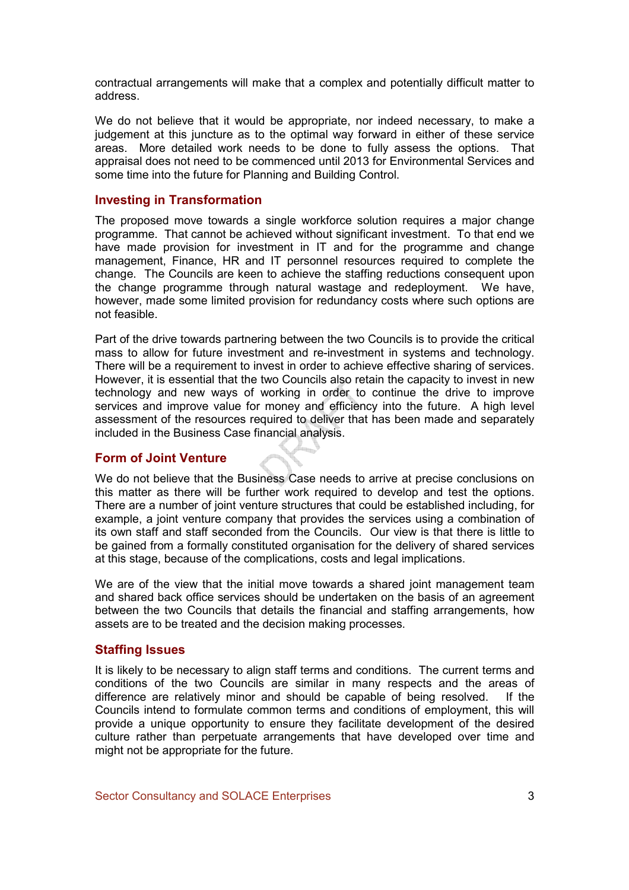contractual arrangements will make that a complex and potentially difficult matter to address.

We do not believe that it would be appropriate, nor indeed necessary, to make a judgement at this juncture as to the optimal way forward in either of these service areas. More detailed work needs to be done to fully assess the options. That appraisal does not need to be commenced until 2013 for Environmental Services and some time into the future for Planning and Building Control.

### Investing in Transformation

The proposed move towards a single workforce solution requires a major change programme. That cannot be achieved without significant investment. To that end we have made provision for investment in IT and for the programme and change management, Finance, HR and IT personnel resources required to complete the change. The Councils are keen to achieve the staffing reductions consequent upon the change programme through natural wastage and redeployment. We have, however, made some limited provision for redundancy costs where such options are not feasible.

Part of the drive towards partnering between the two Councils is to provide the critical mass to allow for future investment and re-investment in systems and technology. There will be a requirement to invest in order to achieve effective sharing of services. However, it is essential that the two Councils also retain the capacity to invest in new technology and new ways of working in order to continue the drive to improve services and improve value for money and efficiency into the future. A high level assessment of the resources required to deliver that has been made and separately included in the Business Case financial analysis.

### Form of Joint Venture

We do not believe that the Business Case needs to arrive at precise conclusions on this matter as there will be further work required to develop and test the options. There are a number of joint venture structures that could be established including, for example, a joint venture company that provides the services using a combination of its own staff and staff seconded from the Councils. Our view is that there is little to be gained from a formally constituted organisation for the delivery of shared services at this stage, because of the complications, costs and legal implications.

We are of the view that the initial move towards a shared joint management team and shared back office services should be undertaken on the basis of an agreement between the two Councils that details the financial and staffing arrangements, how assets are to be treated and the decision making processes.

### Staffing Issues

It is likely to be necessary to align staff terms and conditions. The current terms and conditions of the two Councils are similar in many respects and the areas of difference are relatively minor and should be capable of being resolved. If the Councils intend to formulate common terms and conditions of employment, this will provide a unique opportunity to ensure they facilitate development of the desired culture rather than perpetuate arrangements that have developed over time and might not be appropriate for the future.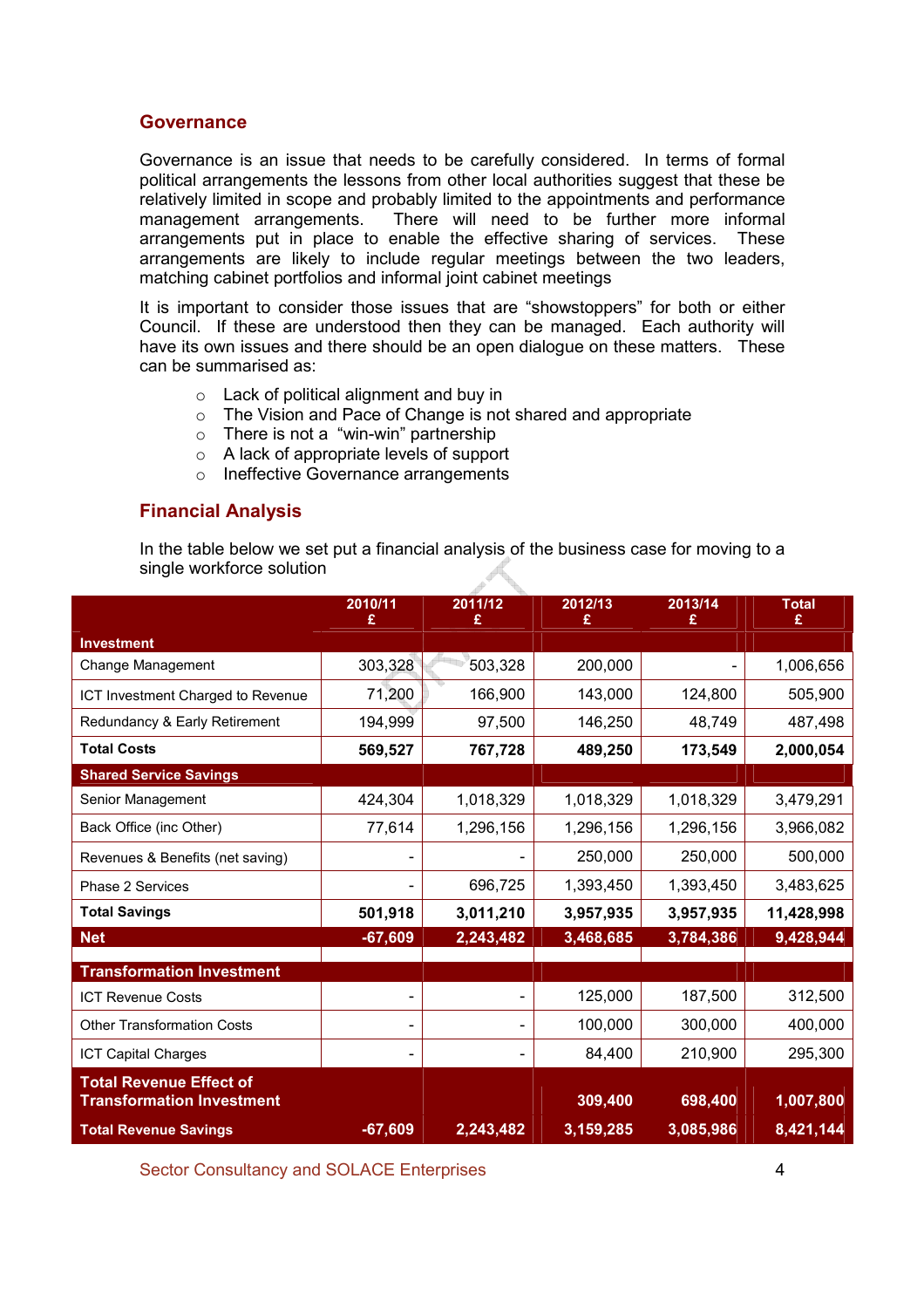## Governance

Governance is an issue that needs to be carefully considered. In terms of formal political arrangements the lessons from other local authorities suggest that these be relatively limited in scope and probably limited to the appointments and performance management arrangements. There will need to be further more informal arrangements put in place to enable the effective sharing of services. These arrangements are likely to include regular meetings between the two leaders, matching cabinet portfolios and informal joint cabinet meetings

It is important to consider those issues that are "showstoppers" for both or either Council. If these are understood then they can be managed. Each authority will have its own issues and there should be an open dialogue on these matters. These can be summarised as:

- Lack of political alignment and buy in
- The Vision and Pace of Change is not shared and appropriate
- There is not a "win-win" partnership
- A lack of appropriate levels of support
- Ineffective Governance arrangements

## Financial Analysis

In the table below we set put a financial analysis of the business case for moving to a single workforce solution

| | 2010/11 £ | 2011/12 £ | 2012/13 £ | 2013/14 £ | Total £ |
|---|---|---|---|---|---|
| **Investment** | | | | | |
| Change Management | 303,328 | 503,328 | 200,000 | - | 1,006,656 |
| ICT Investment Charged to Revenue | 71,200 | 166,900 | 143,000 | 124,800 | 505,900 |
| Redundancy & Early Retirement | 194,999 | 97,500 | 146,250 | 48,749 | 487,498 |
| **Total Costs** | **569,527** | **767,728** | **489,250** | **173,549** | **2,000,054** |
| **Shared Service Savings** | | | | | |
| Senior Management | 424,304 | 1,018,329 | 1,018,329 | 1,018,329 | 3,479,291 |
| Back Office (inc Other) | 77,614 | 1,296,156 | 1,296,156 | 1,296,156 | 3,966,082 |
| Revenues & Benefits (net saving) | - | - | 250,000 | 250,000 | 500,000 |
| Phase 2 Services | - | 696,725 | 1,393,450 | 1,393,450 | 3,483,625 |
| **Total Savings** | **501,918** | **3,011,210** | **3,957,935** | **3,957,935** | **11,428,998** |
| **Net** | **-67,609** | **2,243,482** | **3,468,685** | **3,784,386** | **9,428,944** |
| | | | | | |
| **Transformation Investment** | | | | | |
| ICT Revenue Costs | - | - | 125,000 | 187,500 | 312,500 |
| Other Transformation Costs | - | - | 100,000 | 300,000 | 400,000 |
| ICT Capital Charges | - | - | 84,400 | 210,900 | 295,300 |
| **Total Revenue Effect of Transformation Investment** | | | **309,400** | **698,400** | **1,007,800** |
| **Total Revenue Savings** | **-67,609** | **2,243,482** | **3,159,285** | **3,085,986** | **8,421,144** |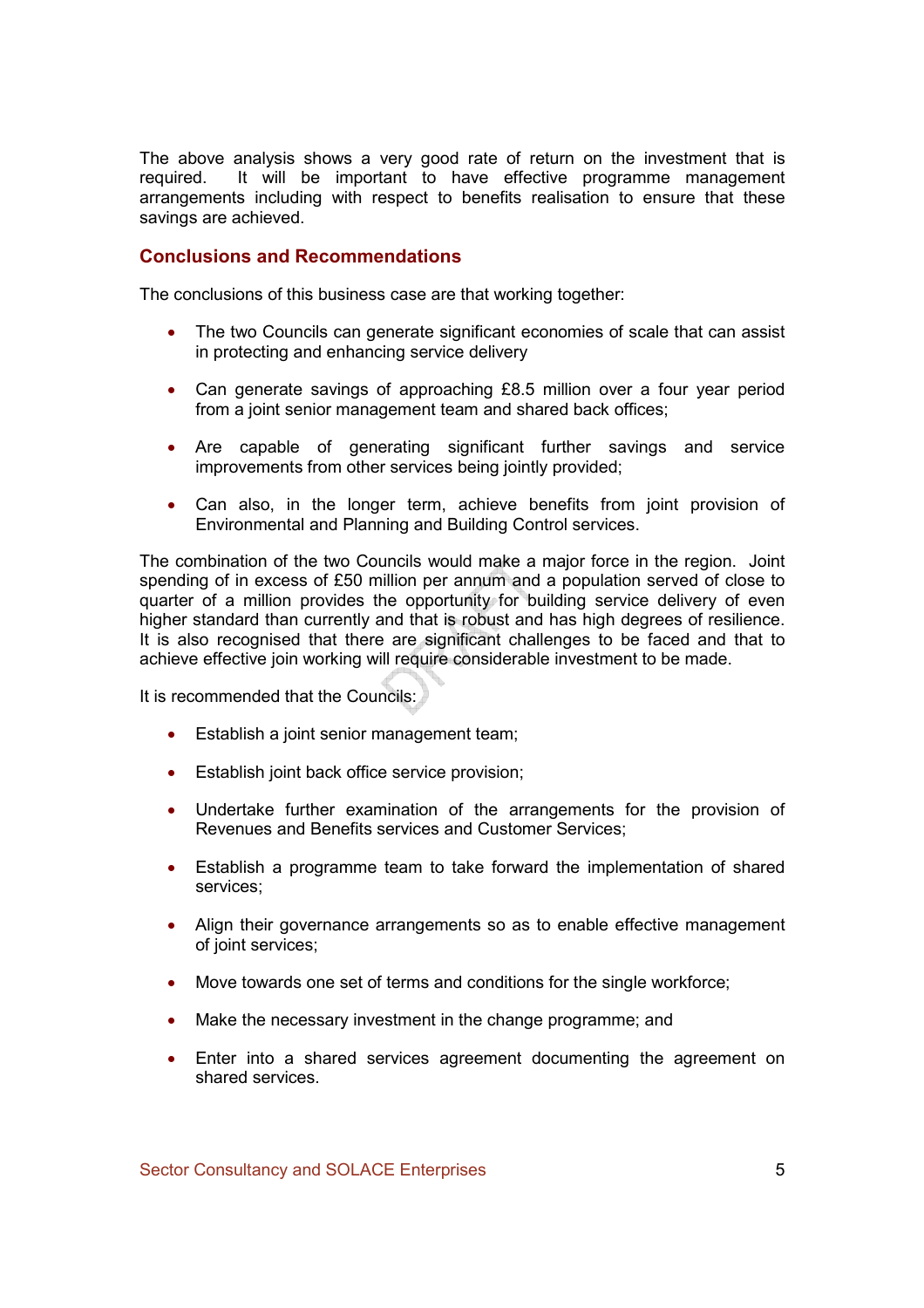The above analysis shows a very good rate of return on the investment that is required. It will be important to have effective programme management arrangements including with respect to benefits realisation to ensure that these savings are achieved.

## Conclusions and Recommendations

The conclusions of this business case are that working together:

- The two Councils can generate significant economies of scale that can assist in protecting and enhancing service delivery
- Can generate savings of approaching £8.5 million over a four year period from a joint senior management team and shared back offices;
- Are capable of generating significant further savings and service improvements from other services being jointly provided;
- Can also, in the longer term, achieve benefits from joint provision of Environmental and Planning and Building Control services.

The combination of the two Councils would make a major force in the region. Joint spending of in excess of £50 million per annum and a population served of close to quarter of a million provides the opportunity for building service delivery of even higher standard than currently and that is robust and has high degrees of resilience. It is also recognised that there are significant challenges to be faced and that to achieve effective join working will require considerable investment to be made.

It is recommended that the Councils:

- Establish a joint senior management team;
- Establish joint back office service provision;
- Undertake further examination of the arrangements for the provision of Revenues and Benefits services and Customer Services;
- Establish a programme team to take forward the implementation of shared services;
- Align their governance arrangements so as to enable effective management of joint services;
- Move towards one set of terms and conditions for the single workforce;
- Make the necessary investment in the change programme; and
- Enter into a shared services agreement documenting the agreement on shared services.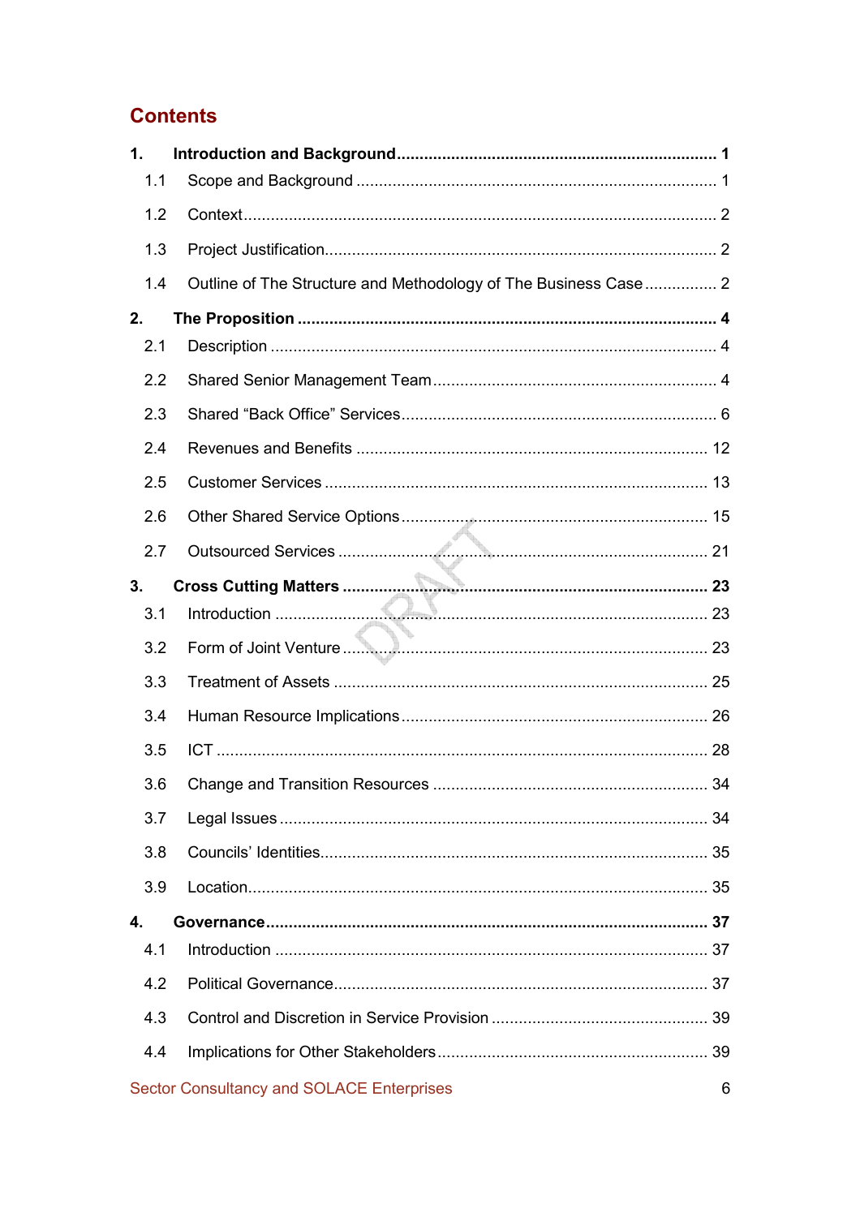## Contents

**1. Introduction and Background** ..... **1**

- 1.1 Scope and Background ..... 1
- 1.2 Context ..... 2
- 1.3 Project Justification ..... 2
- 1.4 Outline of The Structure and Methodology of The Business Case ..... 2

**2. The Proposition** ..... **4**

- 2.1 Description ..... 4
- 2.2 Shared Senior Management Team ..... 4
- 2.3 Shared "Back Office" Services ..... 6
- 2.4 Revenues and Benefits ..... 12
- 2.5 Customer Services ..... 13
- 2.6 Other Shared Service Options ..... 15
- 2.7 Outsourced Services ..... 21

**3. Cross Cutting Matters** ..... **23**

- 3.1 Introduction ..... 23
- 3.2 Form of Joint Venture ..... 23
- 3.3 Treatment of Assets ..... 25
- 3.4 Human Resource Implications ..... 26
- 3.5 ICT ..... 28
- 3.6 Change and Transition Resources ..... 34
- 3.7 Legal Issues ..... 34
- 3.8 Councils' Identities ..... 35
- 3.9 Location ..... 35

**4. Governance** ..... **37**

- 4.1 Introduction ..... 37
- 4.2 Political Governance ..... 37
- 4.3 Control and Discretion in Service Provision ..... 39
- 4.4 Implications for Other Stakeholders ..... 39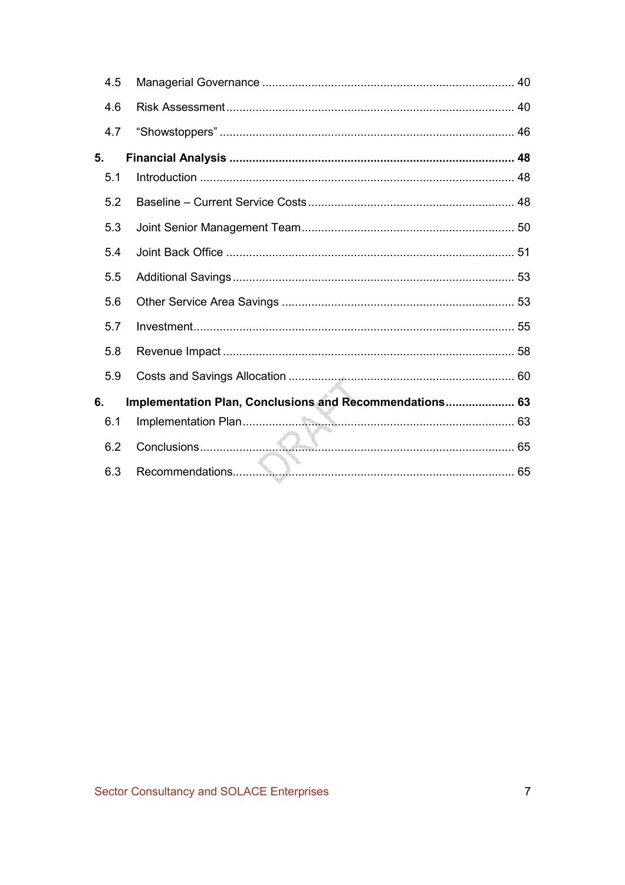| | | |
|---|---|---|
| 4.5 | Managerial Governance | 40 |
| 4.6 | Risk Assessment | 40 |
| 4.7 | “Showstoppers” | 46 |
| **5.** | **Financial Analysis** | **48** |
| 5.1 | Introduction | 48 |
| 5.2 | Baseline – Current Service Costs | 48 |
| 5.3 | Joint Senior Management Team | 50 |
| 5.4 | Joint Back Office | 51 |
| 5.5 | Additional Savings | 53 |
| 5.6 | Other Service Area Savings | 53 |
| 5.7 | Investment | 55 |
| 5.8 | Revenue Impact | 58 |
| 5.9 | Costs and Savings Allocation | 60 |
| **6.** | **Implementation Plan, Conclusions and Recommendations** | **63** |
| 6.1 | Implementation Plan | 63 |
| 6.2 | Conclusions | 65 |
| 6.3 | Recommendations | 65 |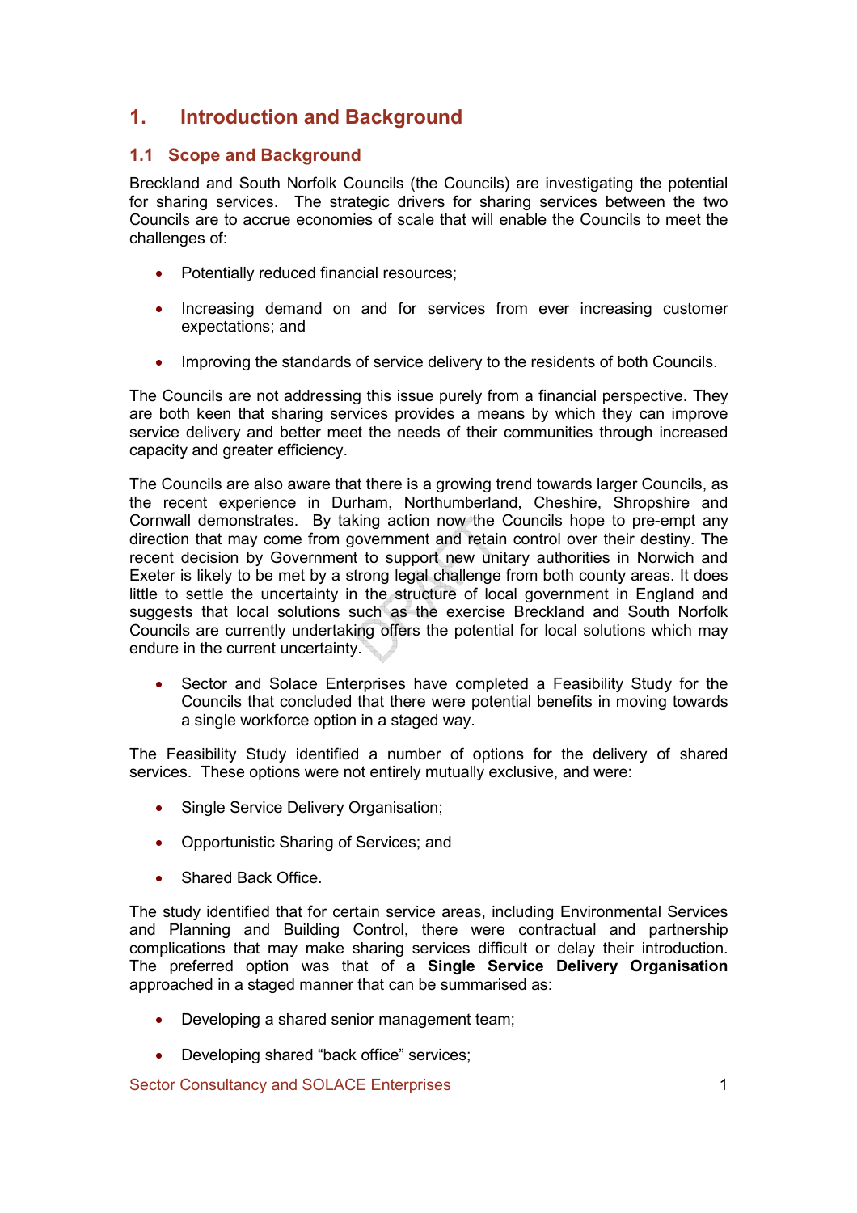// Set mode to auto
# 1. Introduction and Background

## 1.1 Scope and Background

Breckland and South Norfolk Councils (the Councils) are investigating the potential for sharing services. The strategic drivers for sharing services between the two Councils are to accrue economies of scale that will enable the Councils to meet the challenges of:

- Potentially reduced financial resources;
- Increasing demand on and for services from ever increasing customer expectations; and
- Improving the standards of service delivery to the residents of both Councils.

The Councils are not addressing this issue purely from a financial perspective. They are both keen that sharing services provides a means by which they can improve service delivery and better meet the needs of their communities through increased capacity and greater efficiency.

The Councils are also aware that there is a growing trend towards larger Councils, as the recent experience in Durham, Northumberland, Cheshire, Shropshire and Cornwall demonstrates. By taking action now the Councils hope to pre-empt any direction that may come from government and retain control over their destiny. The recent decision by Government to support new unitary authorities in Norwich and Exeter is likely to be met by a strong legal challenge from both county areas. It does little to settle the uncertainty in the structure of local government in England and suggests that local solutions such as the exercise Breckland and South Norfolk Councils are currently undertaking offers the potential for local solutions which may endure in the current uncertainty.

- Sector and Solace Enterprises have completed a Feasibility Study for the Councils that concluded that there were potential benefits in moving towards a single workforce option in a staged way.

The Feasibility Study identified a number of options for the delivery of shared services. These options were not entirely mutually exclusive, and were:

- Single Service Delivery Organisation;
- Opportunistic Sharing of Services; and
- Shared Back Office.

The study identified that for certain service areas, including Environmental Services and Planning and Building Control, there were contractual and partnership complications that may make sharing services difficult or delay their introduction. The preferred option was that of a **Single Service Delivery Organisation** approached in a staged manner that can be summarised as:

- Developing a shared senior management team;
- Developing shared "back office" services;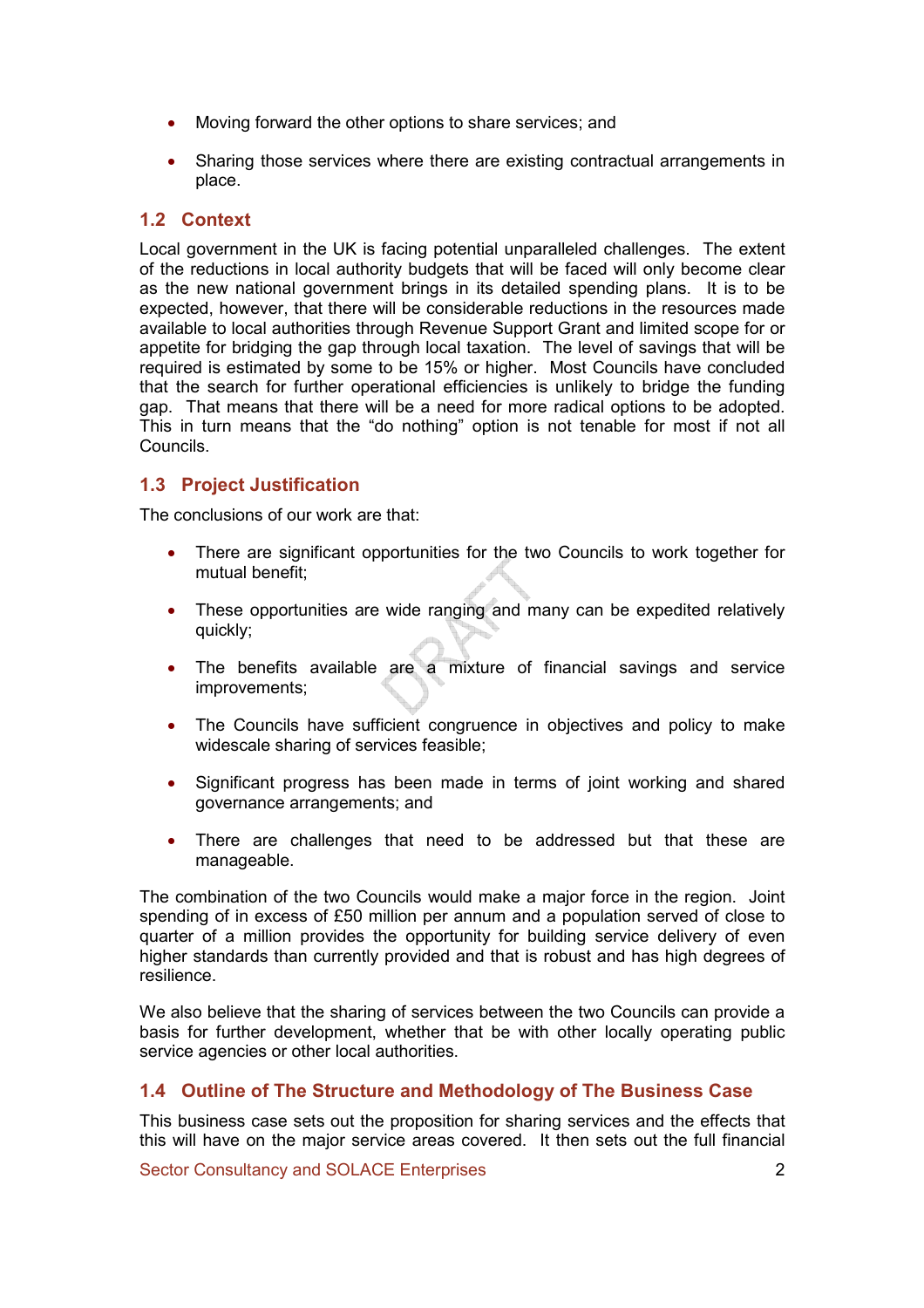- Moving forward the other options to share services; and
- Sharing those services where there are existing contractual arrangements in place.

## 1.2 Context

Local government in the UK is facing potential unparalleled challenges. The extent of the reductions in local authority budgets that will be faced will only become clear as the new national government brings in its detailed spending plans. It is to be expected, however, that there will be considerable reductions in the resources made available to local authorities through Revenue Support Grant and limited scope for or appetite for bridging the gap through local taxation. The level of savings that will be required is estimated by some to be 15% or higher. Most Councils have concluded that the search for further operational efficiencies is unlikely to bridge the funding gap. That means that there will be a need for more radical options to be adopted. This in turn means that the "do nothing" option is not tenable for most if not all Councils.

## 1.3 Project Justification

The conclusions of our work are that:

- There are significant opportunities for the two Councils to work together for mutual benefit;
- These opportunities are wide ranging and many can be expedited relatively quickly;
- The benefits available are a mixture of financial savings and service improvements;
- The Councils have sufficient congruence in objectives and policy to make widescale sharing of services feasible;
- Significant progress has been made in terms of joint working and shared governance arrangements; and
- There are challenges that need to be addressed but that these are manageable.

The combination of the two Councils would make a major force in the region. Joint spending of in excess of £50 million per annum and a population served of close to quarter of a million provides the opportunity for building service delivery of even higher standards than currently provided and that is robust and has high degrees of resilience.

We also believe that the sharing of services between the two Councils can provide a basis for further development, whether that be with other locally operating public service agencies or other local authorities.

## 1.4 Outline of The Structure and Methodology of The Business Case

This business case sets out the proposition for sharing services and the effects that this will have on the major service areas covered. It then sets out the full financial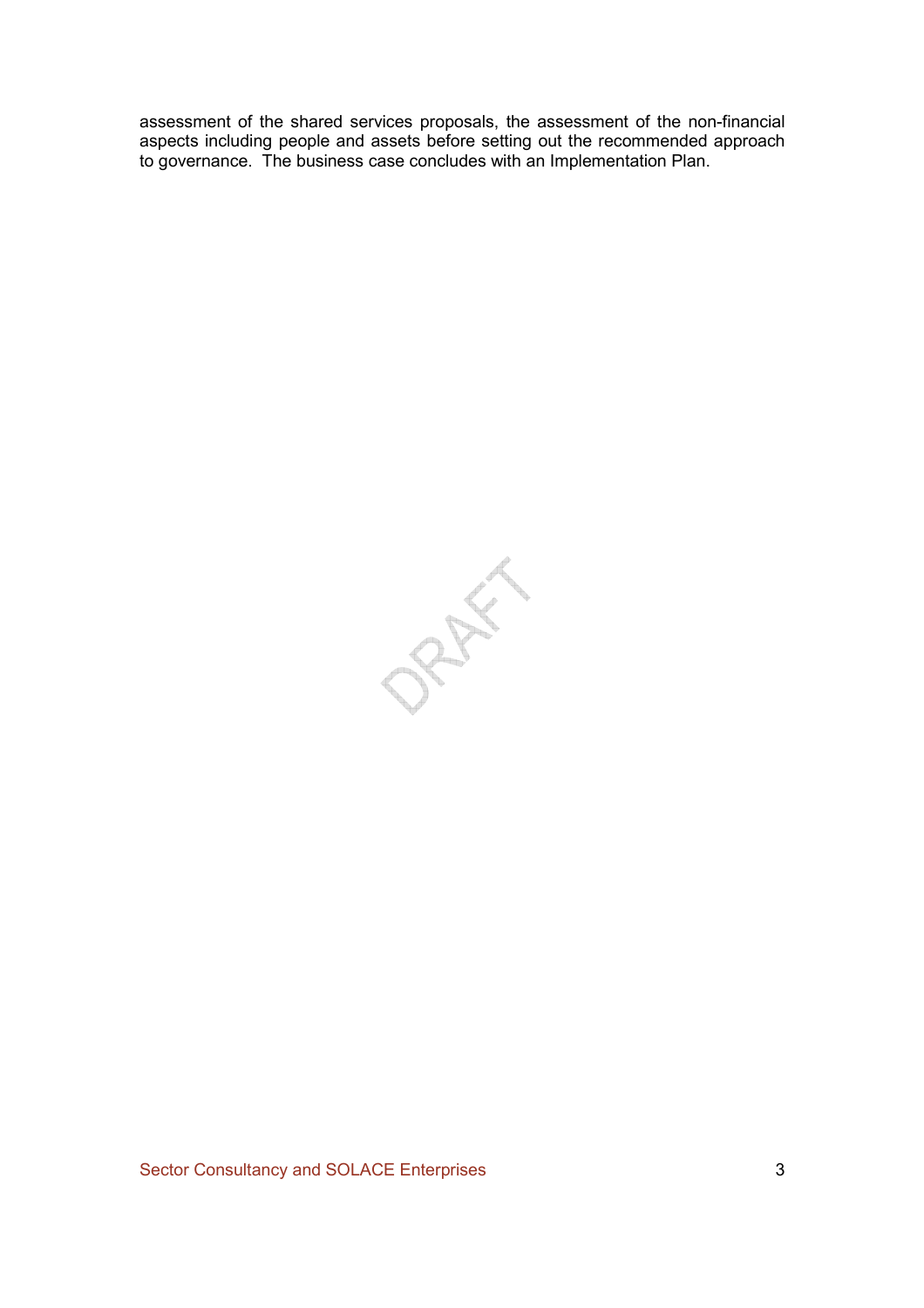assessment of the shared services proposals, the assessment of the non-financial aspects including people and assets before setting out the recommended approach to governance. The business case concludes with an Implementation Plan.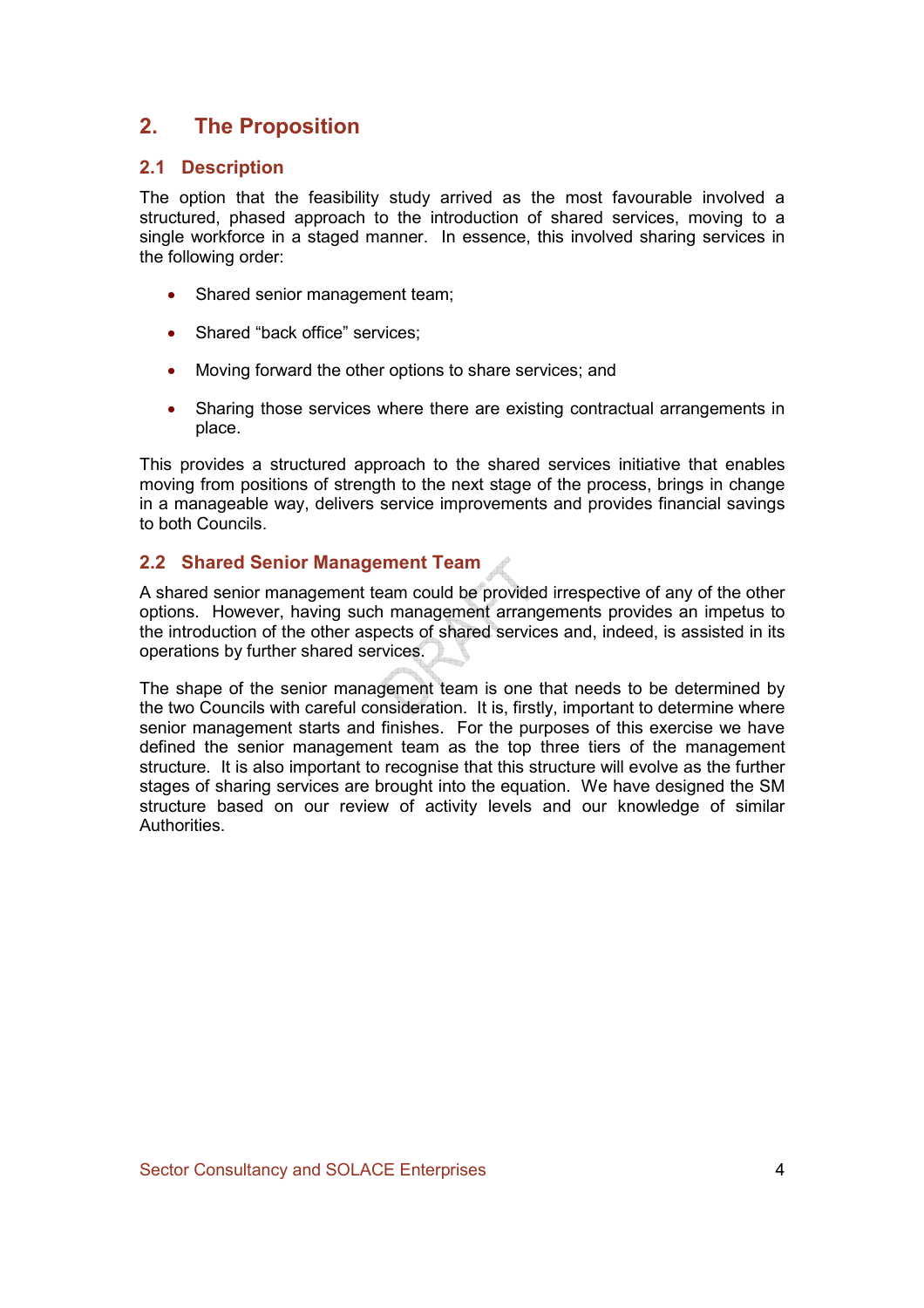## 2. The Proposition

### 2.1 Description

The option that the feasibility study arrived as the most favourable involved a structured, phased approach to the introduction of shared services, moving to a single workforce in a staged manner. In essence, this involved sharing services in the following order:

- Shared senior management team;
- Shared "back office" services;
- Moving forward the other options to share services; and
- Sharing those services where there are existing contractual arrangements in place.

This provides a structured approach to the shared services initiative that enables moving from positions of strength to the next stage of the process, brings in change in a manageable way, delivers service improvements and provides financial savings to both Councils.

### 2.2 Shared Senior Management Team

A shared senior management team could be provided irrespective of any of the other options. However, having such management arrangements provides an impetus to the introduction of the other aspects of shared services and, indeed, is assisted in its operations by further shared services.

The shape of the senior management team is one that needs to be determined by the two Councils with careful consideration. It is, firstly, important to determine where senior management starts and finishes. For the purposes of this exercise we have defined the senior management team as the top three tiers of the management structure. It is also important to recognise that this structure will evolve as the further stages of sharing services are brought into the equation. We have designed the SM structure based on our review of activity levels and our knowledge of similar Authorities.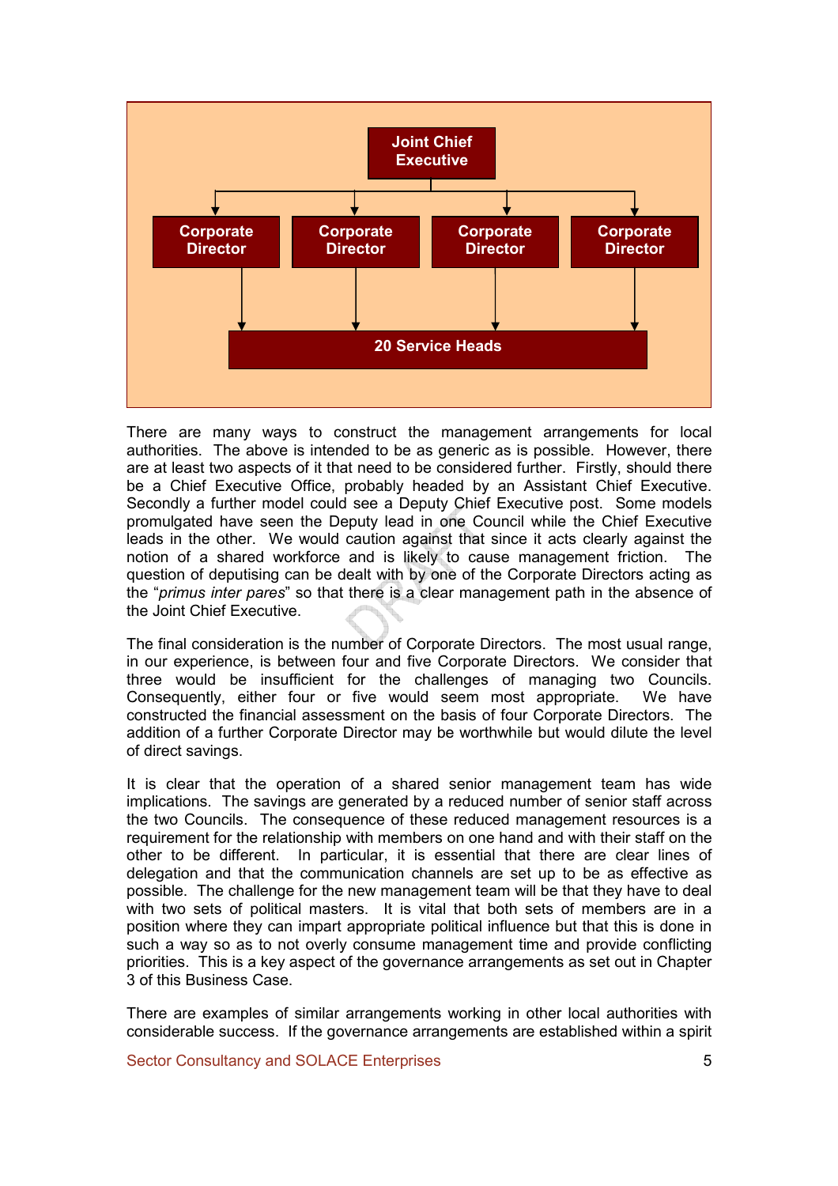Joint Chief Executive

Corporate Director | Corporate Director | Corporate Director | Corporate Director

20 Service Heads

There are many ways to construct the management arrangements for local authorities. The above is intended to be as generic as is possible. However, there are at least two aspects of it that need to be considered further. Firstly, should there be a Chief Executive Office, probably headed by an Assistant Chief Executive. Secondly a further model could see a Deputy Chief Executive post. Some models promulgated have seen the Deputy lead in one Council while the Chief Executive leads in the other. We would caution against that since it acts clearly against the notion of a shared workforce and is likely to cause management friction. The question of deputising can be dealt with by one of the Corporate Directors acting as the "*primus inter pares*" so that there is a clear management path in the absence of the Joint Chief Executive.

The final consideration is the number of Corporate Directors. The most usual range, in our experience, is between four and five Corporate Directors. We consider that three would be insufficient for the challenges of managing two Councils. Consequently, either four or five would seem most appropriate. We have constructed the financial assessment on the basis of four Corporate Directors. The addition of a further Corporate Director may be worthwhile but would dilute the level of direct savings.

It is clear that the operation of a shared senior management team has wide implications. The savings are generated by a reduced number of senior staff across the two Councils. The consequence of these reduced management resources is a requirement for the relationship with members on one hand and with their staff on the other to be different. In particular, it is essential that there are clear lines of delegation and that the communication channels are set up to be as effective as possible. The challenge for the new management team will be that they have to deal with two sets of political masters. It is vital that both sets of members are in a position where they can impart appropriate political influence but that this is done in such a way so as to not overly consume management time and provide conflicting priorities. This is a key aspect of the governance arrangements as set out in Chapter 3 of this Business Case.

There are examples of similar arrangements working in other local authorities with considerable success. If the governance arrangements are established within a spirit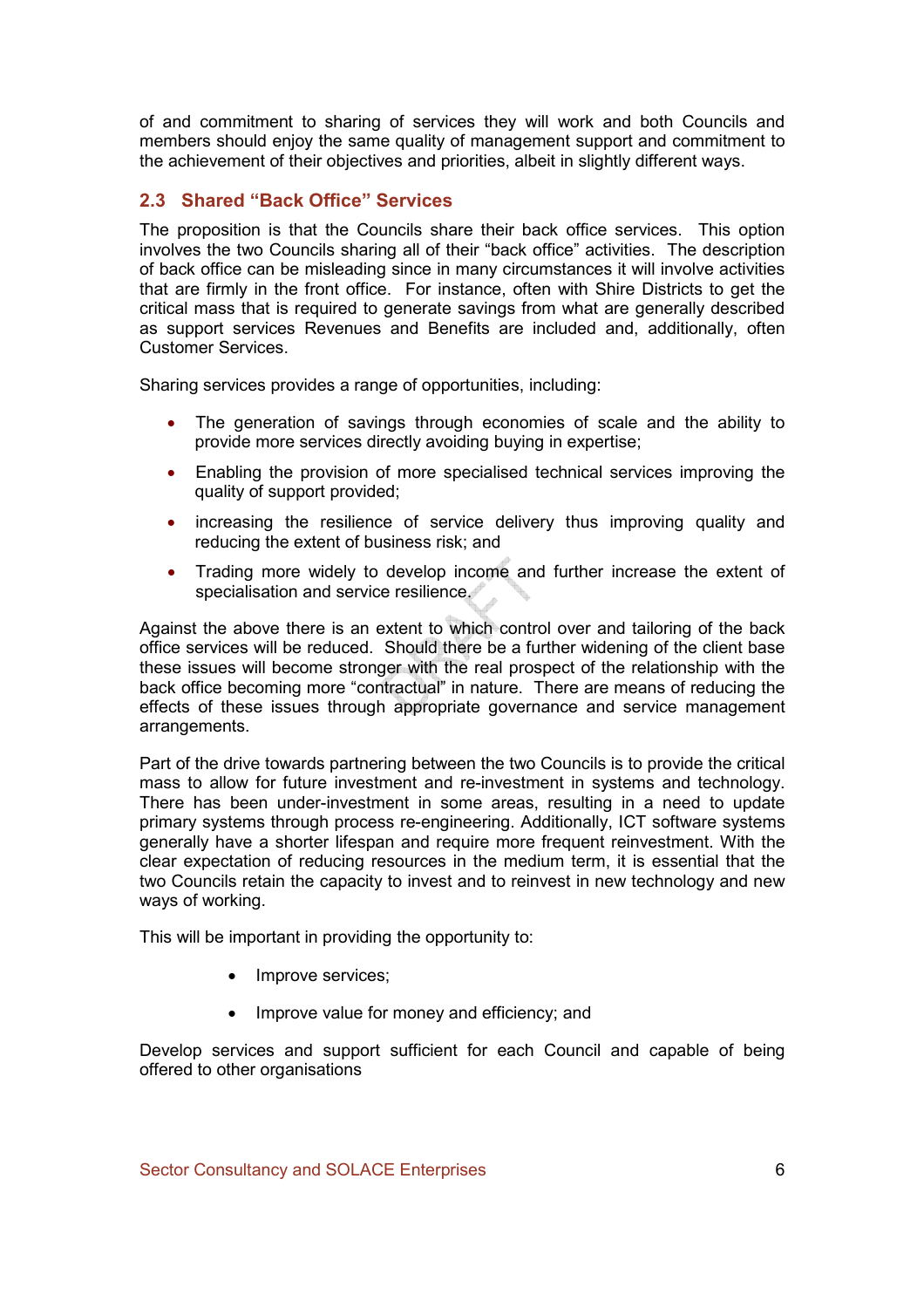of and commitment to sharing of services they will work and both Councils and members should enjoy the same quality of management support and commitment to the achievement of their objectives and priorities, albeit in slightly different ways.

## 2.3 Shared "Back Office" Services

The proposition is that the Councils share their back office services. This option involves the two Councils sharing all of their "back office" activities. The description of back office can be misleading since in many circumstances it will involve activities that are firmly in the front office. For instance, often with Shire Districts to get the critical mass that is required to generate savings from what are generally described as support services Revenues and Benefits are included and, additionally, often Customer Services.

Sharing services provides a range of opportunities, including:

- The generation of savings through economies of scale and the ability to provide more services directly avoiding buying in expertise;
- Enabling the provision of more specialised technical services improving the quality of support provided;
- increasing the resilience of service delivery thus improving quality and reducing the extent of business risk; and
- Trading more widely to develop income and further increase the extent of specialisation and service resilience.

Against the above there is an extent to which control over and tailoring of the back office services will be reduced. Should there be a further widening of the client base these issues will become stronger with the real prospect of the relationship with the back office becoming more "contractual" in nature. There are means of reducing the effects of these issues through appropriate governance and service management arrangements.

Part of the drive towards partnering between the two Councils is to provide the critical mass to allow for future investment and re-investment in systems and technology. There has been under-investment in some areas, resulting in a need to update primary systems through process re-engineering. Additionally, ICT software systems generally have a shorter lifespan and require more frequent reinvestment. With the clear expectation of reducing resources in the medium term, it is essential that the two Councils retain the capacity to invest and to reinvest in new technology and new ways of working.

This will be important in providing the opportunity to:

- Improve services;
- Improve value for money and efficiency; and

Develop services and support sufficient for each Council and capable of being offered to other organisations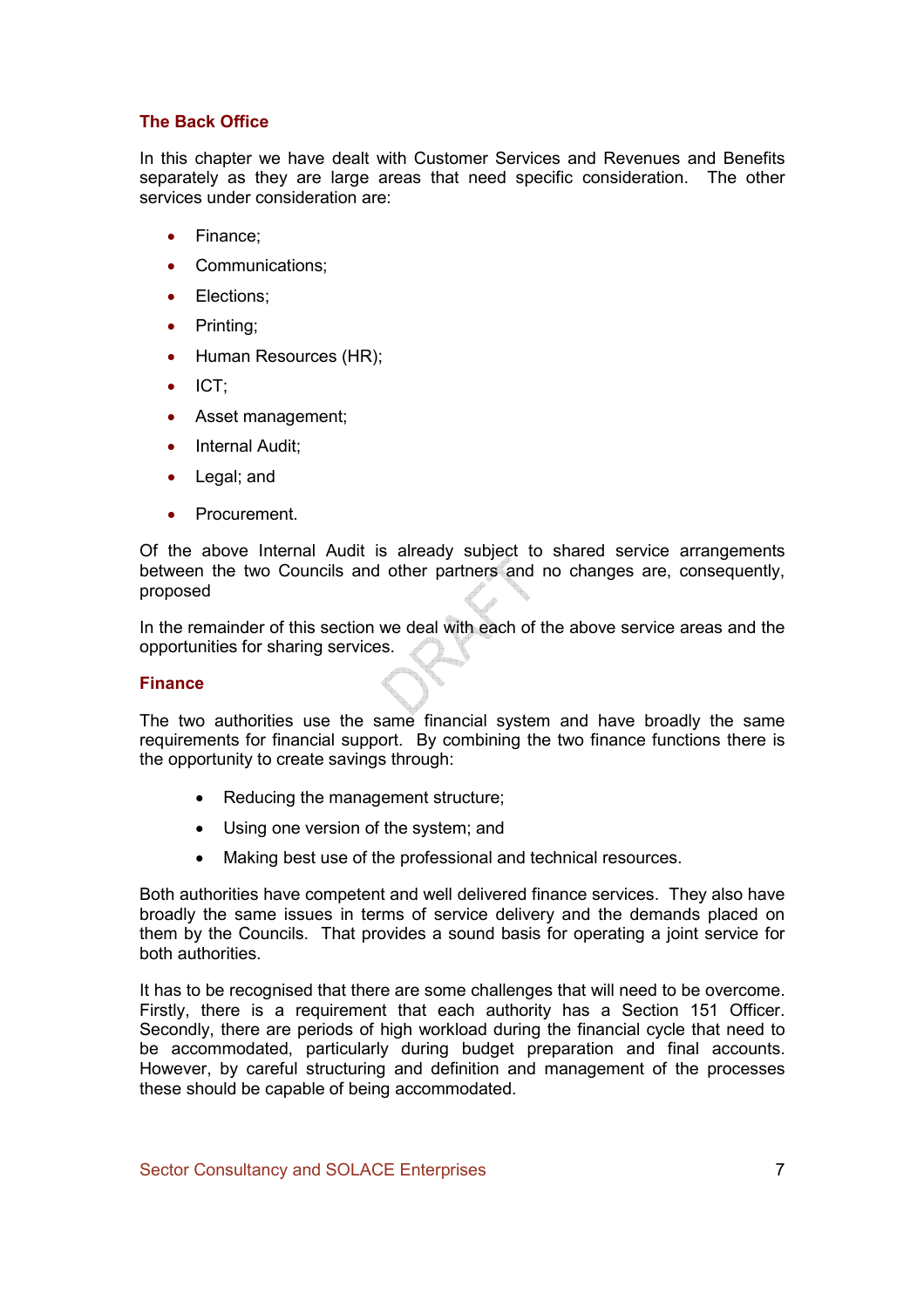## The Back Office

In this chapter we have dealt with Customer Services and Revenues and Benefits separately as they are large areas that need specific consideration. The other services under consideration are:

- Finance;
- Communications;
- Elections;
- Printing;
- Human Resources (HR);
- ICT;
- Asset management;
- Internal Audit;
- Legal; and
- Procurement.

Of the above Internal Audit is already subject to shared service arrangements between the two Councils and other partners and no changes are, consequently, proposed

In the remainder of this section we deal with each of the above service areas and the opportunities for sharing services.

## Finance

The two authorities use the same financial system and have broadly the same requirements for financial support. By combining the two finance functions there is the opportunity to create savings through:

- Reducing the management structure;
- Using one version of the system; and
- Making best use of the professional and technical resources.

Both authorities have competent and well delivered finance services. They also have broadly the same issues in terms of service delivery and the demands placed on them by the Councils. That provides a sound basis for operating a joint service for both authorities.

It has to be recognised that there are some challenges that will need to be overcome. Firstly, there is a requirement that each authority has a Section 151 Officer. Secondly, there are periods of high workload during the financial cycle that need to be accommodated, particularly during budget preparation and final accounts. However, by careful structuring and definition and management of the processes these should be capable of being accommodated.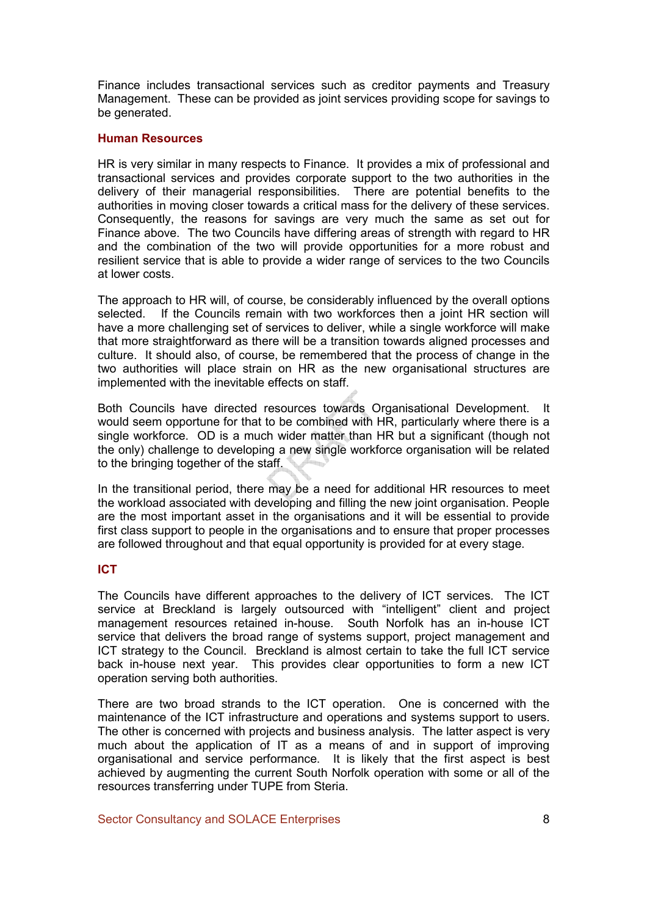Finance includes transactional services such as creditor payments and Treasury Management. These can be provided as joint services providing scope for savings to be generated.

## Human Resources

HR is very similar in many respects to Finance. It provides a mix of professional and transactional services and provides corporate support to the two authorities in the delivery of their managerial responsibilities. There are potential benefits to the authorities in moving closer towards a critical mass for the delivery of these services. Consequently, the reasons for savings are very much the same as set out for Finance above. The two Councils have differing areas of strength with regard to HR and the combination of the two will provide opportunities for a more robust and resilient service that is able to provide a wider range of services to the two Councils at lower costs.

The approach to HR will, of course, be considerably influenced by the overall options selected. If the Councils remain with two workforces then a joint HR section will have a more challenging set of services to deliver, while a single workforce will make that more straightforward as there will be a transition towards aligned processes and culture. It should also, of course, be remembered that the process of change in the two authorities will place strain on HR as the new organisational structures are implemented with the inevitable effects on staff.

Both Councils have directed resources towards Organisational Development. It would seem opportune for that to be combined with HR, particularly where there is a single workforce. OD is a much wider matter than HR but a significant (though not the only) challenge to developing a new single workforce organisation will be related to the bringing together of the staff.

In the transitional period, there may be a need for additional HR resources to meet the workload associated with developing and filling the new joint organisation. People are the most important asset in the organisations and it will be essential to provide first class support to people in the organisations and to ensure that proper processes are followed throughout and that equal opportunity is provided for at every stage.

## ICT

The Councils have different approaches to the delivery of ICT services. The ICT service at Breckland is largely outsourced with "intelligent" client and project management resources retained in-house. South Norfolk has an in-house ICT service that delivers the broad range of systems support, project management and ICT strategy to the Council. Breckland is almost certain to take the full ICT service back in-house next year. This provides clear opportunities to form a new ICT operation serving both authorities.

There are two broad strands to the ICT operation. One is concerned with the maintenance of the ICT infrastructure and operations and systems support to users. The other is concerned with projects and business analysis. The latter aspect is very much about the application of IT as a means of and in support of improving organisational and service performance. It is likely that the first aspect is best achieved by augmenting the current South Norfolk operation with some or all of the resources transferring under TUPE from Steria.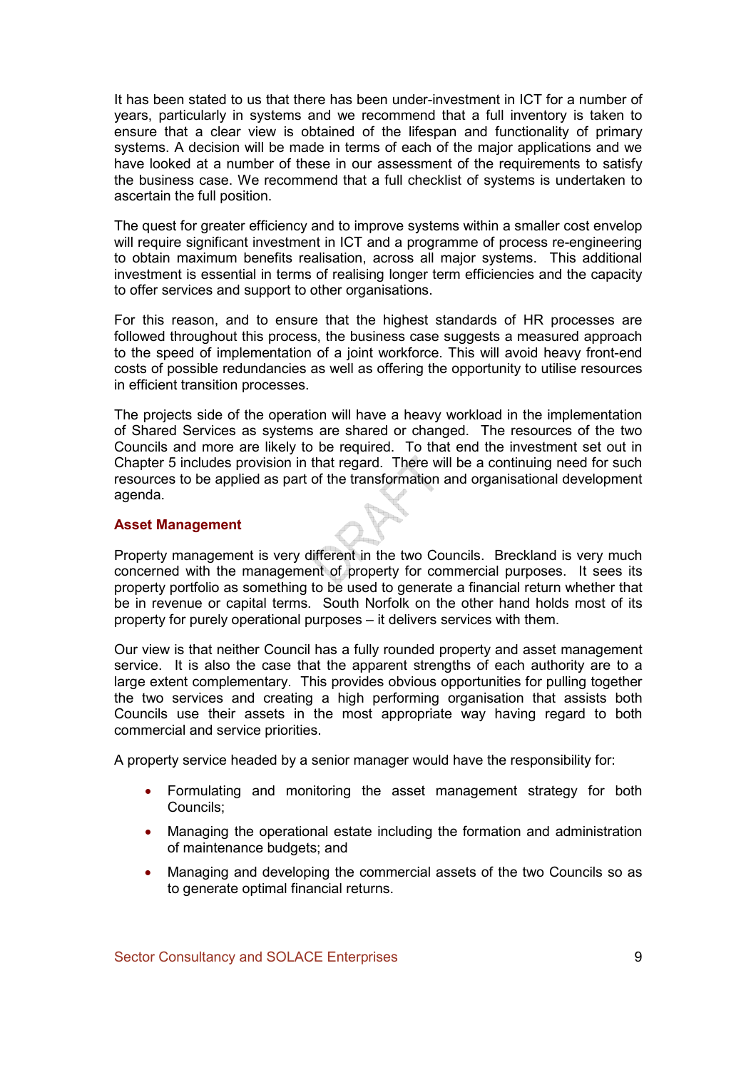It has been stated to us that there has been under-investment in ICT for a number of years, particularly in systems and we recommend that a full inventory is taken to ensure that a clear view is obtained of the lifespan and functionality of primary systems. A decision will be made in terms of each of the major applications and we have looked at a number of these in our assessment of the requirements to satisfy the business case. We recommend that a full checklist of systems is undertaken to ascertain the full position.

The quest for greater efficiency and to improve systems within a smaller cost envelop will require significant investment in ICT and a programme of process re-engineering to obtain maximum benefits realisation, across all major systems. This additional investment is essential in terms of realising longer term efficiencies and the capacity to offer services and support to other organisations.

For this reason, and to ensure that the highest standards of HR processes are followed throughout this process, the business case suggests a measured approach to the speed of implementation of a joint workforce. This will avoid heavy front-end costs of possible redundancies as well as offering the opportunity to utilise resources in efficient transition processes.

The projects side of the operation will have a heavy workload in the implementation of Shared Services as systems are shared or changed. The resources of the two Councils and more are likely to be required. To that end the investment set out in Chapter 5 includes provision in that regard. There will be a continuing need for such resources to be applied as part of the transformation and organisational development agenda.

### Asset Management

Property management is very different in the two Councils. Breckland is very much concerned with the management of property for commercial purposes. It sees its property portfolio as something to be used to generate a financial return whether that be in revenue or capital terms. South Norfolk on the other hand holds most of its property for purely operational purposes – it delivers services with them.

Our view is that neither Council has a fully rounded property and asset management service. It is also the case that the apparent strengths of each authority are to a large extent complementary. This provides obvious opportunities for pulling together the two services and creating a high performing organisation that assists both Councils use their assets in the most appropriate way having regard to both commercial and service priorities.

A property service headed by a senior manager would have the responsibility for:

- Formulating and monitoring the asset management strategy for both Councils;
- Managing the operational estate including the formation and administration of maintenance budgets; and
- Managing and developing the commercial assets of the two Councils so as to generate optimal financial returns.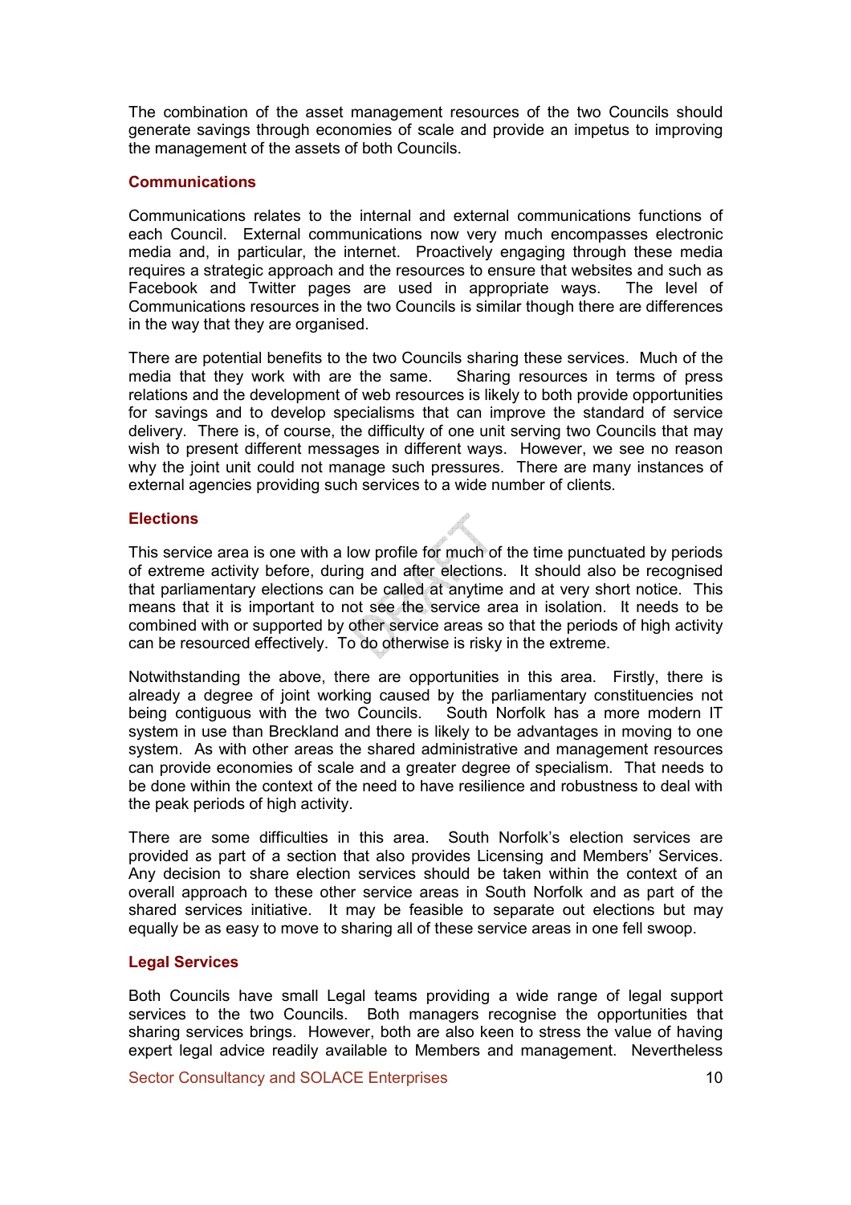The combination of the asset management resources of the two Councils should generate savings through economies of scale and provide an impetus to improving the management of the assets of both Councils.

### Communications

Communications relates to the internal and external communications functions of each Council. External communications now very much encompasses electronic media and, in particular, the internet. Proactively engaging through these media requires a strategic approach and the resources to ensure that websites and such as Facebook and Twitter pages are used in appropriate ways. The level of Communications resources in the two Councils is similar though there are differences in the way that they are organised.

There are potential benefits to the two Councils sharing these services. Much of the media that they work with are the same. Sharing resources in terms of press relations and the development of web resources is likely to both provide opportunities for savings and to develop specialisms that can improve the standard of service delivery. There is, of course, the difficulty of one unit serving two Councils that may wish to present different messages in different ways. However, we see no reason why the joint unit could not manage such pressures. There are many instances of external agencies providing such services to a wide number of clients.

### Elections

This service area is one with a low profile for much of the time punctuated by periods of extreme activity before, during and after elections. It should also be recognised that parliamentary elections can be called at anytime and at very short notice. This means that it is important to not see the service area in isolation. It needs to be combined with or supported by other service areas so that the periods of high activity can be resourced effectively. To do otherwise is risky in the extreme.

Notwithstanding the above, there are opportunities in this area. Firstly, there is already a degree of joint working caused by the parliamentary constituencies not being contiguous with the two Councils. South Norfolk has a more modern IT system in use than Breckland and there is likely to be advantages in moving to one system. As with other areas the shared administrative and management resources can provide economies of scale and a greater degree of specialism. That needs to be done within the context of the need to have resilience and robustness to deal with the peak periods of high activity.

There are some difficulties in this area. South Norfolk's election services are provided as part of a section that also provides Licensing and Members' Services. Any decision to share election services should be taken within the context of an overall approach to these other service areas in South Norfolk and as part of the shared services initiative. It may be feasible to separate out elections but may equally be as easy to move to sharing all of these service areas in one fell swoop.

### Legal Services

Both Councils have small Legal teams providing a wide range of legal support services to the two Councils. Both managers recognise the opportunities that sharing services brings. However, both are also keen to stress the value of having expert legal advice readily available to Members and management. Nevertheless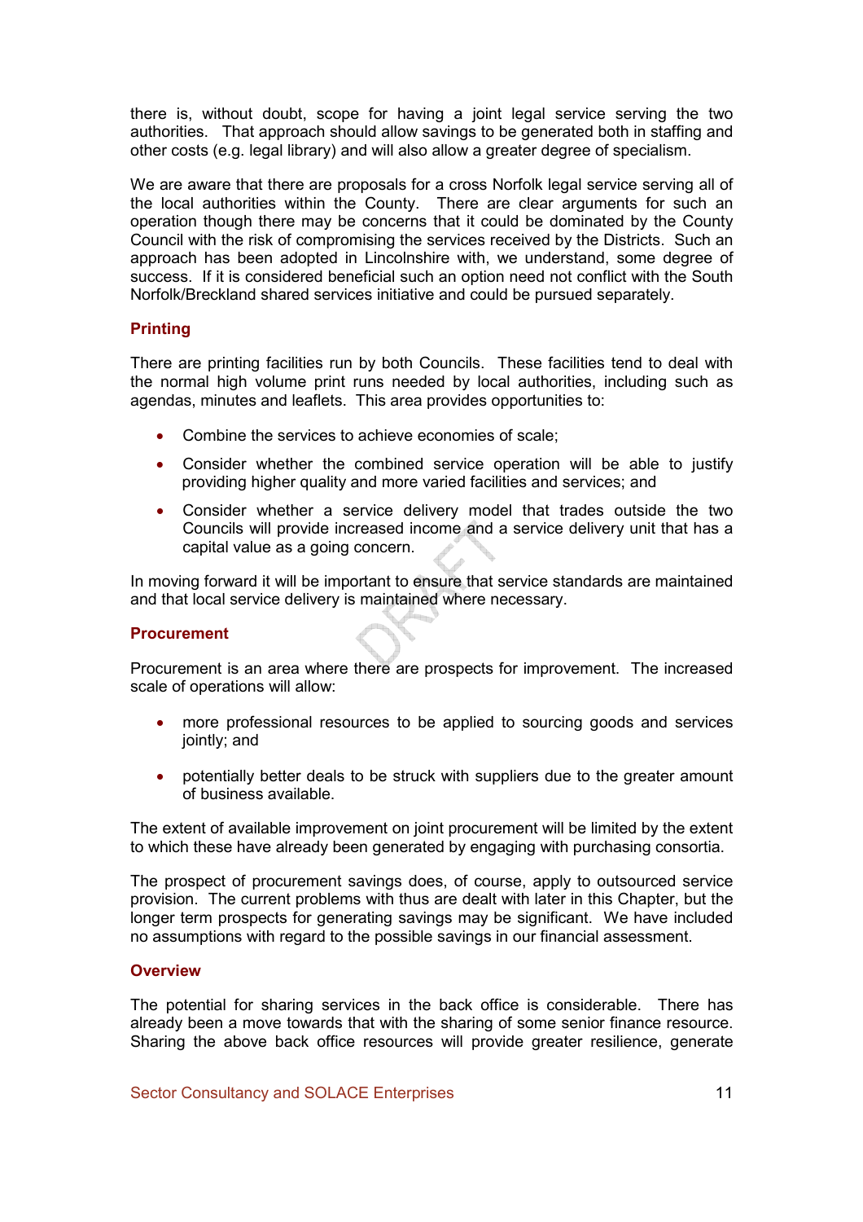there is, without doubt, scope for having a joint legal service serving the two authorities. That approach should allow savings to be generated both in staffing and other costs (e.g. legal library) and will also allow a greater degree of specialism.

We are aware that there are proposals for a cross Norfolk legal service serving all of the local authorities within the County. There are clear arguments for such an operation though there may be concerns that it could be dominated by the County Council with the risk of compromising the services received by the Districts. Such an approach has been adopted in Lincolnshire with, we understand, some degree of success. If it is considered beneficial such an option need not conflict with the South Norfolk/Breckland shared services initiative and could be pursued separately.

### Printing

There are printing facilities run by both Councils. These facilities tend to deal with the normal high volume print runs needed by local authorities, including such as agendas, minutes and leaflets. This area provides opportunities to:

- Combine the services to achieve economies of scale;
- Consider whether the combined service operation will be able to justify providing higher quality and more varied facilities and services; and
- Consider whether a service delivery model that trades outside the two Councils will provide increased income and a service delivery unit that has a capital value as a going concern.

In moving forward it will be important to ensure that service standards are maintained and that local service delivery is maintained where necessary.

### Procurement

Procurement is an area where there are prospects for improvement. The increased scale of operations will allow:

- more professional resources to be applied to sourcing goods and services jointly; and
- potentially better deals to be struck with suppliers due to the greater amount of business available.

The extent of available improvement on joint procurement will be limited by the extent to which these have already been generated by engaging with purchasing consortia.

The prospect of procurement savings does, of course, apply to outsourced service provision. The current problems with thus are dealt with later in this Chapter, but the longer term prospects for generating savings may be significant. We have included no assumptions with regard to the possible savings in our financial assessment.

### Overview

The potential for sharing services in the back office is considerable. There has already been a move towards that with the sharing of some senior finance resource. Sharing the above back office resources will provide greater resilience, generate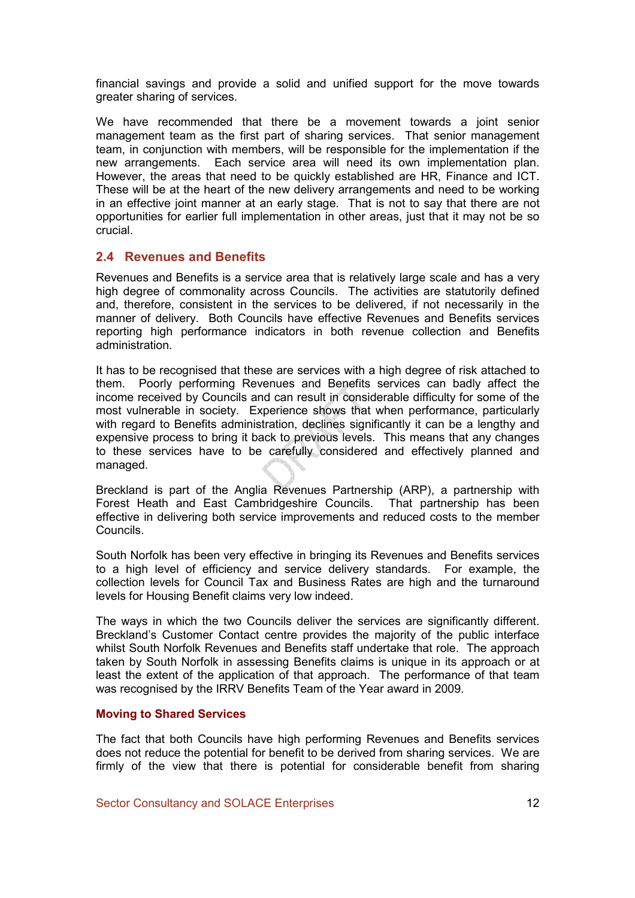financial savings and provide a solid and unified support for the move towards greater sharing of services.

We have recommended that there be a movement towards a joint senior management team as the first part of sharing services. That senior management team, in conjunction with members, will be responsible for the implementation if the new arrangements. Each service area will need its own implementation plan. However, the areas that need to be quickly established are HR, Finance and ICT. These will be at the heart of the new delivery arrangements and need to be working in an effective joint manner at an early stage. That is not to say that there are not opportunities for earlier full implementation in other areas, just that it may not be so crucial.

## 2.4 Revenues and Benefits

Revenues and Benefits is a service area that is relatively large scale and has a very high degree of commonality across Councils. The activities are statutorily defined and, therefore, consistent in the services to be delivered, if not necessarily in the manner of delivery. Both Councils have effective Revenues and Benefits services reporting high performance indicators in both revenue collection and Benefits administration.

It has to be recognised that these are services with a high degree of risk attached to them. Poorly performing Revenues and Benefits services can badly affect the income received by Councils and can result in considerable difficulty for some of the most vulnerable in society. Experience shows that when performance, particularly with regard to Benefits administration, declines significantly it can be a lengthy and expensive process to bring it back to previous levels. This means that any changes to these services have to be carefully considered and effectively planned and managed.

Breckland is part of the Anglia Revenues Partnership (ARP), a partnership with Forest Heath and East Cambridgeshire Councils. That partnership has been effective in delivering both service improvements and reduced costs to the member Councils.

South Norfolk has been very effective in bringing its Revenues and Benefits services to a high level of efficiency and service delivery standards. For example, the collection levels for Council Tax and Business Rates are high and the turnaround levels for Housing Benefit claims very low indeed.

The ways in which the two Councils deliver the services are significantly different. Breckland's Customer Contact centre provides the majority of the public interface whilst South Norfolk Revenues and Benefits staff undertake that role. The approach taken by South Norfolk in assessing Benefits claims is unique in its approach or at least the extent of the application of that approach. The performance of that team was recognised by the IRRV Benefits Team of the Year award in 2009.

### Moving to Shared Services

The fact that both Councils have high performing Revenues and Benefits services does not reduce the potential for benefit to be derived from sharing services. We are firmly of the view that there is potential for considerable benefit from sharing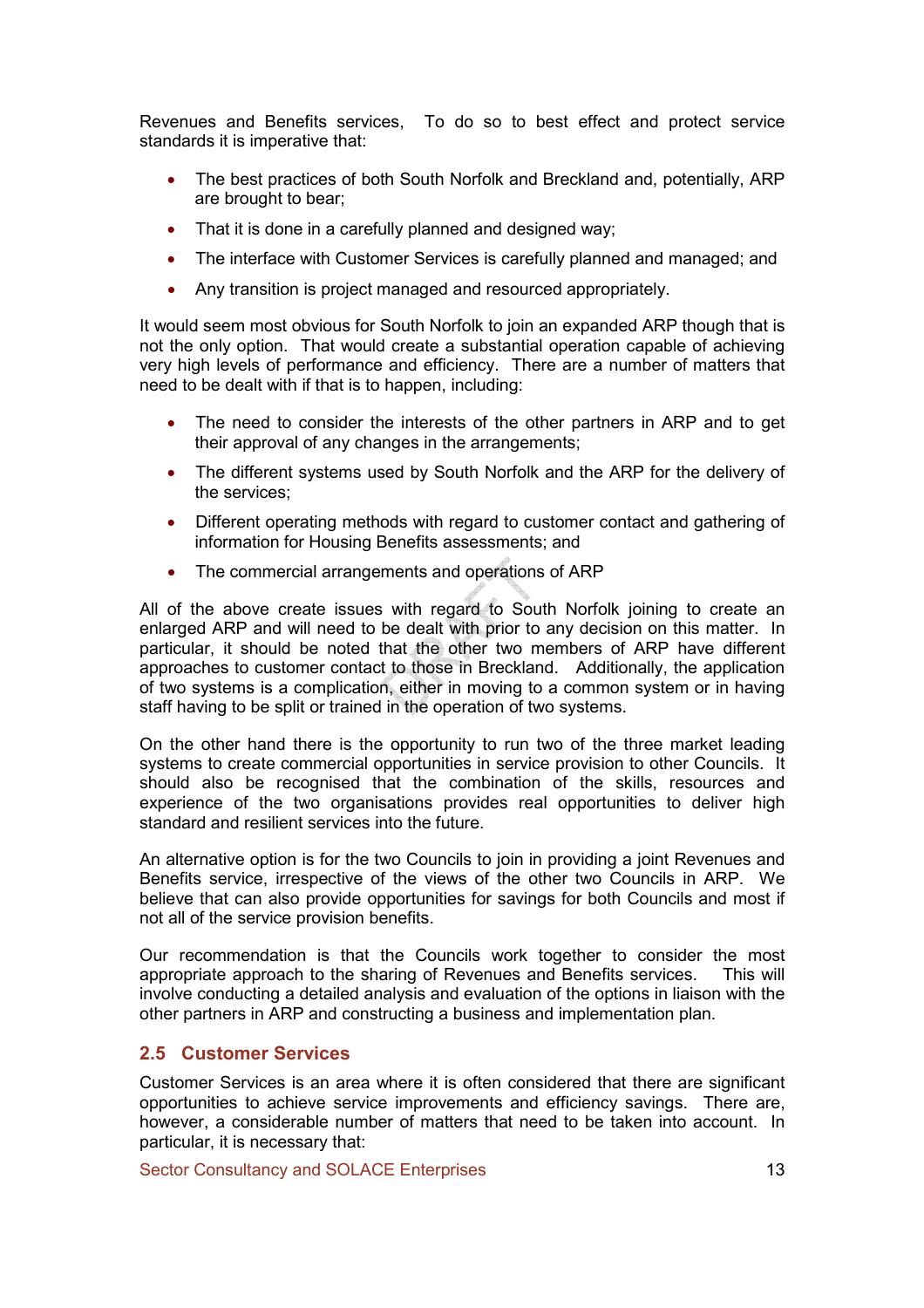Revenues and Benefits services, To do so to best effect and protect service standards it is imperative that:

- The best practices of both South Norfolk and Breckland and, potentially, ARP are brought to bear;
- That it is done in a carefully planned and designed way;
- The interface with Customer Services is carefully planned and managed; and
- Any transition is project managed and resourced appropriately.

It would seem most obvious for South Norfolk to join an expanded ARP though that is not the only option. That would create a substantial operation capable of achieving very high levels of performance and efficiency. There are a number of matters that need to be dealt with if that is to happen, including:

- The need to consider the interests of the other partners in ARP and to get their approval of any changes in the arrangements;
- The different systems used by South Norfolk and the ARP for the delivery of the services;
- Different operating methods with regard to customer contact and gathering of information for Housing Benefits assessments; and
- The commercial arrangements and operations of ARP

All of the above create issues with regard to South Norfolk joining to create an enlarged ARP and will need to be dealt with prior to any decision on this matter. In particular, it should be noted that the other two members of ARP have different approaches to customer contact to those in Breckland. Additionally, the application of two systems is a complication, either in moving to a common system or in having staff having to be split or trained in the operation of two systems.

On the other hand there is the opportunity to run two of the three market leading systems to create commercial opportunities in service provision to other Councils. It should also be recognised that the combination of the skills, resources and experience of the two organisations provides real opportunities to deliver high standard and resilient services into the future.

An alternative option is for the two Councils to join in providing a joint Revenues and Benefits service, irrespective of the views of the other two Councils in ARP. We believe that can also provide opportunities for savings for both Councils and most if not all of the service provision benefits.

Our recommendation is that the Councils work together to consider the most appropriate approach to the sharing of Revenues and Benefits services. This will involve conducting a detailed analysis and evaluation of the options in liaison with the other partners in ARP and constructing a business and implementation plan.

## 2.5 Customer Services

Customer Services is an area where it is often considered that there are significant opportunities to achieve service improvements and efficiency savings. There are, however, a considerable number of matters that need to be taken into account. In particular, it is necessary that: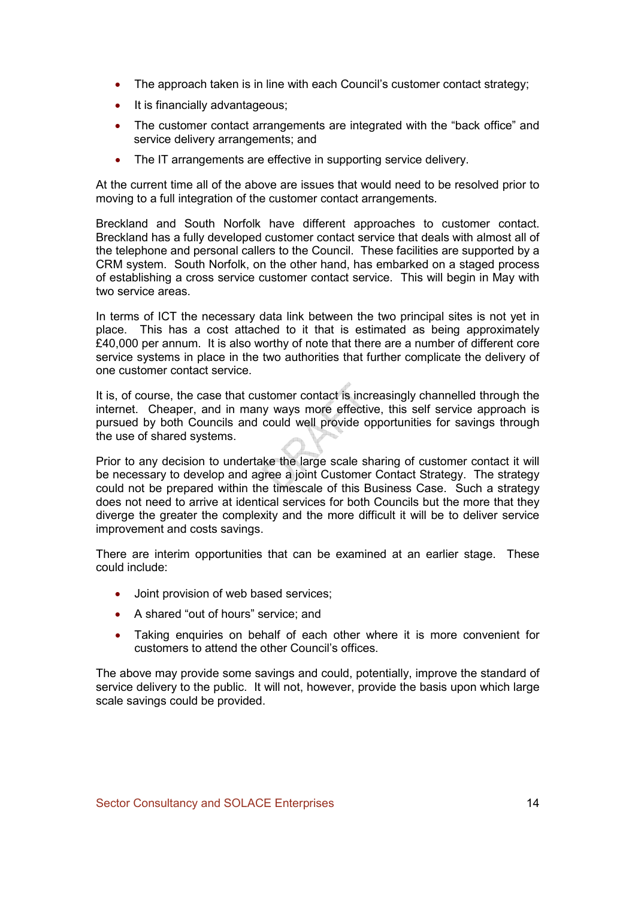- The approach taken is in line with each Council's customer contact strategy;
- It is financially advantageous;
- The customer contact arrangements are integrated with the "back office" and service delivery arrangements; and
- The IT arrangements are effective in supporting service delivery.

At the current time all of the above are issues that would need to be resolved prior to moving to a full integration of the customer contact arrangements.

Breckland and South Norfolk have different approaches to customer contact. Breckland has a fully developed customer contact service that deals with almost all of the telephone and personal callers to the Council. These facilities are supported by a CRM system. South Norfolk, on the other hand, has embarked on a staged process of establishing a cross service customer contact service. This will begin in May with two service areas.

In terms of ICT the necessary data link between the two principal sites is not yet in place. This has a cost attached to it that is estimated as being approximately £40,000 per annum. It is also worthy of note that there are a number of different core service systems in place in the two authorities that further complicate the delivery of one customer contact service.

It is, of course, the case that customer contact is increasingly channelled through the internet. Cheaper, and in many ways more effective, this self service approach is pursued by both Councils and could well provide opportunities for savings through the use of shared systems.

Prior to any decision to undertake the large scale sharing of customer contact it will be necessary to develop and agree a joint Customer Contact Strategy. The strategy could not be prepared within the timescale of this Business Case. Such a strategy does not need to arrive at identical services for both Councils but the more that they diverge the greater the complexity and the more difficult it will be to deliver service improvement and costs savings.

There are interim opportunities that can be examined at an earlier stage. These could include:

- Joint provision of web based services;
- A shared "out of hours" service; and
- Taking enquiries on behalf of each other where it is more convenient for customers to attend the other Council's offices.

The above may provide some savings and could, potentially, improve the standard of service delivery to the public. It will not, however, provide the basis upon which large scale savings could be provided.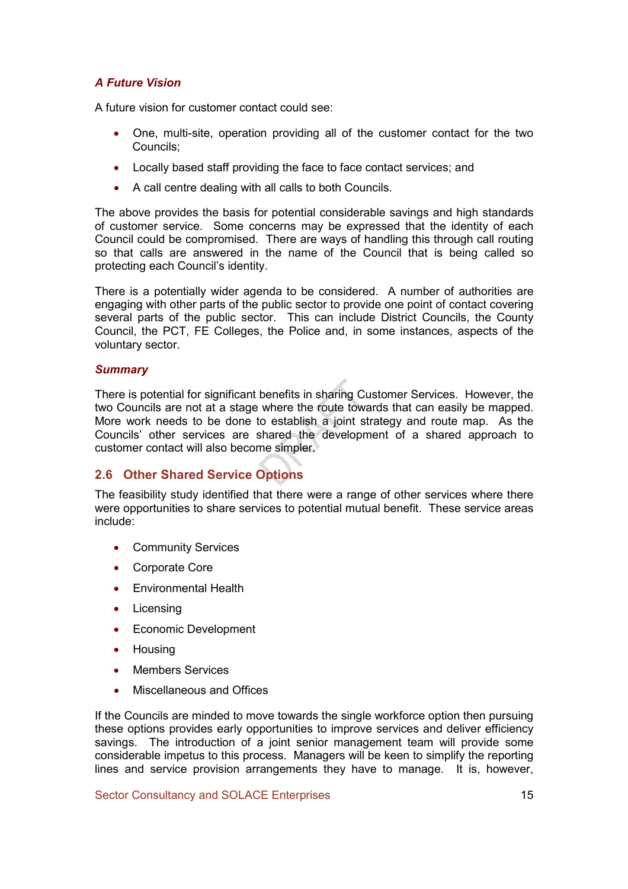### *A Future Vision*

A future vision for customer contact could see:

- One, multi-site, operation providing all of the customer contact for the two Councils;
- Locally based staff providing the face to face contact services; and
- A call centre dealing with all calls to both Councils.

The above provides the basis for potential considerable savings and high standards of customer service. Some concerns may be expressed that the identity of each Council could be compromised. There are ways of handling this through call routing so that calls are answered in the name of the Council that is being called so protecting each Council's identity.

There is a potentially wider agenda to be considered. A number of authorities are engaging with other parts of the public sector to provide one point of contact covering several parts of the public sector. This can include District Councils, the County Council, the PCT, FE Colleges, the Police and, in some instances, aspects of the voluntary sector.

### *Summary*

There is potential for significant benefits in sharing Customer Services. However, the two Councils are not at a stage where the route towards that can easily be mapped. More work needs to be done to establish a joint strategy and route map. As the Councils' other services are shared the development of a shared approach to customer contact will also become simpler.

## 2.6 Other Shared Service Options

The feasibility study identified that there were a range of other services where there were opportunities to share services to potential mutual benefit. These service areas include:

- Community Services
- Corporate Core
- Environmental Health
- Licensing
- Economic Development
- Housing
- Members Services
- Miscellaneous and Offices

If the Councils are minded to move towards the single workforce option then pursuing these options provides early opportunities to improve services and deliver efficiency savings. The introduction of a joint senior management team will provide some considerable impetus to this process. Managers will be keen to simplify the reporting lines and service provision arrangements they have to manage. It is, however,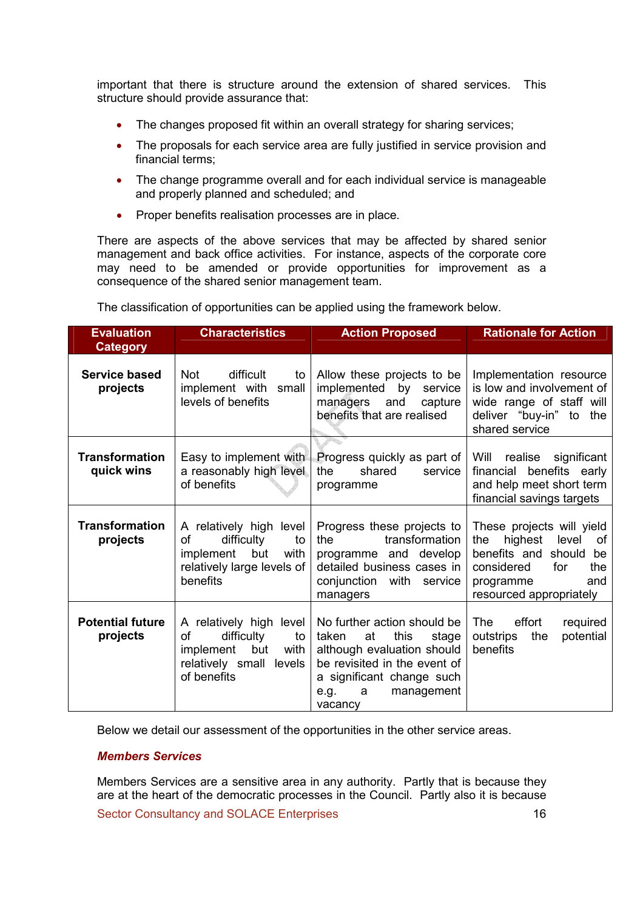important that there is structure around the extension of shared services. This structure should provide assurance that:

- The changes proposed fit within an overall strategy for sharing services;
- The proposals for each service area are fully justified in service provision and financial terms;
- The change programme overall and for each individual service is manageable and properly planned and scheduled; and
- Proper benefits realisation processes are in place.

There are aspects of the above services that may be affected by shared senior management and back office activities. For instance, aspects of the corporate core may need to be amended or provide opportunities for improvement as a consequence of the shared senior management team.

The classification of opportunities can be applied using the framework below.

| Evaluation Category | Characteristics | Action Proposed | Rationale for Action |
|---|---|---|---|
| **Service based projects** | Not difficult to implement with small levels of benefits | Allow these projects to be implemented by service managers and capture benefits that are realised | Implementation resource is low and involvement of wide range of staff will deliver "buy-in" to the shared service |
| **Transformation quick wins** | Easy to implement with a reasonably high level of benefits | Progress quickly as part of the shared service programme | Will realise significant financial benefits early and help meet short term financial savings targets |
| **Transformation projects** | A relatively high level of difficulty to implement but with relatively large levels of benefits | Progress these projects to the transformation programme and develop detailed business cases in conjunction with service managers | These projects will yield the highest level of benefits and should be considered for the programme and resourced appropriately |
| **Potential future projects** | A relatively high level of difficulty to implement but with relatively small levels of benefits | No further action should be taken at this stage although evaluation should be revisited in the event of a significant change such e.g. a management vacancy | The effort required outstrips the potential benefits |

Below we detail our assessment of the opportunities in the other service areas.

***Members Services***

Members Services are a sensitive area in any authority. Partly that is because they are at the heart of the democratic processes in the Council. Partly also it is because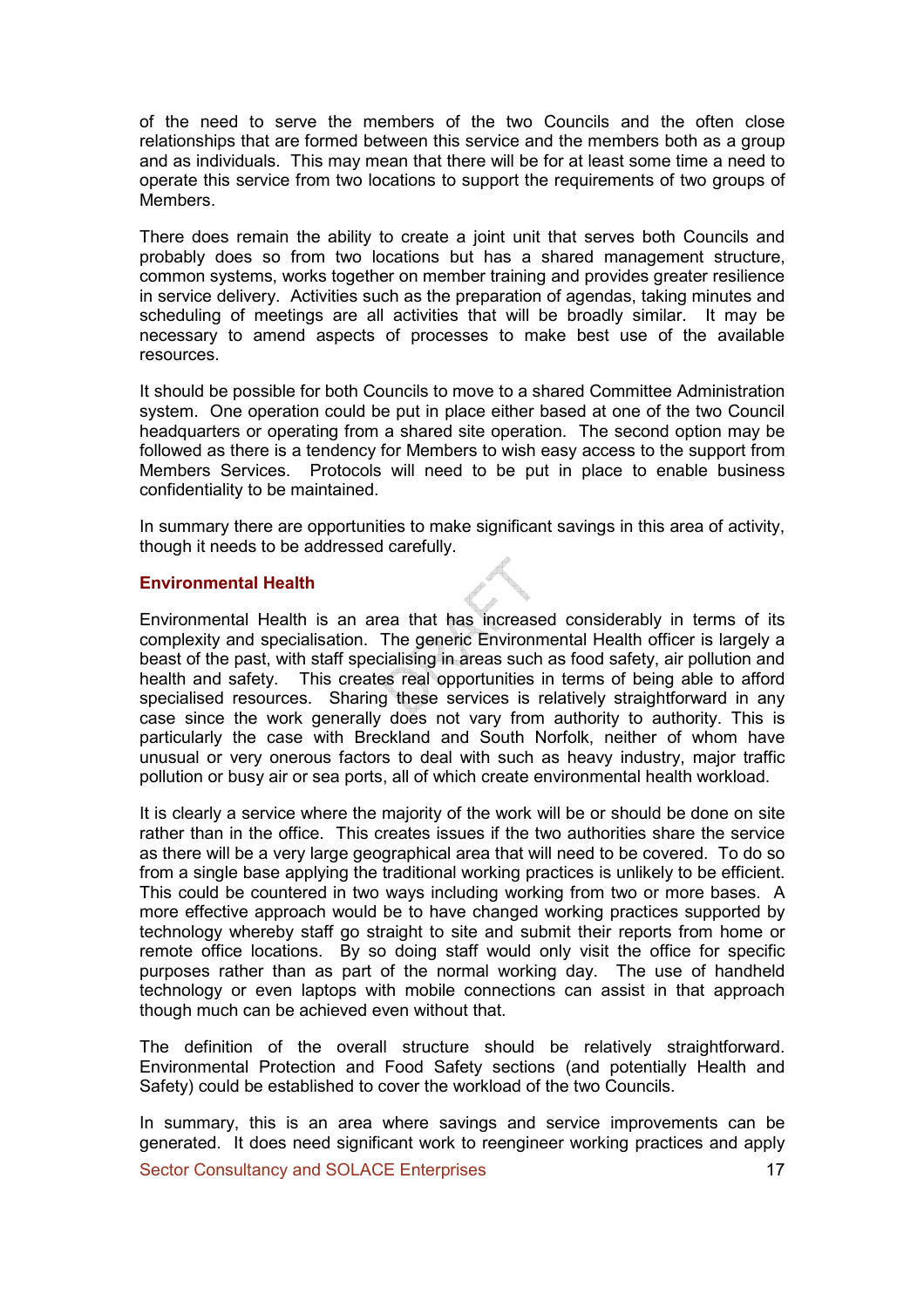of the need to serve the members of the two Councils and the often close relationships that are formed between this service and the members both as a group and as individuals. This may mean that there will be for at least some time a need to operate this service from two locations to support the requirements of two groups of Members.

There does remain the ability to create a joint unit that serves both Councils and probably does so from two locations but has a shared management structure, common systems, works together on member training and provides greater resilience in service delivery. Activities such as the preparation of agendas, taking minutes and scheduling of meetings are all activities that will be broadly similar. It may be necessary to amend aspects of processes to make best use of the available resources.

It should be possible for both Councils to move to a shared Committee Administration system. One operation could be put in place either based at one of the two Council headquarters or operating from a shared site operation. The second option may be followed as there is a tendency for Members to wish easy access to the support from Members Services. Protocols will need to be put in place to enable business confidentiality to be maintained.

In summary there are opportunities to make significant savings in this area of activity, though it needs to be addressed carefully.

### Environmental Health

Environmental Health is an area that has increased considerably in terms of its complexity and specialisation. The generic Environmental Health officer is largely a beast of the past, with staff specialising in areas such as food safety, air pollution and health and safety. This creates real opportunities in terms of being able to afford specialised resources. Sharing these services is relatively straightforward in any case since the work generally does not vary from authority to authority. This is particularly the case with Breckland and South Norfolk, neither of whom have unusual or very onerous factors to deal with such as heavy industry, major traffic pollution or busy air or sea ports, all of which create environmental health workload.

It is clearly a service where the majority of the work will be or should be done on site rather than in the office. This creates issues if the two authorities share the service as there will be a very large geographical area that will need to be covered. To do so from a single base applying the traditional working practices is unlikely to be efficient. This could be countered in two ways including working from two or more bases. A more effective approach would be to have changed working practices supported by technology whereby staff go straight to site and submit their reports from home or remote office locations. By so doing staff would only visit the office for specific purposes rather than as part of the normal working day. The use of handheld technology or even laptops with mobile connections can assist in that approach though much can be achieved even without that.

The definition of the overall structure should be relatively straightforward. Environmental Protection and Food Safety sections (and potentially Health and Safety) could be established to cover the workload of the two Councils.

In summary, this is an area where savings and service improvements can be generated. It does need significant work to reengineer working practices and apply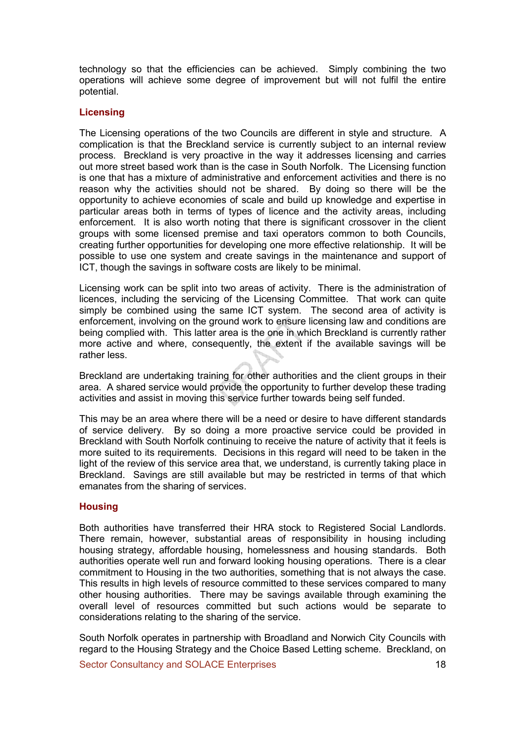technology so that the efficiencies can be achieved. Simply combining the two operations will achieve some degree of improvement but will not fulfil the entire potential.

## Licensing

The Licensing operations of the two Councils are different in style and structure. A complication is that the Breckland service is currently subject to an internal review process. Breckland is very proactive in the way it addresses licensing and carries out more street based work than is the case in South Norfolk. The Licensing function is one that has a mixture of administrative and enforcement activities and there is no reason why the activities should not be shared. By doing so there will be the opportunity to achieve economies of scale and build up knowledge and expertise in particular areas both in terms of types of licence and the activity areas, including enforcement. It is also worth noting that there is significant crossover in the client groups with some licensed premise and taxi operators common to both Councils, creating further opportunities for developing one more effective relationship. It will be possible to use one system and create savings in the maintenance and support of ICT, though the savings in software costs are likely to be minimal.

Licensing work can be split into two areas of activity. There is the administration of licences, including the servicing of the Licensing Committee. That work can quite simply be combined using the same ICT system. The second area of activity is enforcement, involving on the ground work to ensure licensing law and conditions are being complied with. This latter area is the one in which Breckland is currently rather more active and where, consequently, the extent if the available savings will be rather less.

Breckland are undertaking training for other authorities and the client groups in their area. A shared service would provide the opportunity to further develop these trading activities and assist in moving this service further towards being self funded.

This may be an area where there will be a need or desire to have different standards of service delivery. By so doing a more proactive service could be provided in Breckland with South Norfolk continuing to receive the nature of activity that it feels is more suited to its requirements. Decisions in this regard will need to be taken in the light of the review of this service area that, we understand, is currently taking place in Breckland. Savings are still available but may be restricted in terms of that which emanates from the sharing of services.

## Housing

Both authorities have transferred their HRA stock to Registered Social Landlords. There remain, however, substantial areas of responsibility in housing including housing strategy, affordable housing, homelessness and housing standards. Both authorities operate well run and forward looking housing operations. There is a clear commitment to Housing in the two authorities, something that is not always the case. This results in high levels of resource committed to these services compared to many other housing authorities. There may be savings available through examining the overall level of resources committed but such actions would be separate to considerations relating to the sharing of the service.

South Norfolk operates in partnership with Broadland and Norwich City Councils with regard to the Housing Strategy and the Choice Based Letting scheme. Breckland, on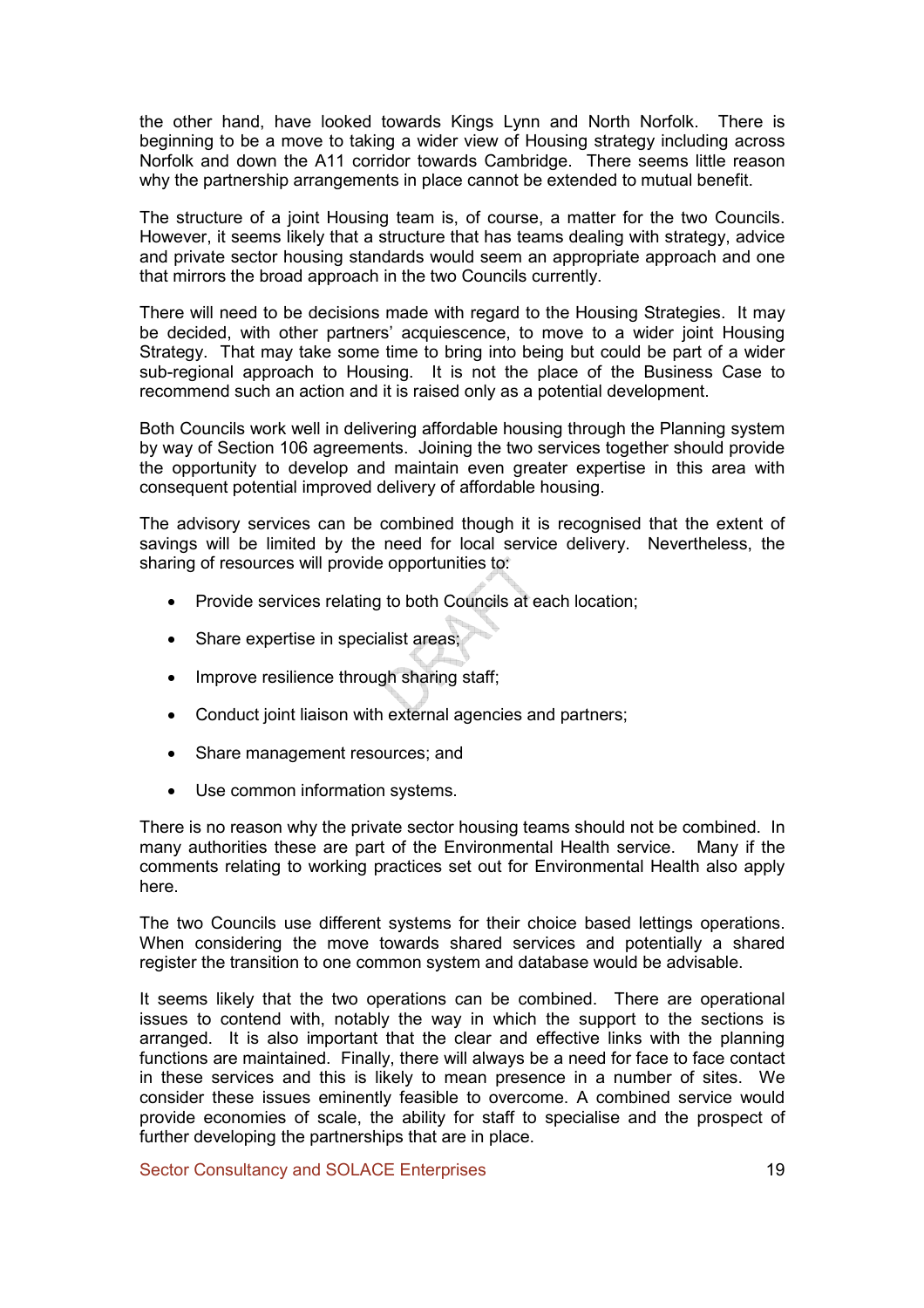the other hand, have looked towards Kings Lynn and North Norfolk. There is beginning to be a move to taking a wider view of Housing strategy including across Norfolk and down the A11 corridor towards Cambridge. There seems little reason why the partnership arrangements in place cannot be extended to mutual benefit.

The structure of a joint Housing team is, of course, a matter for the two Councils. However, it seems likely that a structure that has teams dealing with strategy, advice and private sector housing standards would seem an appropriate approach and one that mirrors the broad approach in the two Councils currently.

There will need to be decisions made with regard to the Housing Strategies. It may be decided, with other partners' acquiescence, to move to a wider joint Housing Strategy. That may take some time to bring into being but could be part of a wider sub-regional approach to Housing. It is not the place of the Business Case to recommend such an action and it is raised only as a potential development.

Both Councils work well in delivering affordable housing through the Planning system by way of Section 106 agreements. Joining the two services together should provide the opportunity to develop and maintain even greater expertise in this area with consequent potential improved delivery of affordable housing.

The advisory services can be combined though it is recognised that the extent of savings will be limited by the need for local service delivery. Nevertheless, the sharing of resources will provide opportunities to:

- Provide services relating to both Councils at each location;
- Share expertise in specialist areas;
- Improve resilience through sharing staff;
- Conduct joint liaison with external agencies and partners;
- Share management resources; and
- Use common information systems.

There is no reason why the private sector housing teams should not be combined. In many authorities these are part of the Environmental Health service. Many if the comments relating to working practices set out for Environmental Health also apply here.

The two Councils use different systems for their choice based lettings operations. When considering the move towards shared services and potentially a shared register the transition to one common system and database would be advisable.

It seems likely that the two operations can be combined. There are operational issues to contend with, notably the way in which the support to the sections is arranged. It is also important that the clear and effective links with the planning functions are maintained. Finally, there will always be a need for face to face contact in these services and this is likely to mean presence in a number of sites. We consider these issues eminently feasible to overcome. A combined service would provide economies of scale, the ability for staff to specialise and the prospect of further developing the partnerships that are in place.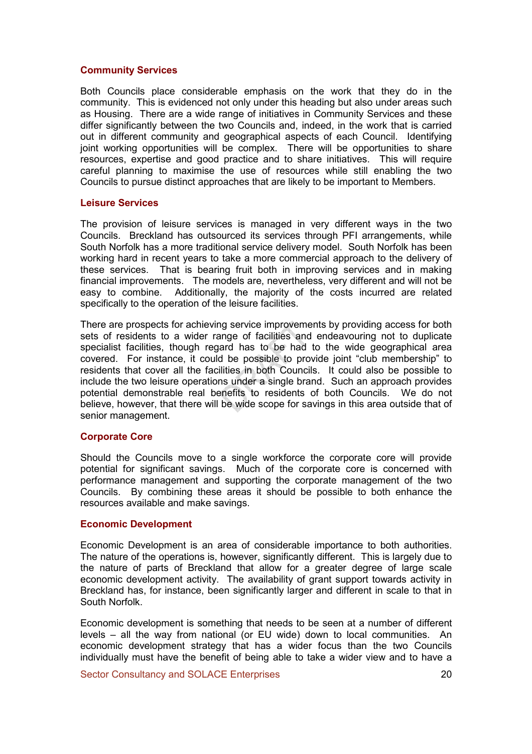### Community Services

Both Councils place considerable emphasis on the work that they do in the community. This is evidenced not only under this heading but also under areas such as Housing. There are a wide range of initiatives in Community Services and these differ significantly between the two Councils and, indeed, in the work that is carried out in different community and geographical aspects of each Council. Identifying joint working opportunities will be complex. There will be opportunities to share resources, expertise and good practice and to share initiatives. This will require careful planning to maximise the use of resources while still enabling the two Councils to pursue distinct approaches that are likely to be important to Members.

### Leisure Services

The provision of leisure services is managed in very different ways in the two Councils. Breckland has outsourced its services through PFI arrangements, while South Norfolk has a more traditional service delivery model. South Norfolk has been working hard in recent years to take a more commercial approach to the delivery of these services. That is bearing fruit both in improving services and in making financial improvements. The models are, nevertheless, very different and will not be easy to combine. Additionally, the majority of the costs incurred are related specifically to the operation of the leisure facilities.

There are prospects for achieving service improvements by providing access for both sets of residents to a wider range of facilities and endeavouring not to duplicate specialist facilities, though regard has to be had to the wide geographical area covered. For instance, it could be possible to provide joint "club membership" to residents that cover all the facilities in both Councils. It could also be possible to include the two leisure operations under a single brand. Such an approach provides potential demonstrable real benefits to residents of both Councils. We do not believe, however, that there will be wide scope for savings in this area outside that of senior management.

### Corporate Core

Should the Councils move to a single workforce the corporate core will provide potential for significant savings. Much of the corporate core is concerned with performance management and supporting the corporate management of the two Councils. By combining these areas it should be possible to both enhance the resources available and make savings.

### Economic Development

Economic Development is an area of considerable importance to both authorities. The nature of the operations is, however, significantly different. This is largely due to the nature of parts of Breckland that allow for a greater degree of large scale economic development activity. The availability of grant support towards activity in Breckland has, for instance, been significantly larger and different in scale to that in South Norfolk.

Economic development is something that needs to be seen at a number of different levels – all the way from national (or EU wide) down to local communities. An economic development strategy that has a wider focus than the two Councils individually must have the benefit of being able to take a wider view and to have a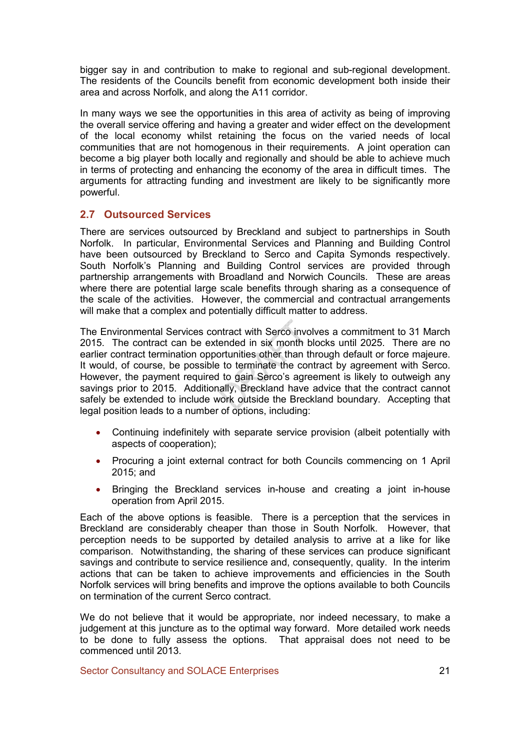bigger say in and contribution to make to regional and sub-regional development. The residents of the Councils benefit from economic development both inside their area and across Norfolk, and along the A11 corridor.

In many ways we see the opportunities in this area of activity as being of improving the overall service offering and having a greater and wider effect on the development of the local economy whilst retaining the focus on the varied needs of local communities that are not homogenous in their requirements. A joint operation can become a big player both locally and regionally and should be able to achieve much in terms of protecting and enhancing the economy of the area in difficult times. The arguments for attracting funding and investment are likely to be significantly more powerful.

## 2.7 Outsourced Services

There are services outsourced by Breckland and subject to partnerships in South Norfolk. In particular, Environmental Services and Planning and Building Control have been outsourced by Breckland to Serco and Capita Symonds respectively. South Norfolk's Planning and Building Control services are provided through partnership arrangements with Broadland and Norwich Councils. These are areas where there are potential large scale benefits through sharing as a consequence of the scale of the activities. However, the commercial and contractual arrangements will make that a complex and potentially difficult matter to address.

The Environmental Services contract with Serco involves a commitment to 31 March 2015. The contract can be extended in six month blocks until 2025. There are no earlier contract termination opportunities other than through default or force majeure. It would, of course, be possible to terminate the contract by agreement with Serco. However, the payment required to gain Serco's agreement is likely to outweigh any savings prior to 2015. Additionally, Breckland have advice that the contract cannot safely be extended to include work outside the Breckland boundary. Accepting that legal position leads to a number of options, including:

- Continuing indefinitely with separate service provision (albeit potentially with aspects of cooperation);
- Procuring a joint external contract for both Councils commencing on 1 April 2015; and
- Bringing the Breckland services in-house and creating a joint in-house operation from April 2015.

Each of the above options is feasible. There is a perception that the services in Breckland are considerably cheaper than those in South Norfolk. However, that perception needs to be supported by detailed analysis to arrive at a like for like comparison. Notwithstanding, the sharing of these services can produce significant savings and contribute to service resilience and, consequently, quality. In the interim actions that can be taken to achieve improvements and efficiencies in the South Norfolk services will bring benefits and improve the options available to both Councils on termination of the current Serco contract.

We do not believe that it would be appropriate, nor indeed necessary, to make a judgement at this juncture as to the optimal way forward. More detailed work needs to be done to fully assess the options. That appraisal does not need to be commenced until 2013.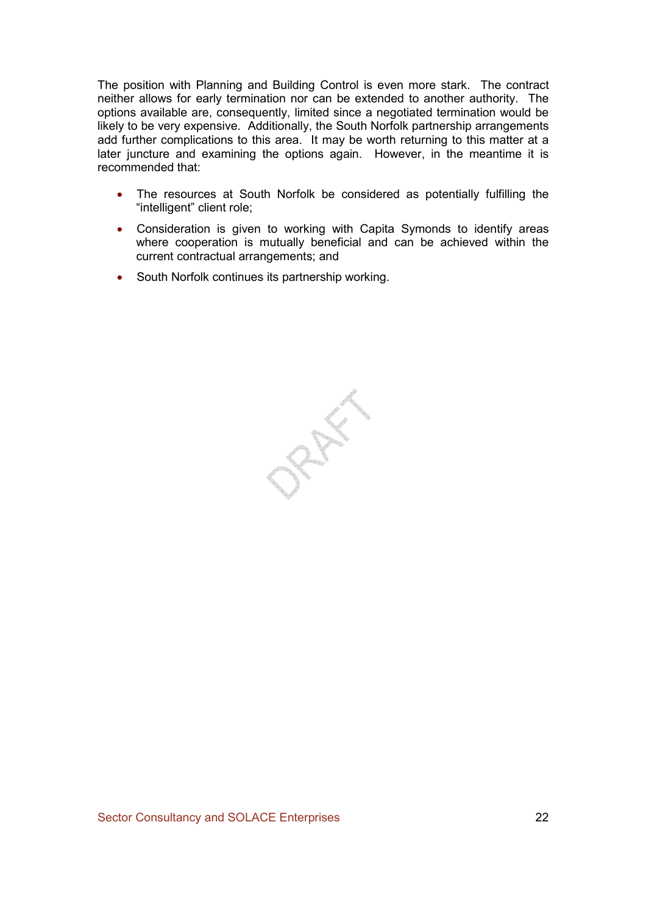The position with Planning and Building Control is even more stark. The contract neither allows for early termination nor can be extended to another authority. The options available are, consequently, limited since a negotiated termination would be likely to be very expensive. Additionally, the South Norfolk partnership arrangements add further complications to this area. It may be worth returning to this matter at a later juncture and examining the options again. However, in the meantime it is recommended that:

- The resources at South Norfolk be considered as potentially fulfilling the "intelligent" client role;
- Consideration is given to working with Capita Symonds to identify areas where cooperation is mutually beneficial and can be achieved within the current contractual arrangements; and
- South Norfolk continues its partnership working.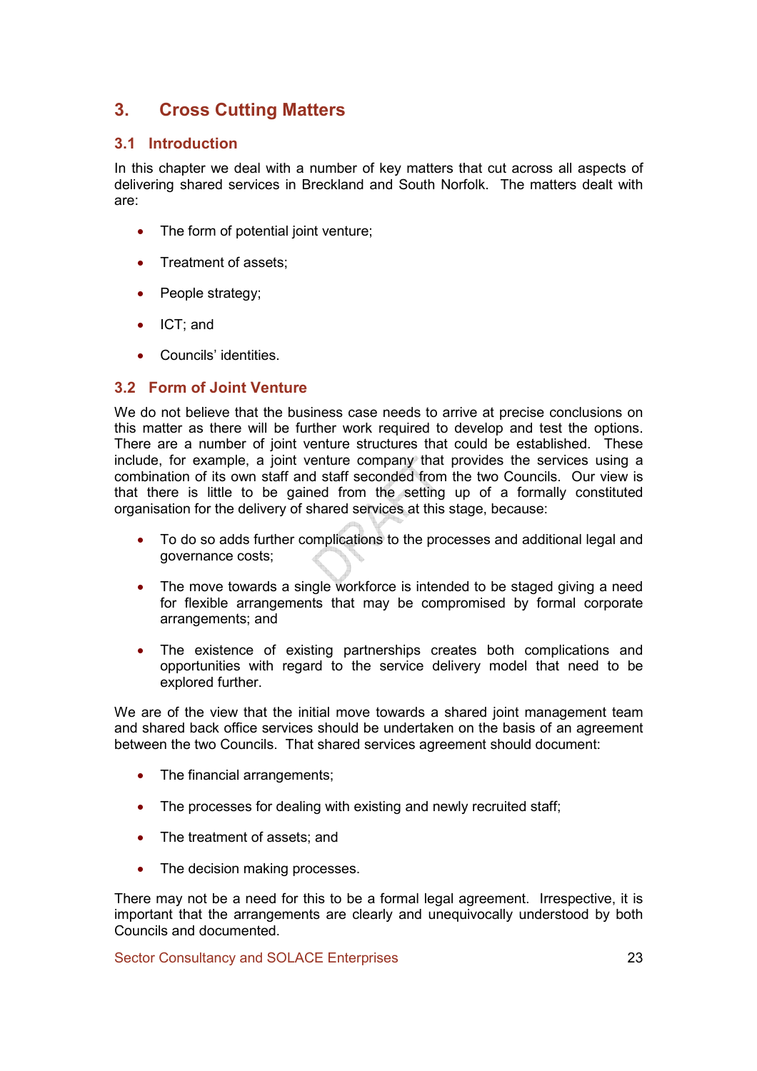# 3. Cross Cutting Matters

## 3.1 Introduction

In this chapter we deal with a number of key matters that cut across all aspects of delivering shared services in Breckland and South Norfolk. The matters dealt with are:

- The form of potential joint venture;
- Treatment of assets;
- People strategy;
- ICT; and
- Councils' identities.

## 3.2 Form of Joint Venture

We do not believe that the business case needs to arrive at precise conclusions on this matter as there will be further work required to develop and test the options. There are a number of joint venture structures that could be established. These include, for example, a joint venture company that provides the services using a combination of its own staff and staff seconded from the two Councils. Our view is that there is little to be gained from the setting up of a formally constituted organisation for the delivery of shared services at this stage, because:

- To do so adds further complications to the processes and additional legal and governance costs;
- The move towards a single workforce is intended to be staged giving a need for flexible arrangements that may be compromised by formal corporate arrangements; and
- The existence of existing partnerships creates both complications and opportunities with regard to the service delivery model that need to be explored further.

We are of the view that the initial move towards a shared joint management team and shared back office services should be undertaken on the basis of an agreement between the two Councils. That shared services agreement should document:

- The financial arrangements;
- The processes for dealing with existing and newly recruited staff;
- The treatment of assets; and
- The decision making processes.

There may not be a need for this to be a formal legal agreement. Irrespective, it is important that the arrangements are clearly and unequivocally understood by both Councils and documented.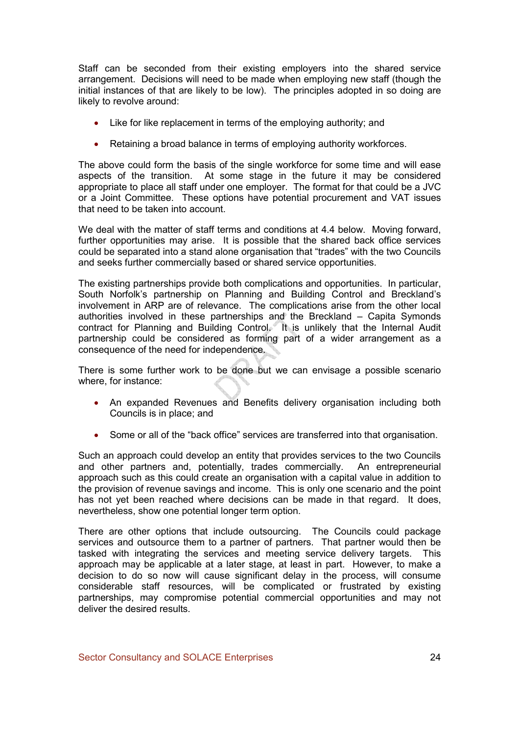Staff can be seconded from their existing employers into the shared service arrangement. Decisions will need to be made when employing new staff (though the initial instances of that are likely to be low). The principles adopted in so doing are likely to revolve around:

- Like for like replacement in terms of the employing authority; and
- Retaining a broad balance in terms of employing authority workforces.

The above could form the basis of the single workforce for some time and will ease aspects of the transition. At some stage in the future it may be considered appropriate to place all staff under one employer. The format for that could be a JVC or a Joint Committee. These options have potential procurement and VAT issues that need to be taken into account.

We deal with the matter of staff terms and conditions at 4.4 below. Moving forward, further opportunities may arise. It is possible that the shared back office services could be separated into a stand alone organisation that "trades" with the two Councils and seeks further commercially based or shared service opportunities.

The existing partnerships provide both complications and opportunities. In particular, South Norfolk's partnership on Planning and Building Control and Breckland's involvement in ARP are of relevance. The complications arise from the other local authorities involved in these partnerships and the Breckland – Capita Symonds contract for Planning and Building Control. It is unlikely that the Internal Audit partnership could be considered as forming part of a wider arrangement as a consequence of the need for independence.

There is some further work to be done but we can envisage a possible scenario where, for instance:

- An expanded Revenues and Benefits delivery organisation including both Councils is in place; and
- Some or all of the "back office" services are transferred into that organisation.

Such an approach could develop an entity that provides services to the two Councils and other partners and, potentially, trades commercially. An entrepreneurial approach such as this could create an organisation with a capital value in addition to the provision of revenue savings and income. This is only one scenario and the point has not yet been reached where decisions can be made in that regard. It does, nevertheless, show one potential longer term option.

There are other options that include outsourcing. The Councils could package services and outsource them to a partner of partners. That partner would then be tasked with integrating the services and meeting service delivery targets. This approach may be applicable at a later stage, at least in part. However, to make a decision to do so now will cause significant delay in the process, will consume considerable staff resources, will be complicated or frustrated by existing partnerships, may compromise potential commercial opportunities and may not deliver the desired results.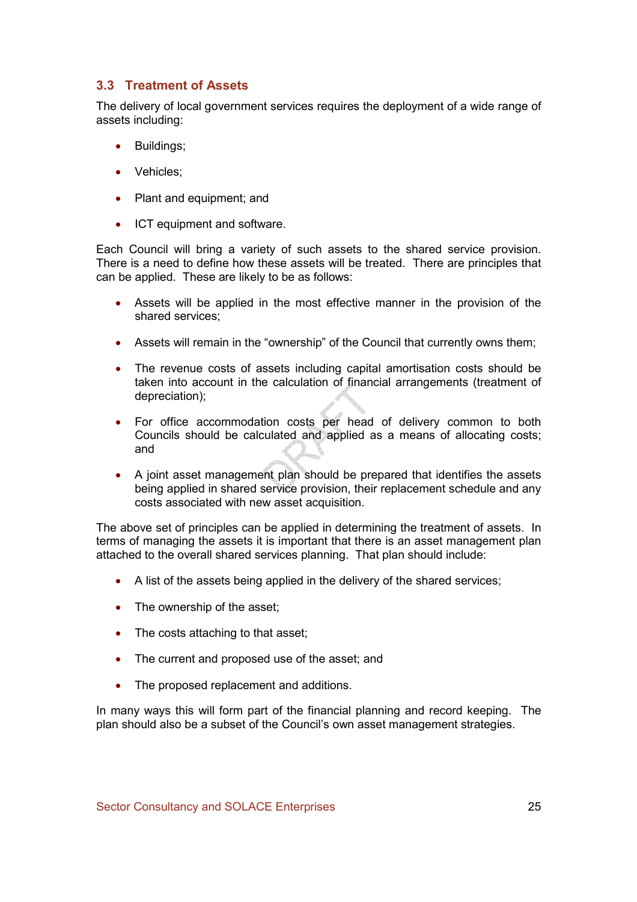## 3.3 Treatment of Assets

The delivery of local government services requires the deployment of a wide range of assets including:

- Buildings;
- Vehicles;
- Plant and equipment; and
- ICT equipment and software.

Each Council will bring a variety of such assets to the shared service provision. There is a need to define how these assets will be treated. There are principles that can be applied. These are likely to be as follows:

- Assets will be applied in the most effective manner in the provision of the shared services;
- Assets will remain in the "ownership" of the Council that currently owns them;
- The revenue costs of assets including capital amortisation costs should be taken into account in the calculation of financial arrangements (treatment of depreciation);
- For office accommodation costs per head of delivery common to both Councils should be calculated and applied as a means of allocating costs; and
- A joint asset management plan should be prepared that identifies the assets being applied in shared service provision, their replacement schedule and any costs associated with new asset acquisition.

The above set of principles can be applied in determining the treatment of assets. In terms of managing the assets it is important that there is an asset management plan attached to the overall shared services planning. That plan should include:

- A list of the assets being applied in the delivery of the shared services;
- The ownership of the asset;
- The costs attaching to that asset;
- The current and proposed use of the asset; and
- The proposed replacement and additions.

In many ways this will form part of the financial planning and record keeping. The plan should also be a subset of the Council's own asset management strategies.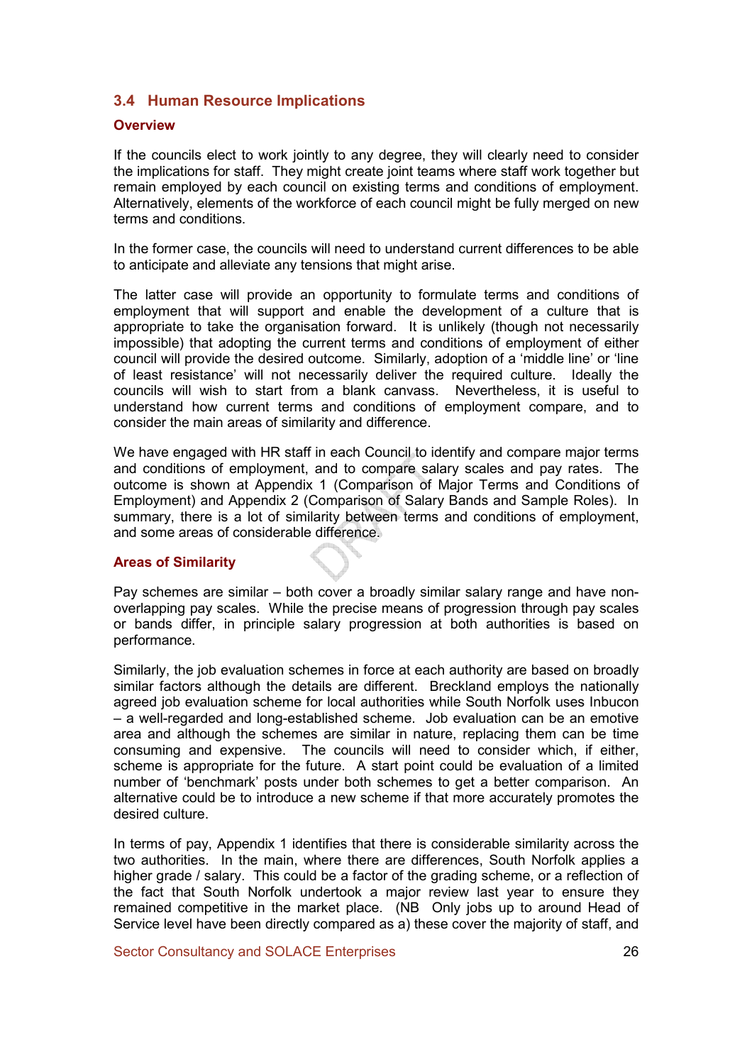## 3.4 Human Resource Implications

### Overview

If the councils elect to work jointly to any degree, they will clearly need to consider the implications for staff. They might create joint teams where staff work together but remain employed by each council on existing terms and conditions of employment. Alternatively, elements of the workforce of each council might be fully merged on new terms and conditions.

In the former case, the councils will need to understand current differences to be able to anticipate and alleviate any tensions that might arise.

The latter case will provide an opportunity to formulate terms and conditions of employment that will support and enable the development of a culture that is appropriate to take the organisation forward. It is unlikely (though not necessarily impossible) that adopting the current terms and conditions of employment of either council will provide the desired outcome. Similarly, adoption of a 'middle line' or 'line of least resistance' will not necessarily deliver the required culture. Ideally the councils will wish to start from a blank canvass. Nevertheless, it is useful to understand how current terms and conditions of employment compare, and to consider the main areas of similarity and difference.

We have engaged with HR staff in each Council to identify and compare major terms and conditions of employment, and to compare salary scales and pay rates. The outcome is shown at Appendix 1 (Comparison of Major Terms and Conditions of Employment) and Appendix 2 (Comparison of Salary Bands and Sample Roles). In summary, there is a lot of similarity between terms and conditions of employment, and some areas of considerable difference.

### Areas of Similarity

Pay schemes are similar – both cover a broadly similar salary range and have non-overlapping pay scales. While the precise means of progression through pay scales or bands differ, in principle salary progression at both authorities is based on performance.

Similarly, the job evaluation schemes in force at each authority are based on broadly similar factors although the details are different. Breckland employs the nationally agreed job evaluation scheme for local authorities while South Norfolk uses Inbucon – a well-regarded and long-established scheme. Job evaluation can be an emotive area and although the schemes are similar in nature, replacing them can be time consuming and expensive. The councils will need to consider which, if either, scheme is appropriate for the future. A start point could be evaluation of a limited number of 'benchmark' posts under both schemes to get a better comparison. An alternative could be to introduce a new scheme if that more accurately promotes the desired culture.

In terms of pay, Appendix 1 identifies that there is considerable similarity across the two authorities. In the main, where there are differences, South Norfolk applies a higher grade / salary. This could be a factor of the grading scheme, or a reflection of the fact that South Norfolk undertook a major review last year to ensure they remained competitive in the market place. (NB Only jobs up to around Head of Service level have been directly compared as a) these cover the majority of staff, and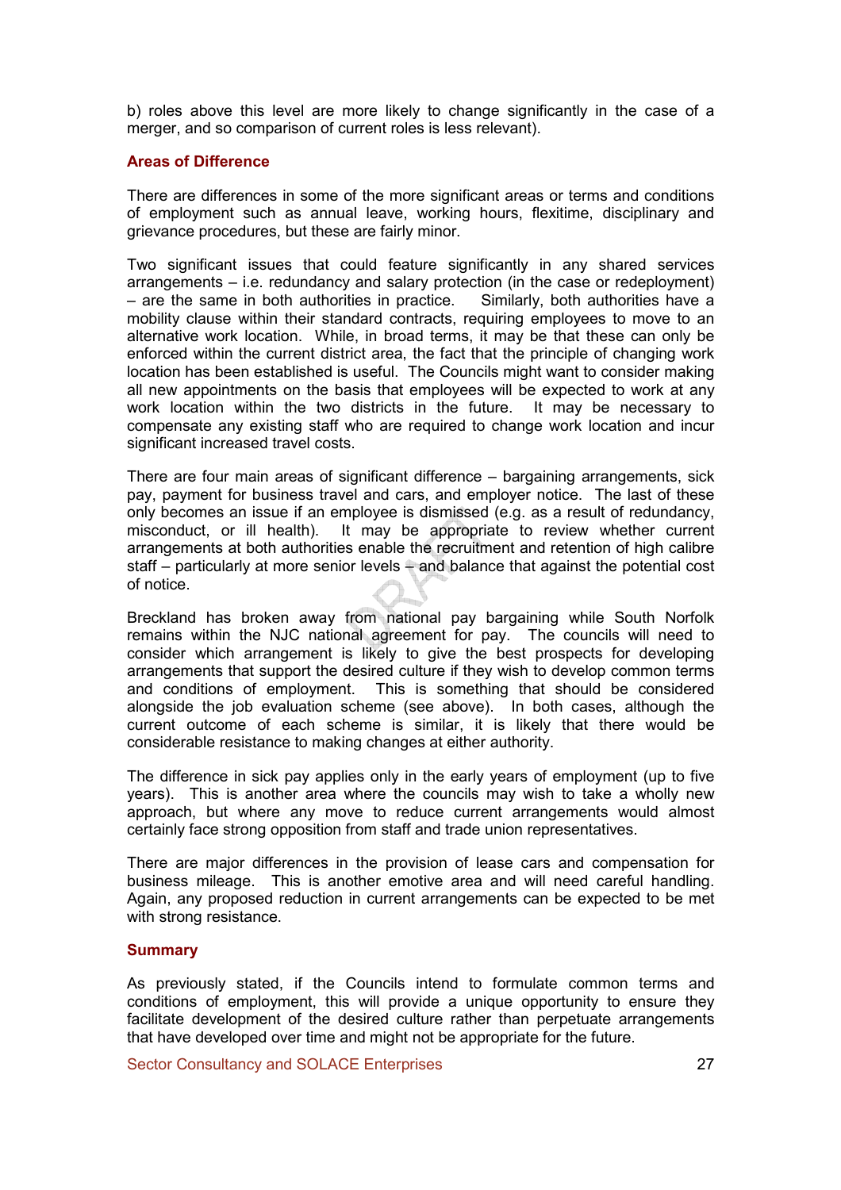b) roles above this level are more likely to change significantly in the case of a merger, and so comparison of current roles is less relevant).

### Areas of Difference

There are differences in some of the more significant areas or terms and conditions of employment such as annual leave, working hours, flexitime, disciplinary and grievance procedures, but these are fairly minor.

Two significant issues that could feature significantly in any shared services arrangements – i.e. redundancy and salary protection (in the case or redeployment) – are the same in both authorities in practice. Similarly, both authorities have a mobility clause within their standard contracts, requiring employees to move to an alternative work location. While, in broad terms, it may be that these can only be enforced within the current district area, the fact that the principle of changing work location has been established is useful. The Councils might want to consider making all new appointments on the basis that employees will be expected to work at any work location within the two districts in the future. It may be necessary to compensate any existing staff who are required to change work location and incur significant increased travel costs.

There are four main areas of significant difference – bargaining arrangements, sick pay, payment for business travel and cars, and employer notice. The last of these only becomes an issue if an employee is dismissed (e.g. as a result of redundancy, misconduct, or ill health). It may be appropriate to review whether current arrangements at both authorities enable the recruitment and retention of high calibre staff – particularly at more senior levels – and balance that against the potential cost of notice.

Breckland has broken away from national pay bargaining while South Norfolk remains within the NJC national agreement for pay. The councils will need to consider which arrangement is likely to give the best prospects for developing arrangements that support the desired culture if they wish to develop common terms and conditions of employment. This is something that should be considered alongside the job evaluation scheme (see above). In both cases, although the current outcome of each scheme is similar, it is likely that there would be considerable resistance to making changes at either authority.

The difference in sick pay applies only in the early years of employment (up to five years). This is another area where the councils may wish to take a wholly new approach, but where any move to reduce current arrangements would almost certainly face strong opposition from staff and trade union representatives.

There are major differences in the provision of lease cars and compensation for business mileage. This is another emotive area and will need careful handling. Again, any proposed reduction in current arrangements can be expected to be met with strong resistance.

### Summary

As previously stated, if the Councils intend to formulate common terms and conditions of employment, this will provide a unique opportunity to ensure they facilitate development of the desired culture rather than perpetuate arrangements that have developed over time and might not be appropriate for the future.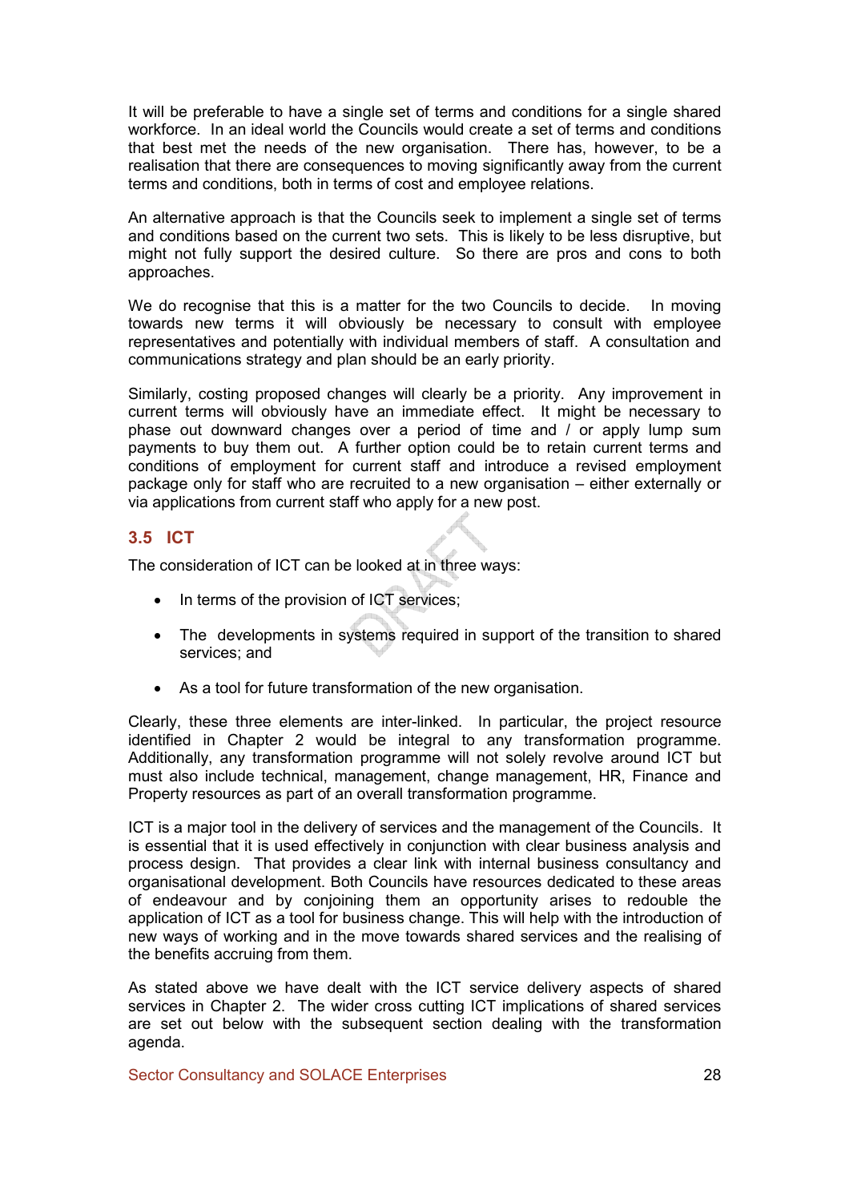It will be preferable to have a single set of terms and conditions for a single shared workforce. In an ideal world the Councils would create a set of terms and conditions that best met the needs of the new organisation. There has, however, to be a realisation that there are consequences to moving significantly away from the current terms and conditions, both in terms of cost and employee relations.

An alternative approach is that the Councils seek to implement a single set of terms and conditions based on the current two sets. This is likely to be less disruptive, but might not fully support the desired culture. So there are pros and cons to both approaches.

We do recognise that this is a matter for the two Councils to decide. In moving towards new terms it will obviously be necessary to consult with employee representatives and potentially with individual members of staff. A consultation and communications strategy and plan should be an early priority.

Similarly, costing proposed changes will clearly be a priority. Any improvement in current terms will obviously have an immediate effect. It might be necessary to phase out downward changes over a period of time and / or apply lump sum payments to buy them out. A further option could be to retain current terms and conditions of employment for current staff and introduce a revised employment package only for staff who are recruited to a new organisation – either externally or via applications from current staff who apply for a new post.

## 3.5 ICT

The consideration of ICT can be looked at in three ways:

- In terms of the provision of ICT services;
- The developments in systems required in support of the transition to shared services; and
- As a tool for future transformation of the new organisation.

Clearly, these three elements are inter-linked. In particular, the project resource identified in Chapter 2 would be integral to any transformation programme. Additionally, any transformation programme will not solely revolve around ICT but must also include technical, management, change management, HR, Finance and Property resources as part of an overall transformation programme.

ICT is a major tool in the delivery of services and the management of the Councils. It is essential that it is used effectively in conjunction with clear business analysis and process design. That provides a clear link with internal business consultancy and organisational development. Both Councils have resources dedicated to these areas of endeavour and by conjoining them an opportunity arises to redouble the application of ICT as a tool for business change. This will help with the introduction of new ways of working and in the move towards shared services and the realising of the benefits accruing from them.

As stated above we have dealt with the ICT service delivery aspects of shared services in Chapter 2. The wider cross cutting ICT implications of shared services are set out below with the subsequent section dealing with the transformation agenda.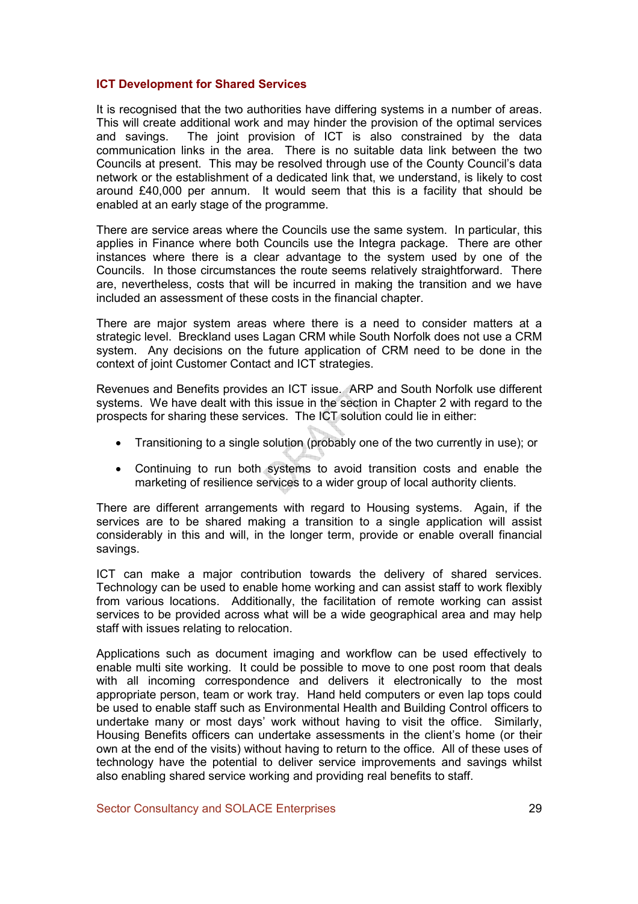## ICT Development for Shared Services

It is recognised that the two authorities have differing systems in a number of areas. This will create additional work and may hinder the provision of the optimal services and savings. The joint provision of ICT is also constrained by the data communication links in the area. There is no suitable data link between the two Councils at present. This may be resolved through use of the County Council's data network or the establishment of a dedicated link that, we understand, is likely to cost around £40,000 per annum. It would seem that this is a facility that should be enabled at an early stage of the programme.

There are service areas where the Councils use the same system. In particular, this applies in Finance where both Councils use the Integra package. There are other instances where there is a clear advantage to the system used by one of the Councils. In those circumstances the route seems relatively straightforward. There are, nevertheless, costs that will be incurred in making the transition and we have included an assessment of these costs in the financial chapter.

There are major system areas where there is a need to consider matters at a strategic level. Breckland uses Lagan CRM while South Norfolk does not use a CRM system. Any decisions on the future application of CRM need to be done in the context of joint Customer Contact and ICT strategies.

Revenues and Benefits provides an ICT issue. ARP and South Norfolk use different systems. We have dealt with this issue in the section in Chapter 2 with regard to the prospects for sharing these services. The ICT solution could lie in either:

- Transitioning to a single solution (probably one of the two currently in use); or
- Continuing to run both systems to avoid transition costs and enable the marketing of resilience services to a wider group of local authority clients.

There are different arrangements with regard to Housing systems. Again, if the services are to be shared making a transition to a single application will assist considerably in this and will, in the longer term, provide or enable overall financial savings.

ICT can make a major contribution towards the delivery of shared services. Technology can be used to enable home working and can assist staff to work flexibly from various locations. Additionally, the facilitation of remote working can assist services to be provided across what will be a wide geographical area and may help staff with issues relating to relocation.

Applications such as document imaging and workflow can be used effectively to enable multi site working. It could be possible to move to one post room that deals with all incoming correspondence and delivers it electronically to the most appropriate person, team or work tray. Hand held computers or even lap tops could be used to enable staff such as Environmental Health and Building Control officers to undertake many or most days' work without having to visit the office. Similarly, Housing Benefits officers can undertake assessments in the client's home (or their own at the end of the visits) without having to return to the office. All of these uses of technology have the potential to deliver service improvements and savings whilst also enabling shared service working and providing real benefits to staff.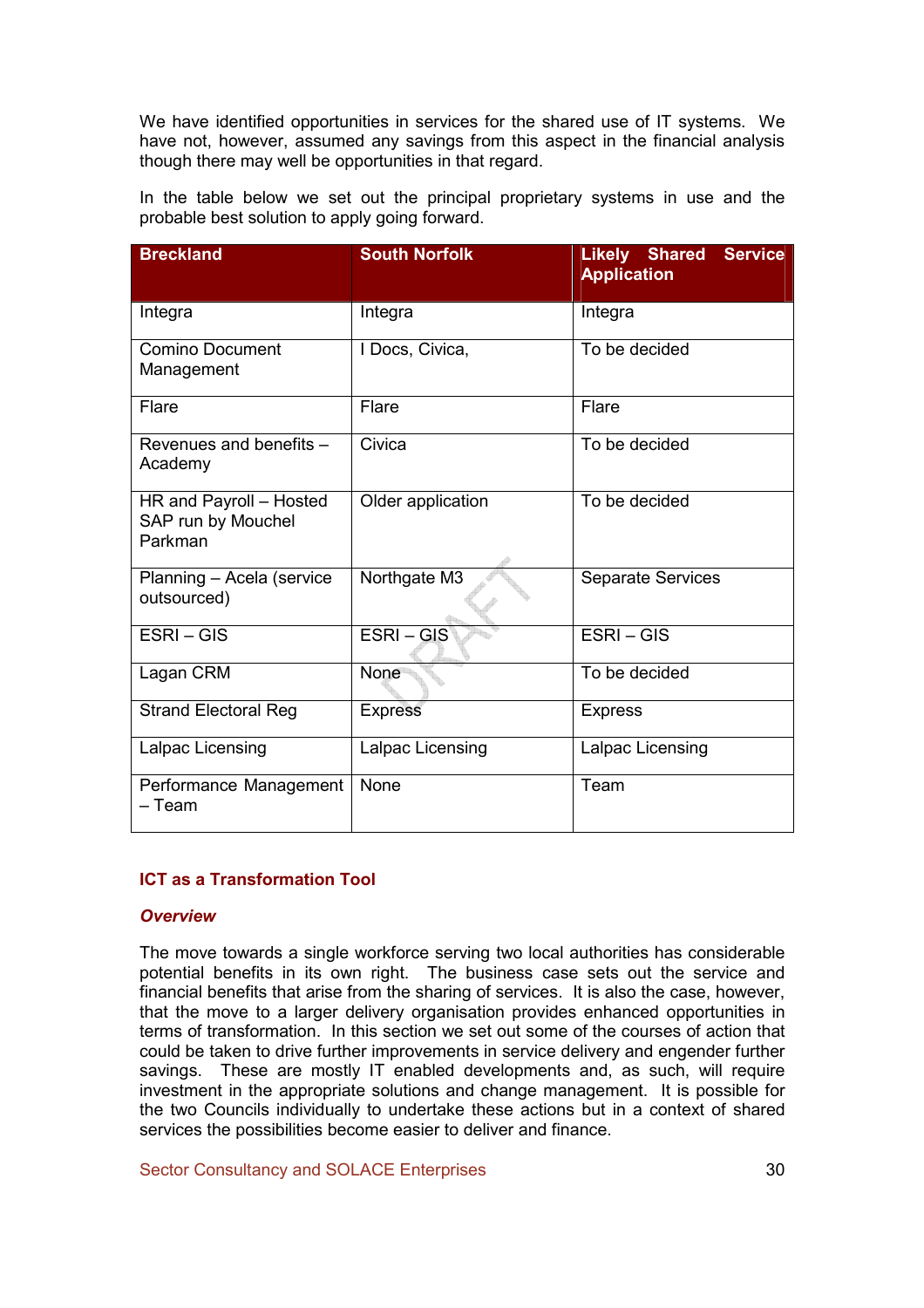We have identified opportunities in services for the shared use of IT systems. We have not, however, assumed any savings from this aspect in the financial analysis though there may well be opportunities in that regard.

In the table below we set out the principal proprietary systems in use and the probable best solution to apply going forward.

| Breckland | South Norfolk | Likely Shared Service Application |
|---|---|---|
| Integra | Integra | Integra |
| Comino Document Management | I Docs, Civica, | To be decided |
| Flare | Flare | Flare |
| Revenues and benefits – Academy | Civica | To be decided |
| HR and Payroll – Hosted SAP run by Mouchel Parkman | Older application | To be decided |
| Planning – Acela (service outsourced) | Northgate M3 | Separate Services |
| ESRI – GIS | ESRI – GIS | ESRI – GIS |
| Lagan CRM | None | To be decided |
| Strand Electoral Reg | Express | Express |
| Lalpac Licensing | Lalpac Licensing | Lalpac Licensing |
| Performance Management – Team | None | Team |

## ICT as a Transformation Tool

### *Overview*

The move towards a single workforce serving two local authorities has considerable potential benefits in its own right. The business case sets out the service and financial benefits that arise from the sharing of services. It is also the case, however, that the move to a larger delivery organisation provides enhanced opportunities in terms of transformation. In this section we set out some of the courses of action that could be taken to drive further improvements in service delivery and engender further savings. These are mostly IT enabled developments and, as such, will require investment in the appropriate solutions and change management. It is possible for the two Councils individually to undertake these actions but in a context of shared services the possibilities become easier to deliver and finance.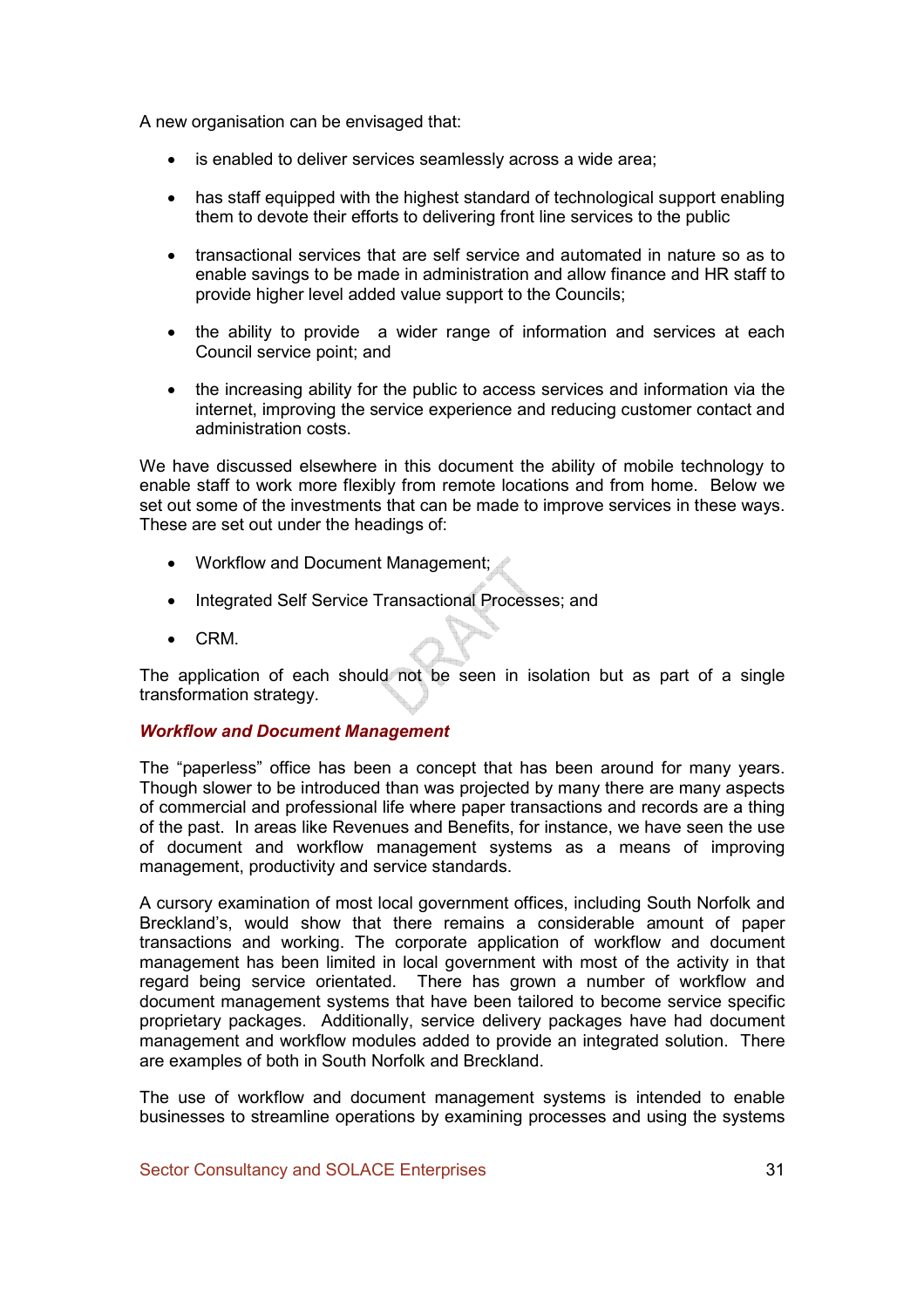A new organisation can be envisaged that:

- is enabled to deliver services seamlessly across a wide area;
- has staff equipped with the highest standard of technological support enabling them to devote their efforts to delivering front line services to the public
- transactional services that are self service and automated in nature so as to enable savings to be made in administration and allow finance and HR staff to provide higher level added value support to the Councils;
- the ability to provide a wider range of information and services at each Council service point; and
- the increasing ability for the public to access services and information via the internet, improving the service experience and reducing customer contact and administration costs.

We have discussed elsewhere in this document the ability of mobile technology to enable staff to work more flexibly from remote locations and from home. Below we set out some of the investments that can be made to improve services in these ways. These are set out under the headings of:

- Workflow and Document Management;
- Integrated Self Service Transactional Processes; and
- CRM.

The application of each should not be seen in isolation but as part of a single transformation strategy.

### *Workflow and Document Management*

The "paperless" office has been a concept that has been around for many years. Though slower to be introduced than was projected by many there are many aspects of commercial and professional life where paper transactions and records are a thing of the past. In areas like Revenues and Benefits, for instance, we have seen the use of document and workflow management systems as a means of improving management, productivity and service standards.

A cursory examination of most local government offices, including South Norfolk and Breckland's, would show that there remains a considerable amount of paper transactions and working. The corporate application of workflow and document management has been limited in local government with most of the activity in that regard being service orientated. There has grown a number of workflow and document management systems that have been tailored to become service specific proprietary packages. Additionally, service delivery packages have had document management and workflow modules added to provide an integrated solution. There are examples of both in South Norfolk and Breckland.

The use of workflow and document management systems is intended to enable businesses to streamline operations by examining processes and using the systems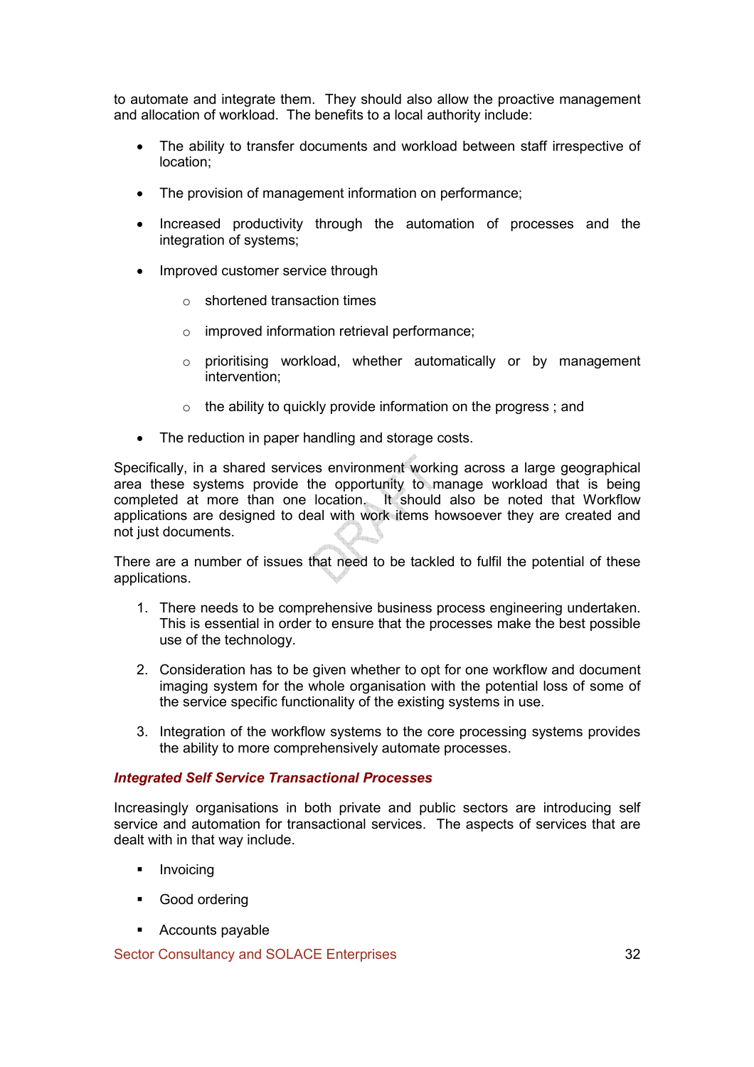to automate and integrate them. They should also allow the proactive management and allocation of workload. The benefits to a local authority include:

- The ability to transfer documents and workload between staff irrespective of location;
- The provision of management information on performance;
- Increased productivity through the automation of processes and the integration of systems;
- Improved customer service through
    - shortened transaction times
    - improved information retrieval performance;
    - prioritising workload, whether automatically or by management intervention;
    - the ability to quickly provide information on the progress ; and
- The reduction in paper handling and storage costs.

Specifically, in a shared services environment working across a large geographical area these systems provide the opportunity to manage workload that is being completed at more than one location. It should also be noted that Workflow applications are designed to deal with work items howsoever they are created and not just documents.

There are a number of issues that need to be tackled to fulfil the potential of these applications.

1. There needs to be comprehensive business process engineering undertaken. This is essential in order to ensure that the processes make the best possible use of the technology.
2. Consideration has to be given whether to opt for one workflow and document imaging system for the whole organisation with the potential loss of some of the service specific functionality of the existing systems in use.
3. Integration of the workflow systems to the core processing systems provides the ability to more comprehensively automate processes.

### *Integrated Self Service Transactional Processes*

Increasingly organisations in both private and public sectors are introducing self service and automation for transactional services. The aspects of services that are dealt with in that way include.

- Invoicing
- Good ordering
- Accounts payable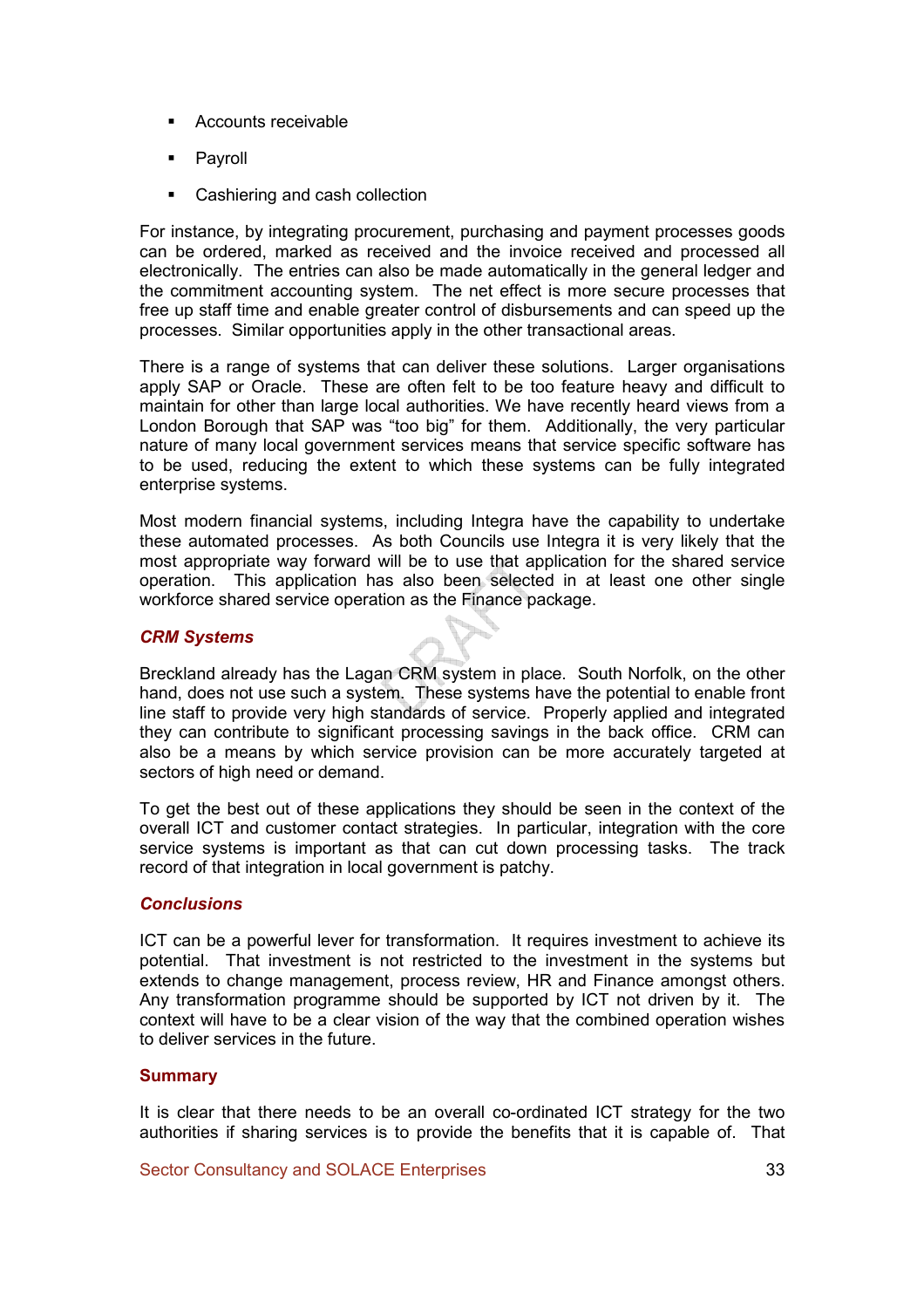- Accounts receivable
- Payroll
- Cashiering and cash collection

For instance, by integrating procurement, purchasing and payment processes goods can be ordered, marked as received and the invoice received and processed all electronically. The entries can also be made automatically in the general ledger and the commitment accounting system. The net effect is more secure processes that free up staff time and enable greater control of disbursements and can speed up the processes. Similar opportunities apply in the other transactional areas.

There is a range of systems that can deliver these solutions. Larger organisations apply SAP or Oracle. These are often felt to be too feature heavy and difficult to maintain for other than large local authorities. We have recently heard views from a London Borough that SAP was "too big" for them. Additionally, the very particular nature of many local government services means that service specific software has to be used, reducing the extent to which these systems can be fully integrated enterprise systems.

Most modern financial systems, including Integra have the capability to undertake these automated processes. As both Councils use Integra it is very likely that the most appropriate way forward will be to use that application for the shared service operation. This application has also been selected in at least one other single workforce shared service operation as the Finance package.

### *CRM Systems*

Breckland already has the Lagan CRM system in place. South Norfolk, on the other hand, does not use such a system. These systems have the potential to enable front line staff to provide very high standards of service. Properly applied and integrated they can contribute to significant processing savings in the back office. CRM can also be a means by which service provision can be more accurately targeted at sectors of high need or demand.

To get the best out of these applications they should be seen in the context of the overall ICT and customer contact strategies. In particular, integration with the core service systems is important as that can cut down processing tasks. The track record of that integration in local government is patchy.

### *Conclusions*

ICT can be a powerful lever for transformation. It requires investment to achieve its potential. That investment is not restricted to the investment in the systems but extends to change management, process review, HR and Finance amongst others. Any transformation programme should be supported by ICT not driven by it. The context will have to be a clear vision of the way that the combined operation wishes to deliver services in the future.

### Summary

It is clear that there needs to be an overall co-ordinated ICT strategy for the two authorities if sharing services is to provide the benefits that it is capable of. That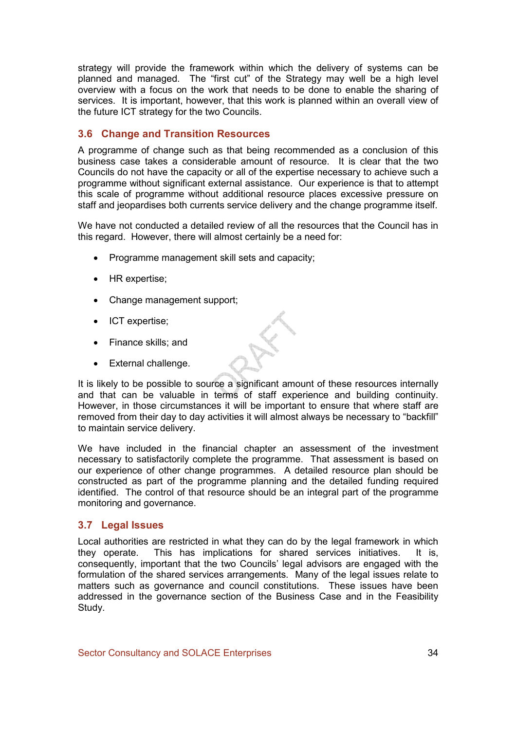strategy will provide the framework within which the delivery of systems can be planned and managed. The "first cut" of the Strategy may well be a high level overview with a focus on the work that needs to be done to enable the sharing of services. It is important, however, that this work is planned within an overall view of the future ICT strategy for the two Councils.

## 3.6 Change and Transition Resources

A programme of change such as that being recommended as a conclusion of this business case takes a considerable amount of resource. It is clear that the two Councils do not have the capacity or all of the expertise necessary to achieve such a programme without significant external assistance. Our experience is that to attempt this scale of programme without additional resource places excessive pressure on staff and jeopardises both currents service delivery and the change programme itself.

We have not conducted a detailed review of all the resources that the Council has in this regard. However, there will almost certainly be a need for:

- Programme management skill sets and capacity;
- HR expertise;
- Change management support;
- ICT expertise;
- Finance skills; and
- External challenge.

It is likely to be possible to source a significant amount of these resources internally and that can be valuable in terms of staff experience and building continuity. However, in those circumstances it will be important to ensure that where staff are removed from their day to day activities it will almost always be necessary to "backfill" to maintain service delivery.

We have included in the financial chapter an assessment of the investment necessary to satisfactorily complete the programme. That assessment is based on our experience of other change programmes. A detailed resource plan should be constructed as part of the programme planning and the detailed funding required identified. The control of that resource should be an integral part of the programme monitoring and governance.

## 3.7 Legal Issues

Local authorities are restricted in what they can do by the legal framework in which they operate. This has implications for shared services initiatives. It is, consequently, important that the two Councils' legal advisors are engaged with the formulation of the shared services arrangements. Many of the legal issues relate to matters such as governance and council constitutions. These issues have been addressed in the governance section of the Business Case and in the Feasibility Study.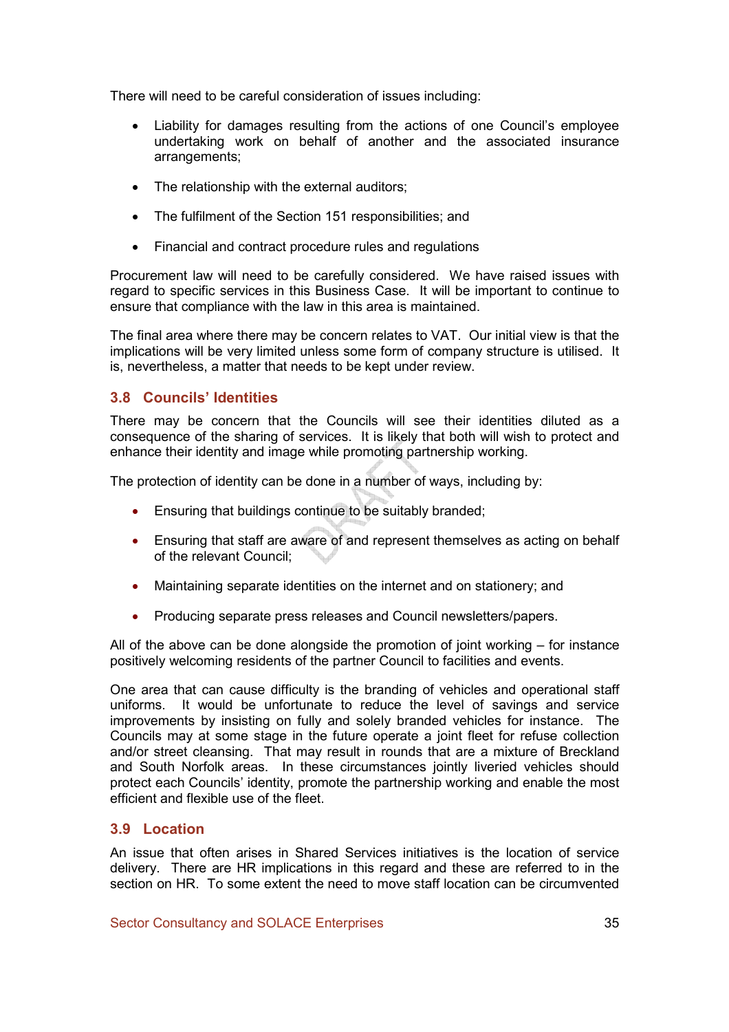There will need to be careful consideration of issues including:

- Liability for damages resulting from the actions of one Council's employee undertaking work on behalf of another and the associated insurance arrangements;
- The relationship with the external auditors;
- The fulfilment of the Section 151 responsibilities; and
- Financial and contract procedure rules and regulations

Procurement law will need to be carefully considered. We have raised issues with regard to specific services in this Business Case. It will be important to continue to ensure that compliance with the law in this area is maintained.

The final area where there may be concern relates to VAT. Our initial view is that the implications will be very limited unless some form of company structure is utilised. It is, nevertheless, a matter that needs to be kept under review.

## 3.8 Councils' Identities

There may be concern that the Councils will see their identities diluted as a consequence of the sharing of services. It is likely that both will wish to protect and enhance their identity and image while promoting partnership working.

The protection of identity can be done in a number of ways, including by:

- Ensuring that buildings continue to be suitably branded;
- Ensuring that staff are aware of and represent themselves as acting on behalf of the relevant Council;
- Maintaining separate identities on the internet and on stationery; and
- Producing separate press releases and Council newsletters/papers.

All of the above can be done alongside the promotion of joint working – for instance positively welcoming residents of the partner Council to facilities and events.

One area that can cause difficulty is the branding of vehicles and operational staff uniforms. It would be unfortunate to reduce the level of savings and service improvements by insisting on fully and solely branded vehicles for instance. The Councils may at some stage in the future operate a joint fleet for refuse collection and/or street cleansing. That may result in rounds that are a mixture of Breckland and South Norfolk areas. In these circumstances jointly liveried vehicles should protect each Councils' identity, promote the partnership working and enable the most efficient and flexible use of the fleet.

## 3.9 Location

An issue that often arises in Shared Services initiatives is the location of service delivery. There are HR implications in this regard and these are referred to in the section on HR. To some extent the need to move staff location can be circumvented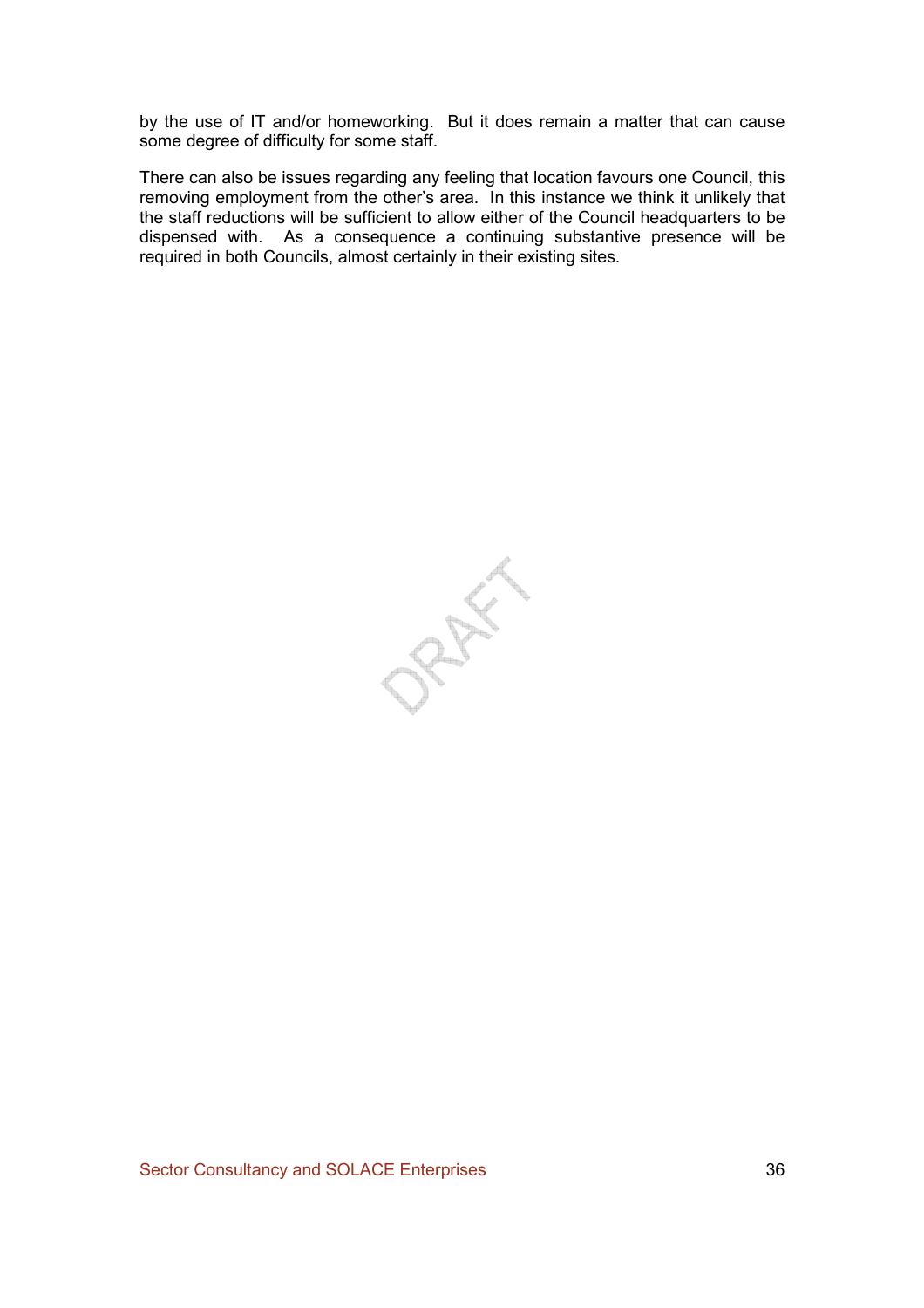by the use of IT and/or homeworking. But it does remain a matter that can cause some degree of difficulty for some staff.

There can also be issues regarding any feeling that location favours one Council, this removing employment from the other's area. In this instance we think it unlikely that the staff reductions will be sufficient to allow either of the Council headquarters to be dispensed with. As a consequence a continuing substantive presence will be required in both Councils, almost certainly in their existing sites.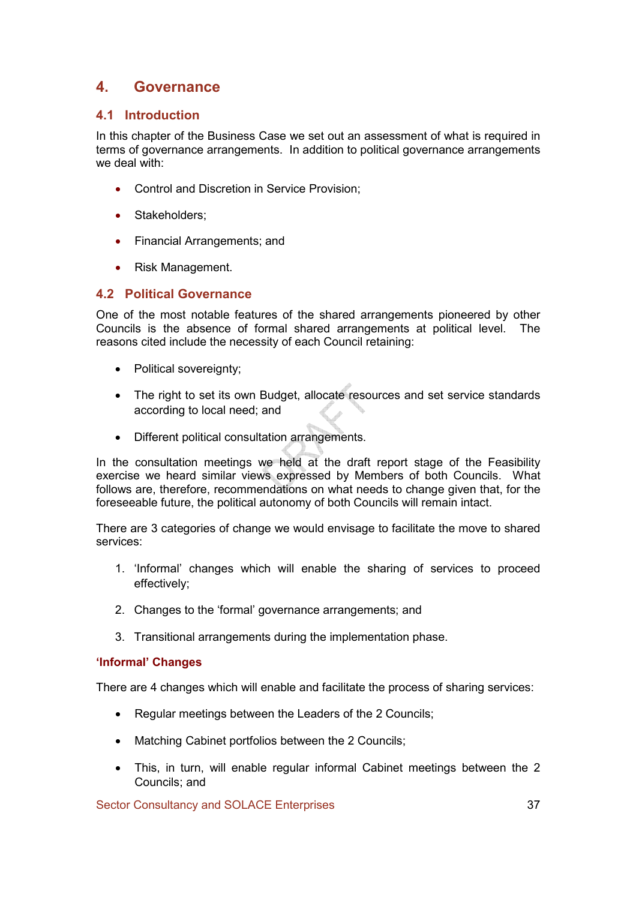# 4. Governance

## 4.1 Introduction

In this chapter of the Business Case we set out an assessment of what is required in terms of governance arrangements. In addition to political governance arrangements we deal with:

- Control and Discretion in Service Provision;
- Stakeholders;
- Financial Arrangements; and
- Risk Management.

## 4.2 Political Governance

One of the most notable features of the shared arrangements pioneered by other Councils is the absence of formal shared arrangements at political level. The reasons cited include the necessity of each Council retaining:

- Political sovereignty;
- The right to set its own Budget, allocate resources and set service standards according to local need; and
- Different political consultation arrangements.

In the consultation meetings we held at the draft report stage of the Feasibility exercise we heard similar views expressed by Members of both Councils. What follows are, therefore, recommendations on what needs to change given that, for the foreseeable future, the political autonomy of both Councils will remain intact.

There are 3 categories of change we would envisage to facilitate the move to shared services:

1. 'Informal' changes which will enable the sharing of services to proceed effectively;
2. Changes to the 'formal' governance arrangements; and
3. Transitional arrangements during the implementation phase.

### 'Informal' Changes

There are 4 changes which will enable and facilitate the process of sharing services:

- Regular meetings between the Leaders of the 2 Councils;
- Matching Cabinet portfolios between the 2 Councils;
- This, in turn, will enable regular informal Cabinet meetings between the 2 Councils; and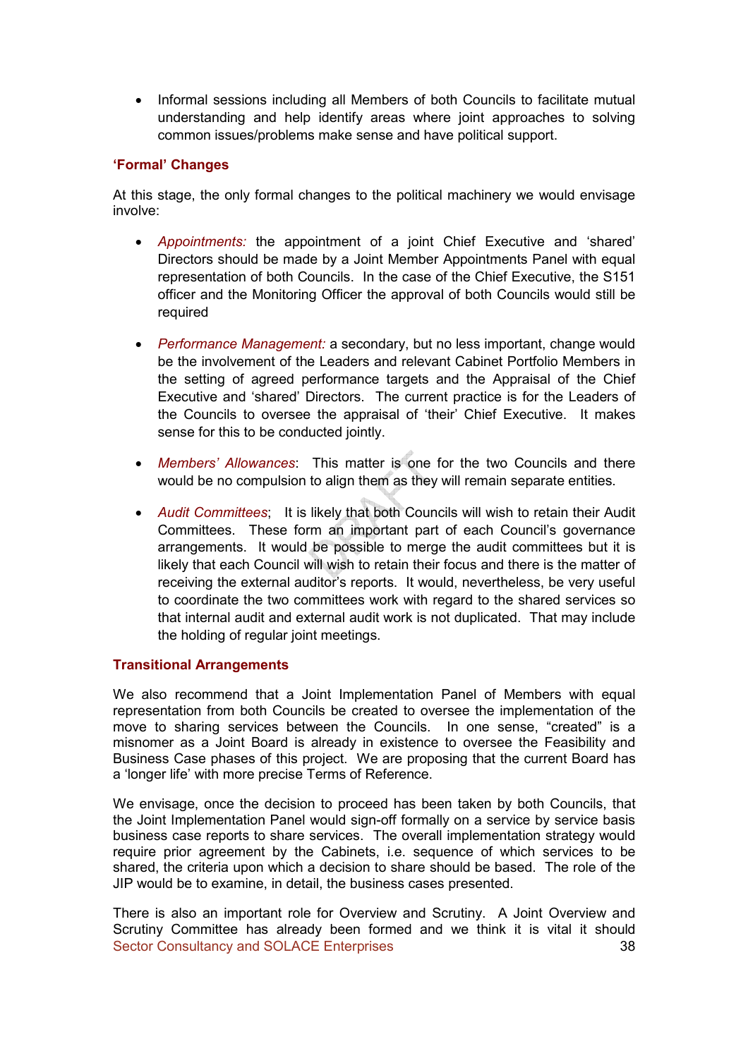- Informal sessions including all Members of both Councils to facilitate mutual understanding and help identify areas where joint approaches to solving common issues/problems make sense and have political support.

### 'Formal' Changes

At this stage, the only formal changes to the political machinery we would envisage involve:

- *Appointments:* the appointment of a joint Chief Executive and 'shared' Directors should be made by a Joint Member Appointments Panel with equal representation of both Councils. In the case of the Chief Executive, the S151 officer and the Monitoring Officer the approval of both Councils would still be required

- *Performance Management:* a secondary, but no less important, change would be the involvement of the Leaders and relevant Cabinet Portfolio Members in the setting of agreed performance targets and the Appraisal of the Chief Executive and 'shared' Directors. The current practice is for the Leaders of the Councils to oversee the appraisal of 'their' Chief Executive. It makes sense for this to be conducted jointly.

- *Members' Allowances*: This matter is one for the two Councils and there would be no compulsion to align them as they will remain separate entities.

- *Audit Committees*; It is likely that both Councils will wish to retain their Audit Committees. These form an important part of each Council's governance arrangements. It would be possible to merge the audit committees but it is likely that each Council will wish to retain their focus and there is the matter of receiving the external auditor's reports. It would, nevertheless, be very useful to coordinate the two committees work with regard to the shared services so that internal audit and external audit work is not duplicated. That may include the holding of regular joint meetings.

### Transitional Arrangements

We also recommend that a Joint Implementation Panel of Members with equal representation from both Councils be created to oversee the implementation of the move to sharing services between the Councils. In one sense, "created" is a misnomer as a Joint Board is already in existence to oversee the Feasibility and Business Case phases of this project. We are proposing that the current Board has a 'longer life' with more precise Terms of Reference.

We envisage, once the decision to proceed has been taken by both Councils, that the Joint Implementation Panel would sign-off formally on a service by service basis business case reports to share services. The overall implementation strategy would require prior agreement by the Cabinets, i.e. sequence of which services to be shared, the criteria upon which a decision to share should be based. The role of the JIP would be to examine, in detail, the business cases presented.

There is also an important role for Overview and Scrutiny. A Joint Overview and Scrutiny Committee has already been formed and we think it is vital it should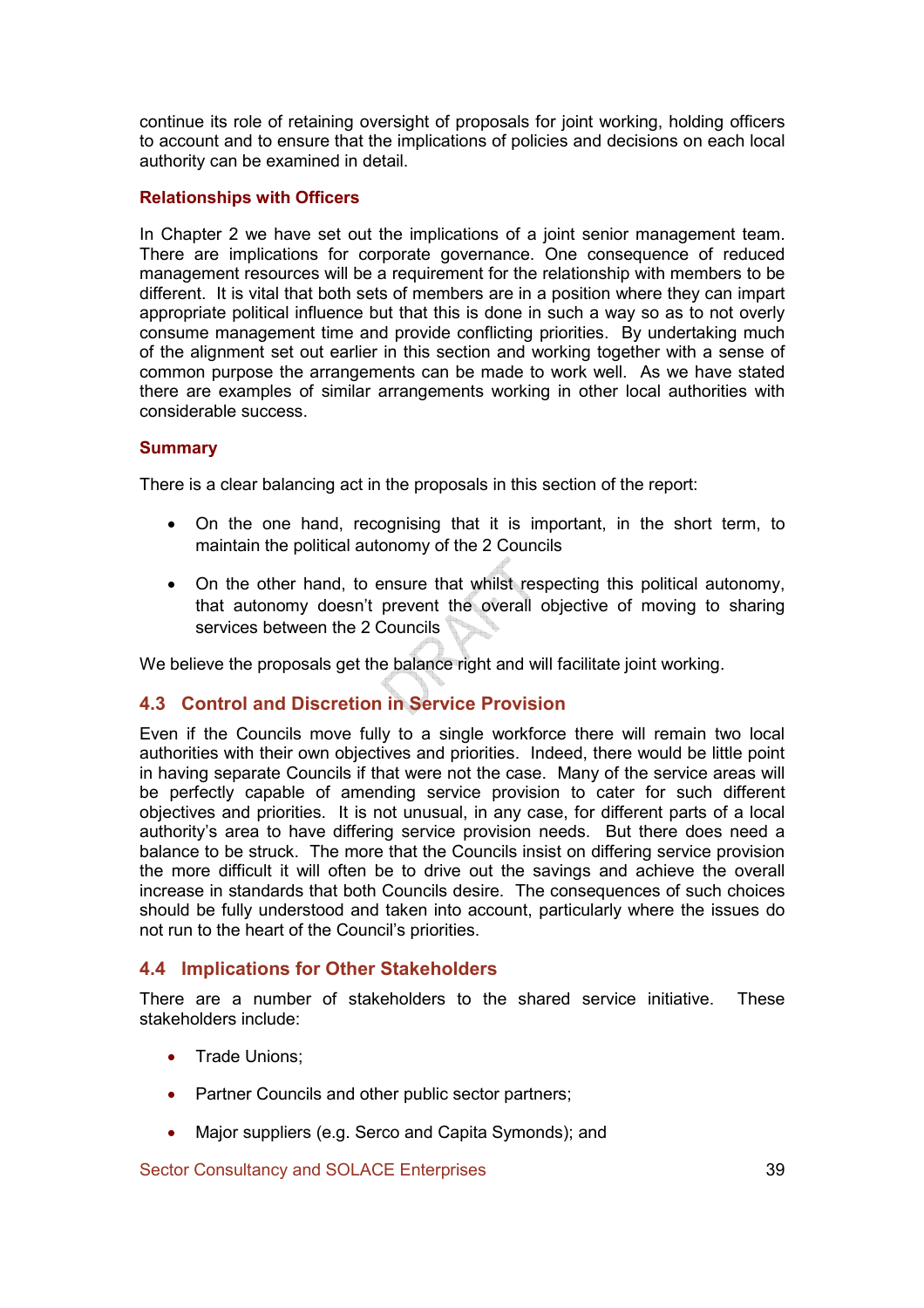continue its role of retaining oversight of proposals for joint working, holding officers to account and to ensure that the implications of policies and decisions on each local authority can be examined in detail.

### Relationships with Officers

In Chapter 2 we have set out the implications of a joint senior management team. There are implications for corporate governance. One consequence of reduced management resources will be a requirement for the relationship with members to be different. It is vital that both sets of members are in a position where they can impart appropriate political influence but that this is done in such a way so as to not overly consume management time and provide conflicting priorities. By undertaking much of the alignment set out earlier in this section and working together with a sense of common purpose the arrangements can be made to work well. As we have stated there are examples of similar arrangements working in other local authorities with considerable success.

### Summary

There is a clear balancing act in the proposals in this section of the report:

- On the one hand, recognising that it is important, in the short term, to maintain the political autonomy of the 2 Councils
- On the other hand, to ensure that whilst respecting this political autonomy, that autonomy doesn't prevent the overall objective of moving to sharing services between the 2 Councils

We believe the proposals get the balance right and will facilitate joint working.

## 4.3 Control and Discretion in Service Provision

Even if the Councils move fully to a single workforce there will remain two local authorities with their own objectives and priorities. Indeed, there would be little point in having separate Councils if that were not the case. Many of the service areas will be perfectly capable of amending service provision to cater for such different objectives and priorities. It is not unusual, in any case, for different parts of a local authority's area to have differing service provision needs. But there does need a balance to be struck. The more that the Councils insist on differing service provision the more difficult it will often be to drive out the savings and achieve the overall increase in standards that both Councils desire. The consequences of such choices should be fully understood and taken into account, particularly where the issues do not run to the heart of the Council's priorities.

## 4.4 Implications for Other Stakeholders

There are a number of stakeholders to the shared service initiative. These stakeholders include:

- Trade Unions;
- Partner Councils and other public sector partners;
- Major suppliers (e.g. Serco and Capita Symonds); and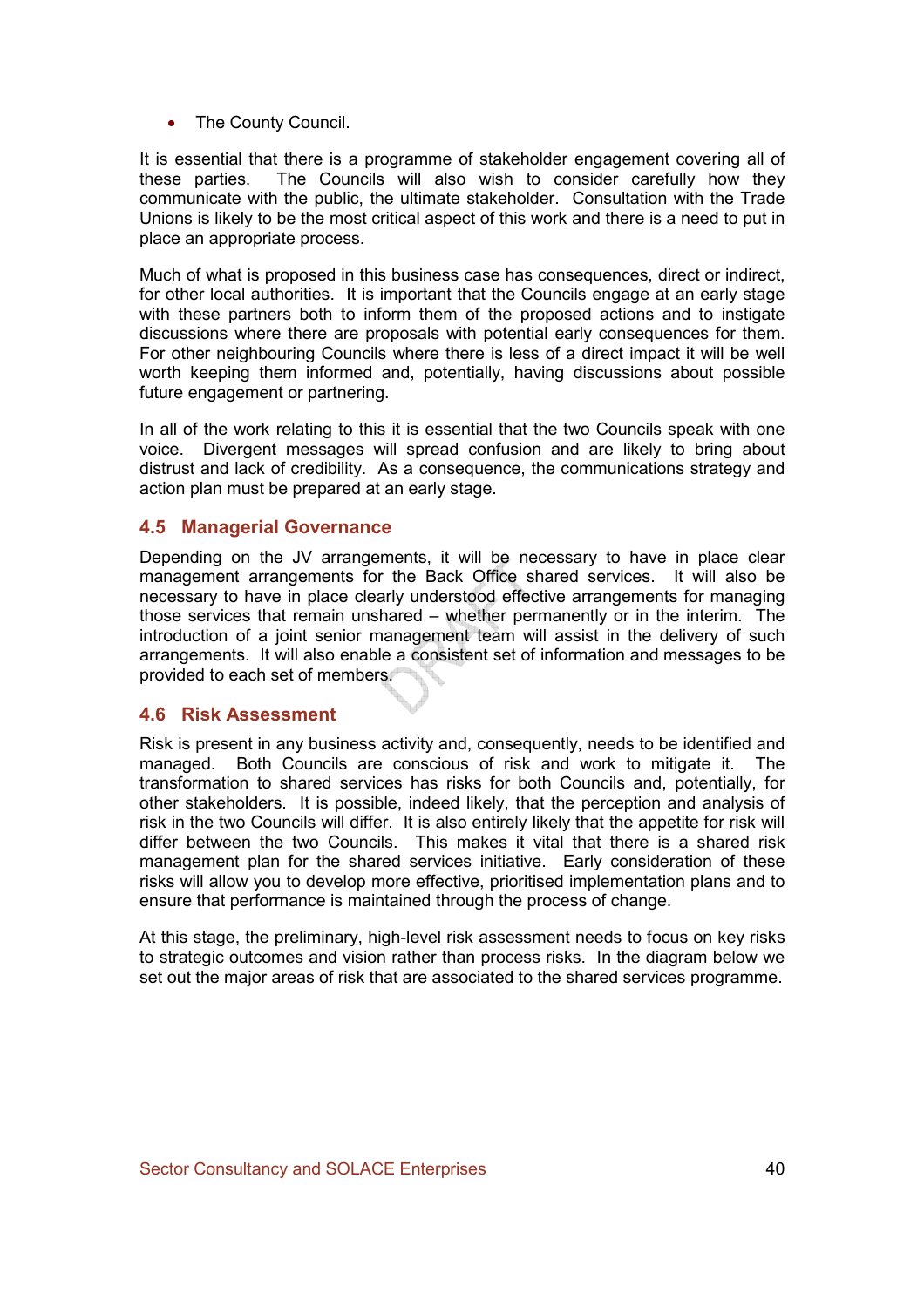- The County Council.

It is essential that there is a programme of stakeholder engagement covering all of these parties. The Councils will also wish to consider carefully how they communicate with the public, the ultimate stakeholder. Consultation with the Trade Unions is likely to be the most critical aspect of this work and there is a need to put in place an appropriate process.

Much of what is proposed in this business case has consequences, direct or indirect, for other local authorities. It is important that the Councils engage at an early stage with these partners both to inform them of the proposed actions and to instigate discussions where there are proposals with potential early consequences for them. For other neighbouring Councils where there is less of a direct impact it will be well worth keeping them informed and, potentially, having discussions about possible future engagement or partnering.

In all of the work relating to this it is essential that the two Councils speak with one voice. Divergent messages will spread confusion and are likely to bring about distrust and lack of credibility. As a consequence, the communications strategy and action plan must be prepared at an early stage.

### 4.5 Managerial Governance

Depending on the JV arrangements, it will be necessary to have in place clear management arrangements for the Back Office shared services. It will also be necessary to have in place clearly understood effective arrangements for managing those services that remain unshared – whether permanently or in the interim. The introduction of a joint senior management team will assist in the delivery of such arrangements. It will also enable a consistent set of information and messages to be provided to each set of members.

### 4.6 Risk Assessment

Risk is present in any business activity and, consequently, needs to be identified and managed. Both Councils are conscious of risk and work to mitigate it. The transformation to shared services has risks for both Councils and, potentially, for other stakeholders. It is possible, indeed likely, that the perception and analysis of risk in the two Councils will differ. It is also entirely likely that the appetite for risk will differ between the two Councils. This makes it vital that there is a shared risk management plan for the shared services initiative. Early consideration of these risks will allow you to develop more effective, prioritised implementation plans and to ensure that performance is maintained through the process of change.

At this stage, the preliminary, high-level risk assessment needs to focus on key risks to strategic outcomes and vision rather than process risks. In the diagram below we set out the major areas of risk that are associated to the shared services programme.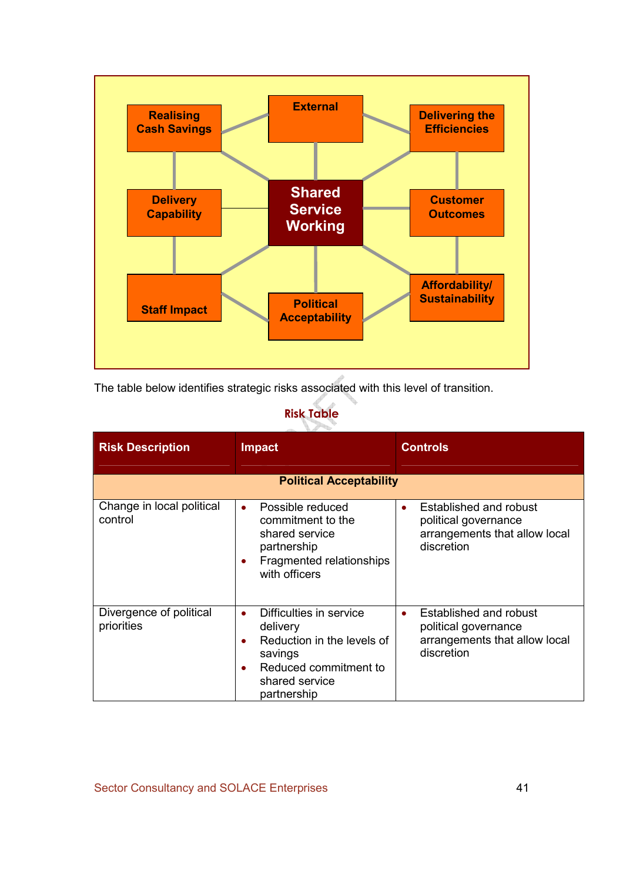Realising Cash Savings

External

Delivering the Efficiencies

Delivery Capability

Shared Service Working

Customer Outcomes

Staff Impact

Political Acceptability

Affordability/ Sustainability

The table below identifies strategic risks associated with this level of transition.

**Risk Table**

| Risk Description | Impact | Controls |
|---|---|---|
| **Political Acceptability** | | |
| Change in local political control | • Possible reduced commitment to the shared service partnership<br>• Fragmented relationships with officers | • Established and robust political governance arrangements that allow local discretion |
| Divergence of political priorities | • Difficulties in service delivery<br>• Reduction in the levels of savings<br>• Reduced commitment to shared service partnership | • Established and robust political governance arrangements that allow local discretion |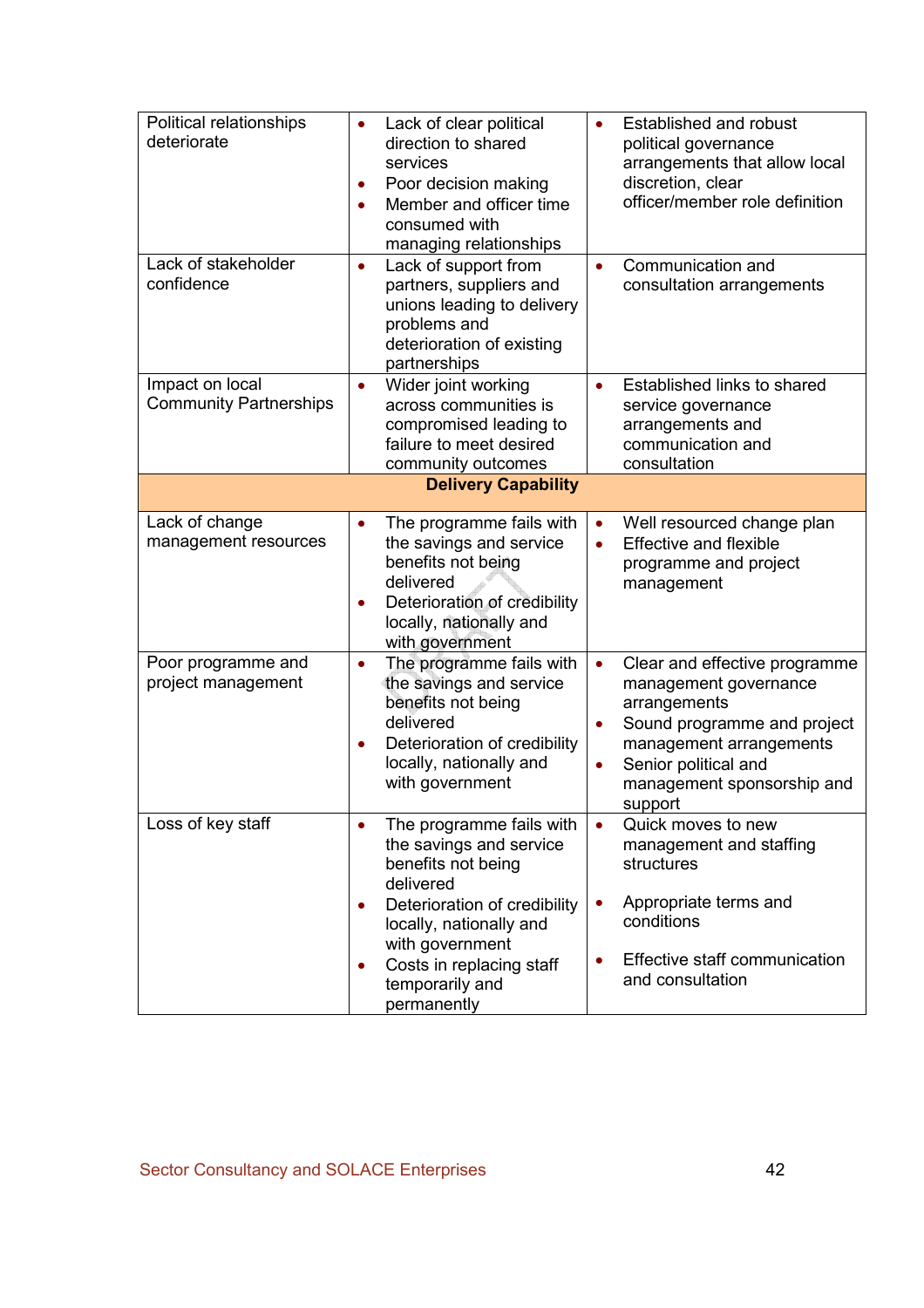| | | |
|---|---|---|
| Political relationships deteriorate | • Lack of clear political direction to shared services<br>• Poor decision making<br>• Member and officer time consumed with managing relationships | • Established and robust political governance arrangements that allow local discretion, clear officer/member role definition |
| Lack of stakeholder confidence | • Lack of support from partners, suppliers and unions leading to delivery problems and deterioration of existing partnerships | • Communication and consultation arrangements |
| Impact on local Community Partnerships | • Wider joint working across communities is compromised leading to failure to meet desired community outcomes | • Established links to shared service governance arrangements and communication and consultation |
| **Delivery Capability** | | |
| Lack of change management resources | • The programme fails with the savings and service benefits not being delivered<br>• Deterioration of credibility locally, nationally and with government | • Well resourced change plan<br>• Effective and flexible programme and project management |
| Poor programme and project management | • The programme fails with the savings and service benefits not being delivered<br>• Deterioration of credibility locally, nationally and with government | • Clear and effective programme management governance arrangements<br>• Sound programme and project management arrangements<br>• Senior political and management sponsorship and support |
| Loss of key staff | • The programme fails with the savings and service benefits not being delivered<br>• Deterioration of credibility locally, nationally and with government<br>• Costs in replacing staff temporarily and permanently | • Quick moves to new management and staffing structures<br>• Appropriate terms and conditions<br>• Effective staff communication and consultation |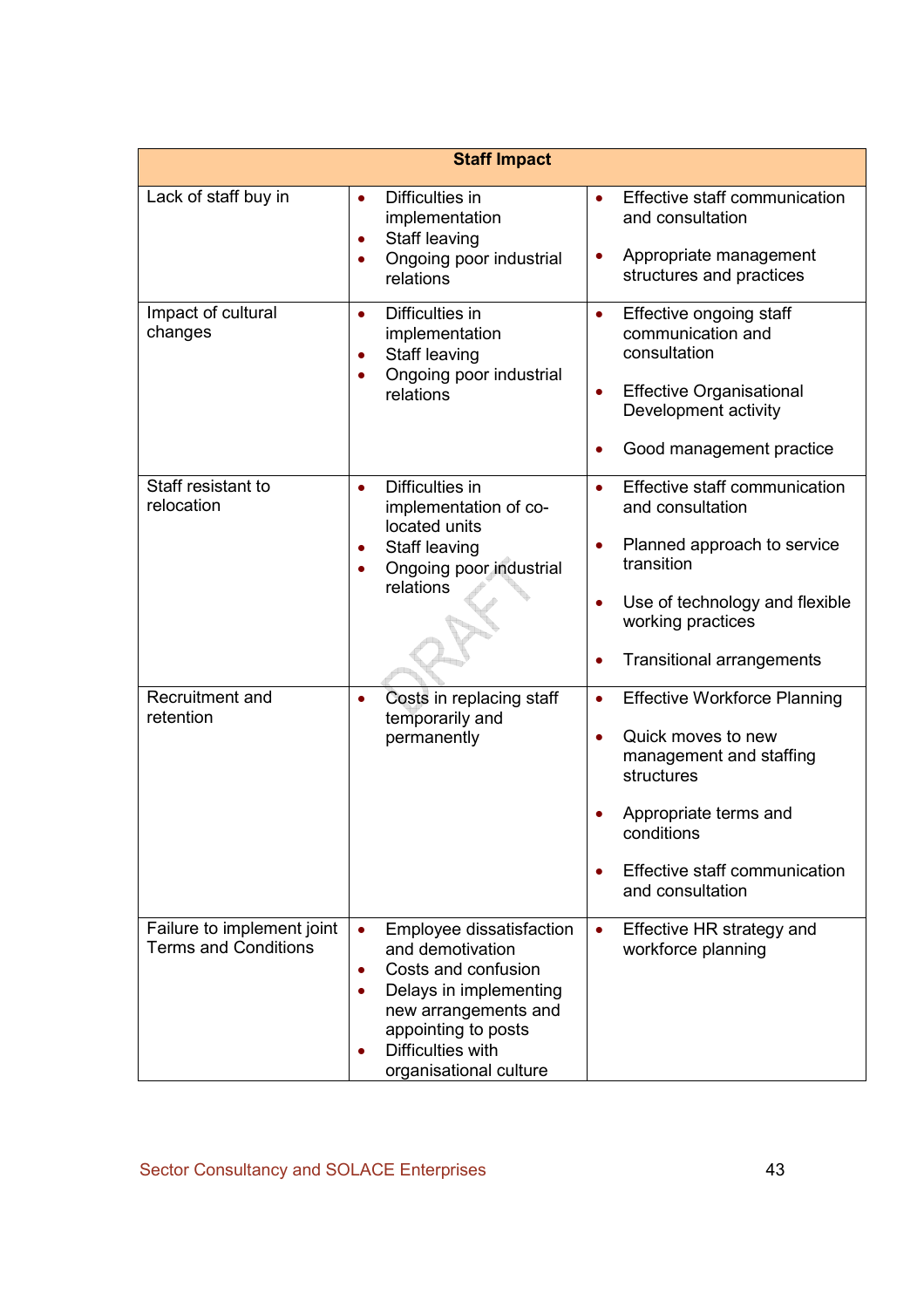| Staff Impact | | |
|---|---|---|
| Lack of staff buy in | • Difficulties in implementation<br>• Staff leaving<br>• Ongoing poor industrial relations | • Effective staff communication and consultation<br>• Appropriate management structures and practices |
| Impact of cultural changes | • Difficulties in implementation<br>• Staff leaving<br>• Ongoing poor industrial relations | • Effective ongoing staff communication and consultation<br>• Effective Organisational Development activity<br>• Good management practice |
| Staff resistant to relocation | • Difficulties in implementation of co-located units<br>• Staff leaving<br>• Ongoing poor industrial relations | • Effective staff communication and consultation<br>• Planned approach to service transition<br>• Use of technology and flexible working practices<br>• Transitional arrangements |
| Recruitment and retention | • Costs in replacing staff temporarily and permanently | • Effective Workforce Planning<br>• Quick moves to new management and staffing structures<br>• Appropriate terms and conditions<br>• Effective staff communication and consultation |
| Failure to implement joint Terms and Conditions | • Employee dissatisfaction and demotivation<br>• Costs and confusion<br>• Delays in implementing new arrangements and appointing to posts<br>• Difficulties with organisational culture | • Effective HR strategy and workforce planning |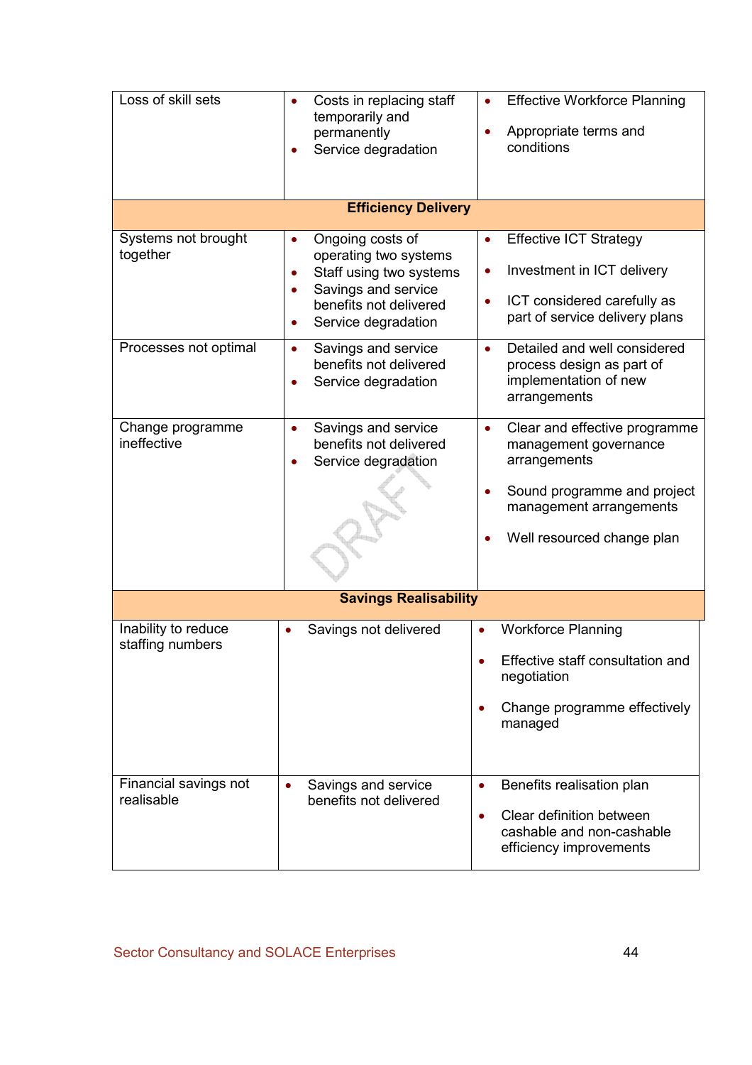| | | |
|---|---|---|
| Loss of skill sets | • Costs in replacing staff temporarily and permanently<br>• Service degradation | • Effective Workforce Planning<br>• Appropriate terms and conditions |
| **Efficiency Delivery** | | |
| Systems not brought together | • Ongoing costs of operating two systems<br>• Staff using two systems<br>• Savings and service benefits not delivered<br>• Service degradation | • Effective ICT Strategy<br>• Investment in ICT delivery<br>• ICT considered carefully as part of service delivery plans |
| Processes not optimal | • Savings and service benefits not delivered<br>• Service degradation | • Detailed and well considered process design as part of implementation of new arrangements |
| Change programme ineffective | • Savings and service benefits not delivered<br>• Service degradation | • Clear and effective programme management governance arrangements<br>• Sound programme and project management arrangements<br>• Well resourced change plan |
| **Savings Realisability** | | |
| Inability to reduce staffing numbers | • Savings not delivered | • Workforce Planning<br>• Effective staff consultation and negotiation<br>• Change programme effectively managed |
| Financial savings not realisable | • Savings and service benefits not delivered | • Benefits realisation plan<br>• Clear definition between cashable and non-cashable efficiency improvements |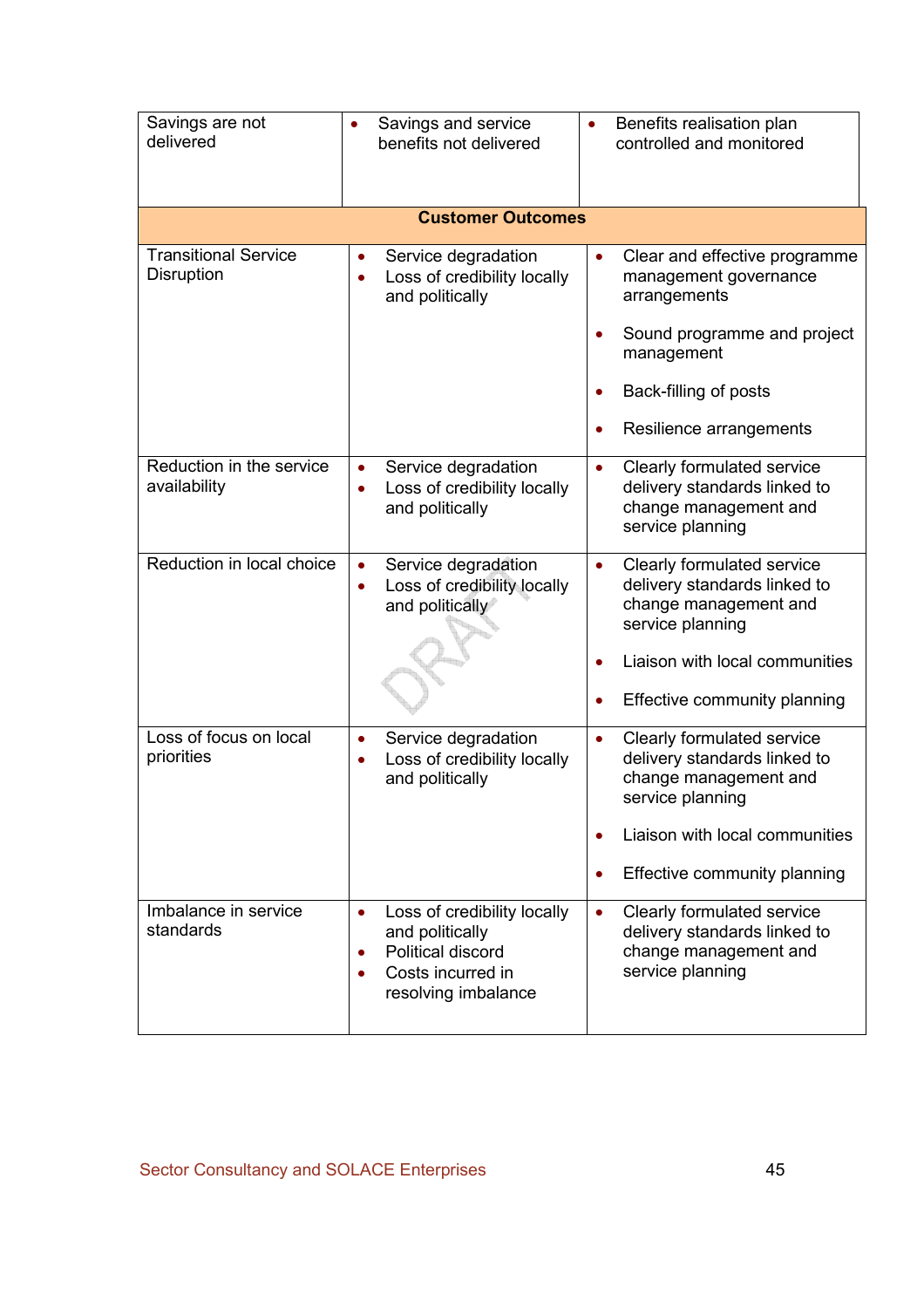| | | |
|---|---|---|
| Savings are not delivered | • Savings and service benefits not delivered | • Benefits realisation plan controlled and monitored |
| **Customer Outcomes** | | |
| Transitional Service Disruption | • Service degradation<br>• Loss of credibility locally and politically | • Clear and effective programme management governance arrangements<br>• Sound programme and project management<br>• Back-filling of posts<br>• Resilience arrangements |
| Reduction in the service availability | • Service degradation<br>• Loss of credibility locally and politically | • Clearly formulated service delivery standards linked to change management and service planning |
| Reduction in local choice | • Service degradation<br>• Loss of credibility locally and politically | • Clearly formulated service delivery standards linked to change management and service planning<br>• Liaison with local communities<br>• Effective community planning |
| Loss of focus on local priorities | • Service degradation<br>• Loss of credibility locally and politically | • Clearly formulated service delivery standards linked to change management and service planning<br>• Liaison with local communities<br>• Effective community planning |
| Imbalance in service standards | • Loss of credibility locally and politically<br>• Political discord<br>• Costs incurred in resolving imbalance | • Clearly formulated service delivery standards linked to change management and service planning |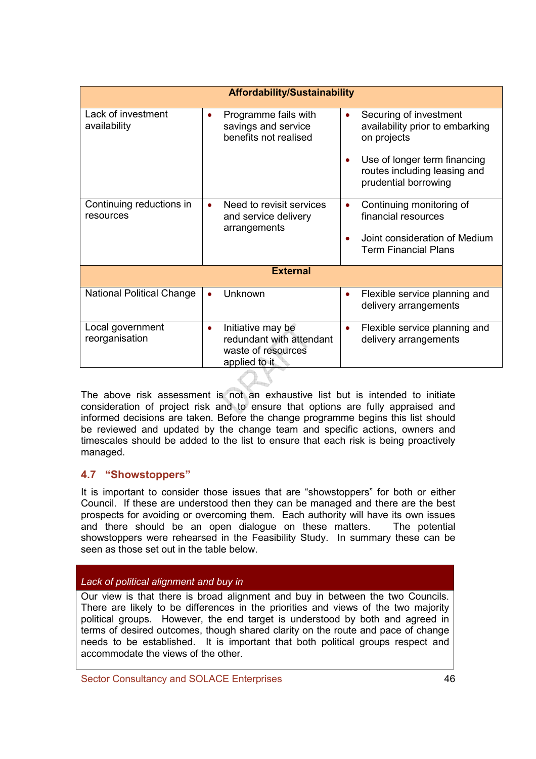| Affordability/Sustainability | | |
|---|---|---|
| Lack of investment availability | • Programme fails with savings and service benefits not realised | • Securing of investment availability prior to embarking on projects<br>• Use of longer term financing routes including leasing and prudential borrowing |
| Continuing reductions in resources | • Need to revisit services and service delivery arrangements | • Continuing monitoring of financial resources<br>• Joint consideration of Medium Term Financial Plans |
| **External** | | |
| National Political Change | • Unknown | • Flexible service planning and delivery arrangements |
| Local government reorganisation | • Initiative may be redundant with attendant waste of resources applied to it | • Flexible service planning and delivery arrangements |

The above risk assessment is not an exhaustive list but is intended to initiate consideration of project risk and to ensure that options are fully appraised and informed decisions are taken. Before the change programme begins this list should be reviewed and updated by the change team and specific actions, owners and timescales should be added to the list to ensure that each risk is being proactively managed.

## 4.7 "Showstoppers"

It is important to consider those issues that are "showstoppers" for both or either Council. If these are understood then they can be managed and there are the best prospects for avoiding or overcoming them. Each authority will have its own issues and there should be an open dialogue on these matters. The potential showstoppers were rehearsed in the Feasibility Study. In summary these can be seen as those set out in the table below.

| *Lack of political alignment and buy in* |
|---|
| Our view is that there is broad alignment and buy in between the two Councils. There are likely to be differences in the priorities and views of the two majority political groups. However, the end target is understood by both and agreed in terms of desired outcomes, though shared clarity on the route and pace of change needs to be established. It is important that both political groups respect and accommodate the views of the other. |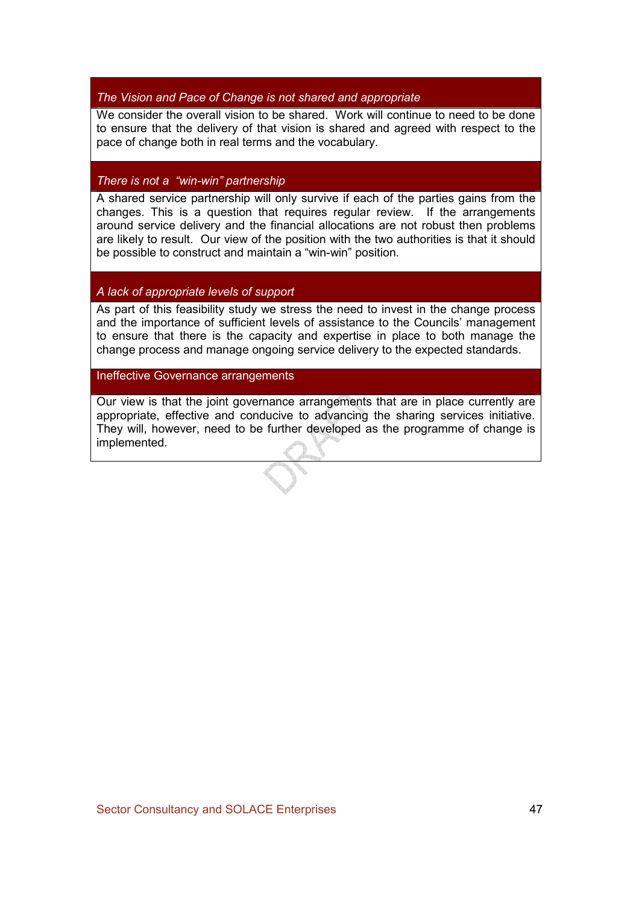| *The Vision and Pace of Change is not shared and appropriate* |
|---|
| We consider the overall vision to be shared. Work will continue to need to be done to ensure that the delivery of that vision is shared and agreed with respect to the pace of change both in real terms and the vocabulary. |
| *There is not a "win-win" partnership* |
| A shared service partnership will only survive if each of the parties gains from the changes. This is a question that requires regular review. If the arrangements around service delivery and the financial allocations are not robust then problems are likely to result. Our view of the position with the two authorities is that it should be possible to construct and maintain a "win-win" position. |
| *A lack of appropriate levels of support* |
| As part of this feasibility study we stress the need to invest in the change process and the importance of sufficient levels of assistance to the Councils' management to ensure that there is the capacity and expertise in place to both manage the change process and manage ongoing service delivery to the expected standards. |
| Ineffective Governance arrangements |
| Our view is that the joint governance arrangements that are in place currently are appropriate, effective and conducive to advancing the sharing services initiative. They will, however, need to be further developed as the programme of change is implemented. |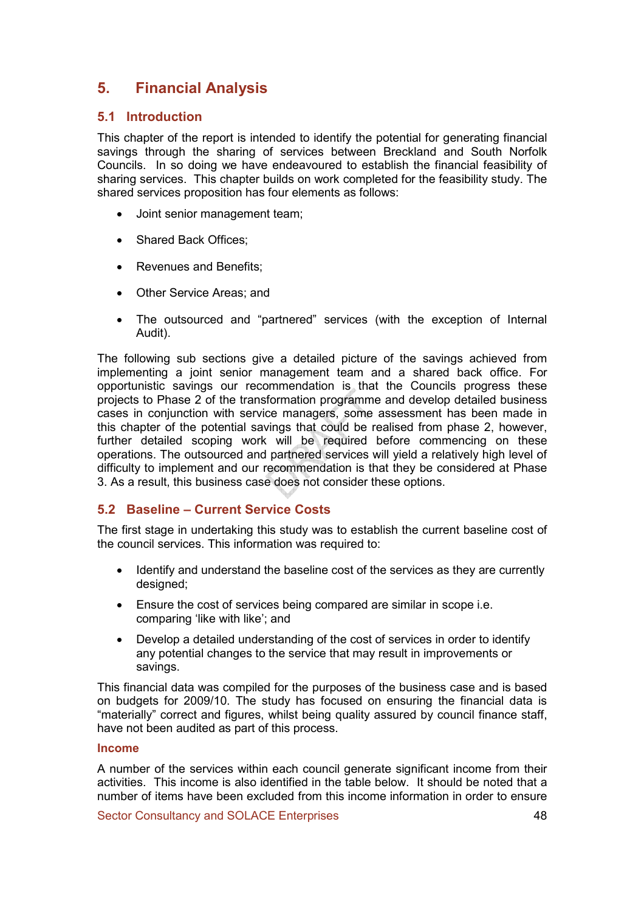# 5. Financial Analysis

## 5.1 Introduction

This chapter of the report is intended to identify the potential for generating financial savings through the sharing of services between Breckland and South Norfolk Councils. In so doing we have endeavoured to establish the financial feasibility of sharing services. This chapter builds on work completed for the feasibility study. The shared services proposition has four elements as follows:

- Joint senior management team;
- Shared Back Offices;
- Revenues and Benefits;
- Other Service Areas; and
- The outsourced and "partnered" services (with the exception of Internal Audit).

The following sub sections give a detailed picture of the savings achieved from implementing a joint senior management team and a shared back office. For opportunistic savings our recommendation is that the Councils progress these projects to Phase 2 of the transformation programme and develop detailed business cases in conjunction with service managers, some assessment has been made in this chapter of the potential savings that could be realised from phase 2, however, further detailed scoping work will be required before commencing on these operations. The outsourced and partnered services will yield a relatively high level of difficulty to implement and our recommendation is that they be considered at Phase 3. As a result, this business case does not consider these options.

## 5.2 Baseline – Current Service Costs

The first stage in undertaking this study was to establish the current baseline cost of the council services. This information was required to:

- Identify and understand the baseline cost of the services as they are currently designed;
- Ensure the cost of services being compared are similar in scope i.e. comparing 'like with like'; and
- Develop a detailed understanding of the cost of services in order to identify any potential changes to the service that may result in improvements or savings.

This financial data was compiled for the purposes of the business case and is based on budgets for 2009/10. The study has focused on ensuring the financial data is "materially" correct and figures, whilst being quality assured by council finance staff, have not been audited as part of this process.

### Income

A number of the services within each council generate significant income from their activities. This income is also identified in the table below. It should be noted that a number of items have been excluded from this income information in order to ensure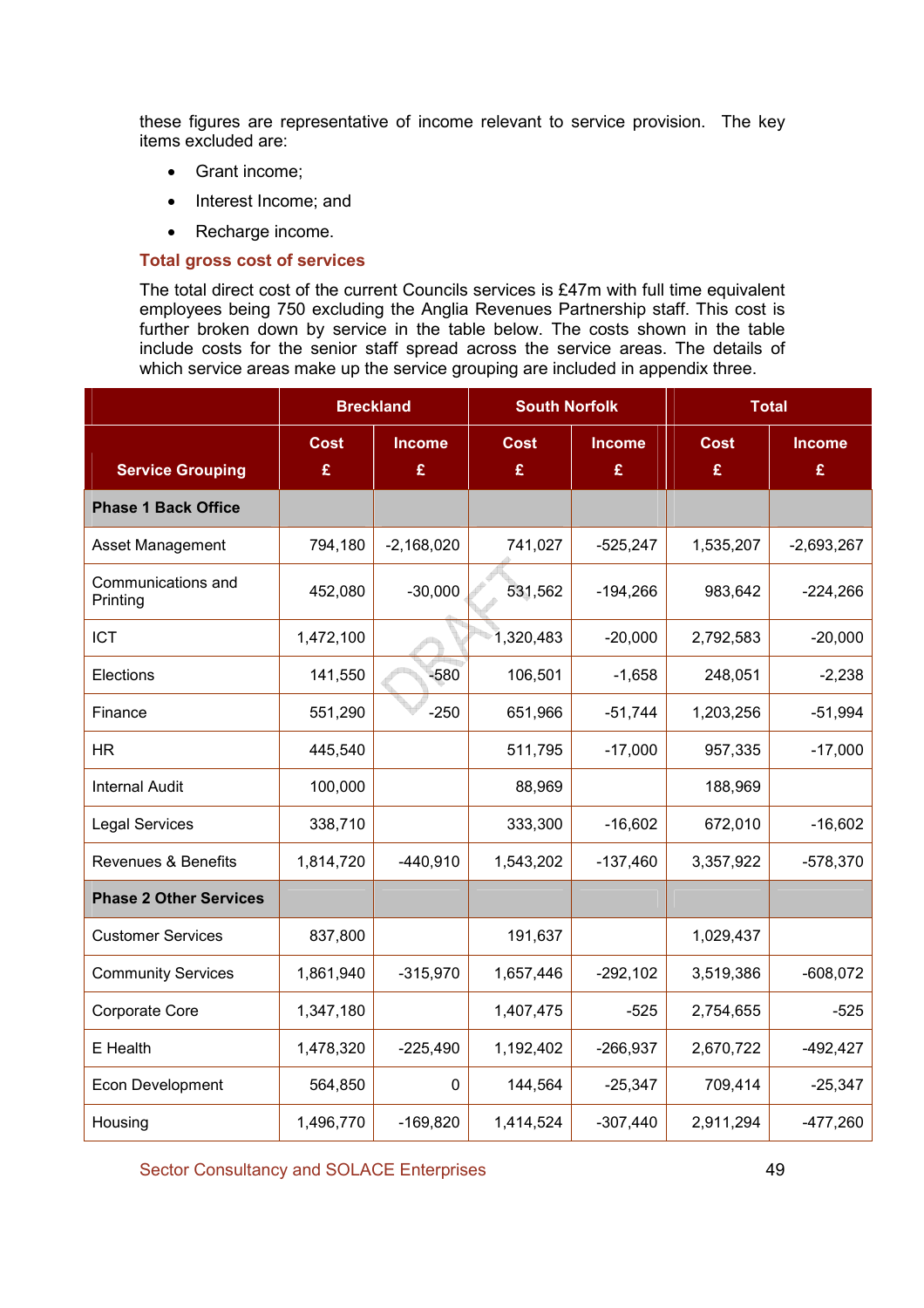these figures are representative of income relevant to service provision. The key items excluded are:

- Grant income;
- Interest Income; and
- Recharge income.

### Total gross cost of services

The total direct cost of the current Councils services is £47m with full time equivalent employees being 750 excluding the Anglia Revenues Partnership staff. This cost is further broken down by service in the table below. The costs shown in the table include costs for the senior staff spread across the service areas. The details of which service areas make up the service grouping are included in appendix three.

| | Breckland | | South Norfolk | | Total | |
|---|---|---|---|---|---|---|
| Service Grouping | Cost £ | Income £ | Cost £ | Income £ | Cost £ | Income £ |
| **Phase 1 Back Office** | | | | | | |
| Asset Management | 794,180 | -2,168,020 | 741,027 | -525,247 | 1,535,207 | -2,693,267 |
| Communications and Printing | 452,080 | -30,000 | 531,562 | -194,266 | 983,642 | -224,266 |
| ICT | 1,472,100 | | 1,320,483 | -20,000 | 2,792,583 | -20,000 |
| Elections | 141,550 | -580 | 106,501 | -1,658 | 248,051 | -2,238 |
| Finance | 551,290 | -250 | 651,966 | -51,744 | 1,203,256 | -51,994 |
| HR | 445,540 | | 511,795 | -17,000 | 957,335 | -17,000 |
| Internal Audit | 100,000 | | 88,969 | | 188,969 | |
| Legal Services | 338,710 | | 333,300 | -16,602 | 672,010 | -16,602 |
| Revenues & Benefits | 1,814,720 | -440,910 | 1,543,202 | -137,460 | 3,357,922 | -578,370 |
| **Phase 2 Other Services** | | | | | | |
| Customer Services | 837,800 | | 191,637 | | 1,029,437 | |
| Community Services | 1,861,940 | -315,970 | 1,657,446 | -292,102 | 3,519,386 | -608,072 |
| Corporate Core | 1,347,180 | | 1,407,475 | -525 | 2,754,655 | -525 |
| E Health | 1,478,320 | -225,490 | 1,192,402 | -266,937 | 2,670,722 | -492,427 |
| Econ Development | 564,850 | 0 | 144,564 | -25,347 | 709,414 | -25,347 |
| Housing | 1,496,770 | -169,820 | 1,414,524 | -307,440 | 2,911,294 | -477,260 |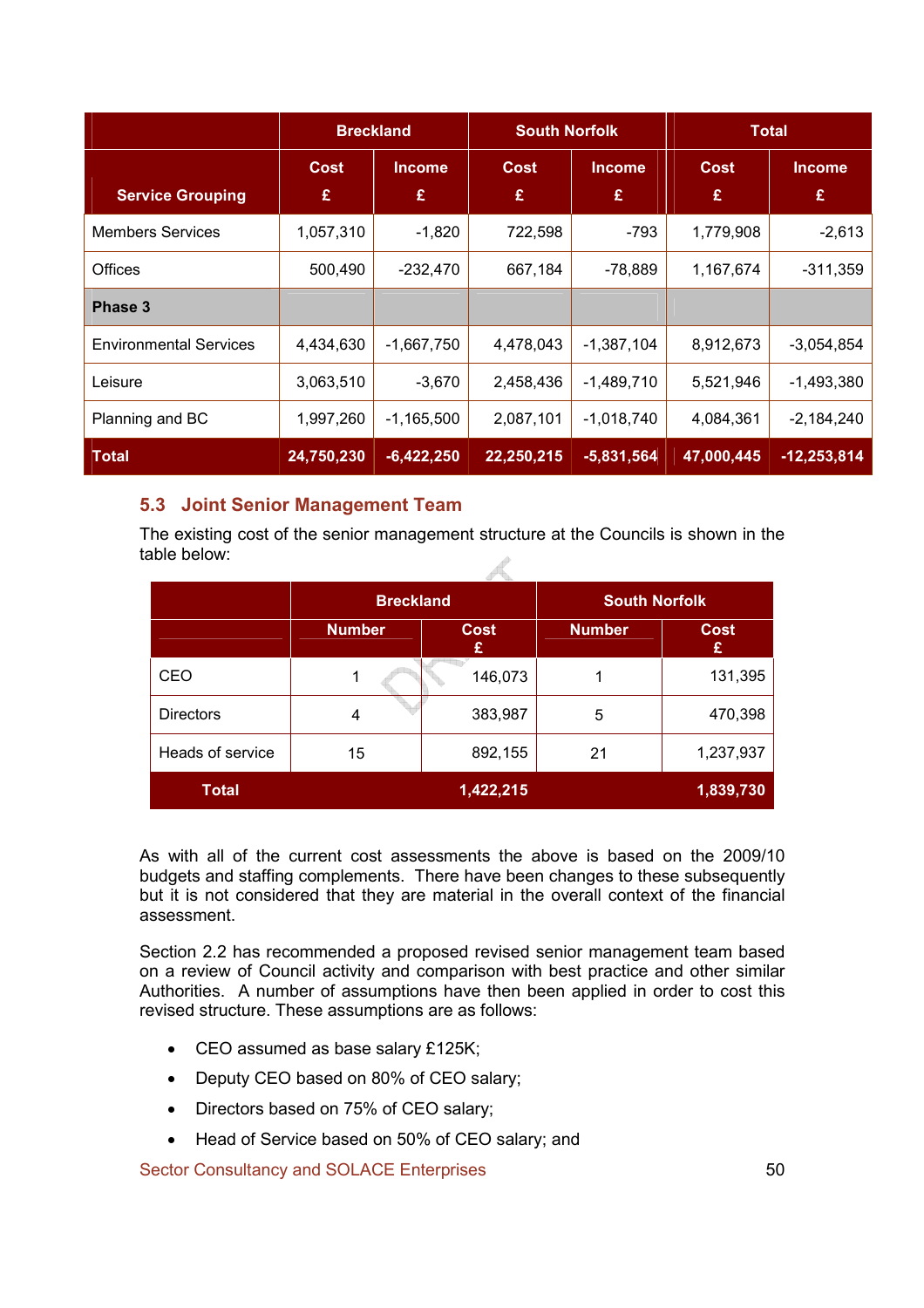| Service Grouping | Breckland | | South Norfolk | | Total | |
|---|---|---|---|---|---|---|
| | Cost £ | Income £ | Cost £ | Income £ | Cost £ | Income £ |
| Members Services | 1,057,310 | -1,820 | 722,598 | -793 | 1,779,908 | -2,613 |
| Offices | 500,490 | -232,470 | 667,184 | -78,889 | 1,167,674 | -311,359 |
| **Phase 3** | | | | | | |
| Environmental Services | 4,434,630 | -1,667,750 | 4,478,043 | -1,387,104 | 8,912,673 | -3,054,854 |
| Leisure | 3,063,510 | -3,670 | 2,458,436 | -1,489,710 | 5,521,946 | -1,493,380 |
| Planning and BC | 1,997,260 | -1,165,500 | 2,087,101 | -1,018,740 | 4,084,361 | -2,184,240 |
| **Total** | **24,750,230** | **-6,422,250** | **22,250,215** | **-5,831,564** | **47,000,445** | **-12,253,814** |

### 5.3 Joint Senior Management Team

The existing cost of the senior management structure at the Councils is shown in the table below:

| | Breckland | | South Norfolk | |
|---|---|---|---|---|
| | Number | Cost £ | Number | Cost £ |
| CEO | 1 | 146,073 | 1 | 131,395 |
| Directors | 4 | 383,987 | 5 | 470,398 |
| Heads of service | 15 | 892,155 | 21 | 1,237,937 |
| **Total** | | **1,422,215** | | **1,839,730** |

As with all of the current cost assessments the above is based on the 2009/10 budgets and staffing complements. There have been changes to these subsequently but it is not considered that they are material in the overall context of the financial assessment.

Section 2.2 has recommended a proposed revised senior management team based on a review of Council activity and comparison with best practice and other similar Authorities. A number of assumptions have then been applied in order to cost this revised structure. These assumptions are as follows:

- CEO assumed as base salary £125K;
- Deputy CEO based on 80% of CEO salary;
- Directors based on 75% of CEO salary;
- Head of Service based on 50% of CEO salary; and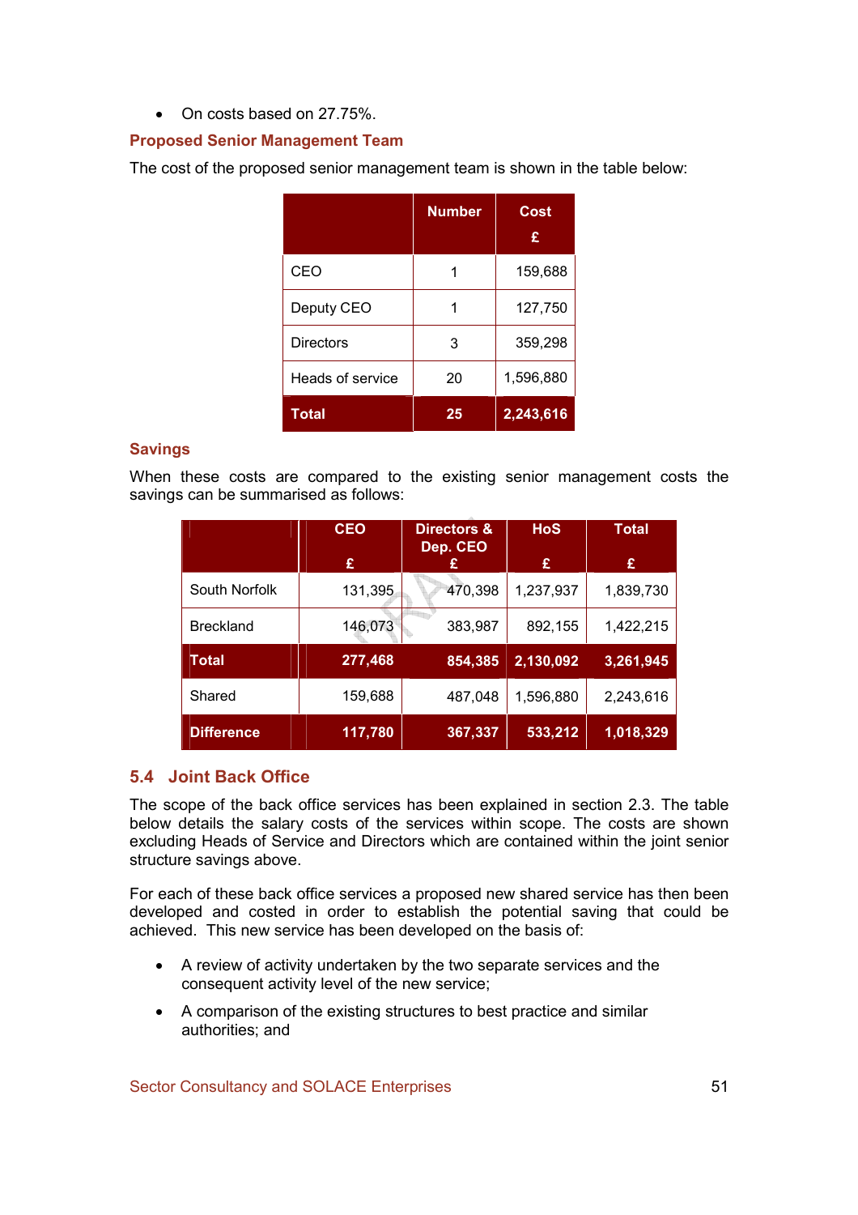- On costs based on 27.75%.

### Proposed Senior Management Team

The cost of the proposed senior management team is shown in the table below:

| | Number | Cost £ |
|---|---|---|
| CEO | 1 | 159,688 |
| Deputy CEO | 1 | 127,750 |
| Directors | 3 | 359,298 |
| Heads of service | 20 | 1,596,880 |
| **Total** | **25** | **2,243,616** |

### Savings

When these costs are compared to the existing senior management costs the savings can be summarised as follows:

| | CEO £ | Directors & Dep. CEO £ | HoS £ | Total £ |
|---|---|---|---|---|
| South Norfolk | 131,395 | 470,398 | 1,237,937 | 1,839,730 |
| Breckland | 146,073 | 383,987 | 892,155 | 1,422,215 |
| **Total** | **277,468** | **854,385** | **2,130,092** | **3,261,945** |
| Shared | 159,688 | 487,048 | 1,596,880 | 2,243,616 |
| **Difference** | **117,780** | **367,337** | **533,212** | **1,018,329** |

## 5.4 Joint Back Office

The scope of the back office services has been explained in section 2.3. The table below details the salary costs of the services within scope. The costs are shown excluding Heads of Service and Directors which are contained within the joint senior structure savings above.

For each of these back office services a proposed new shared service has then been developed and costed in order to establish the potential saving that could be achieved. This new service has been developed on the basis of:

- A review of activity undertaken by the two separate services and the consequent activity level of the new service;
- A comparison of the existing structures to best practice and similar authorities; and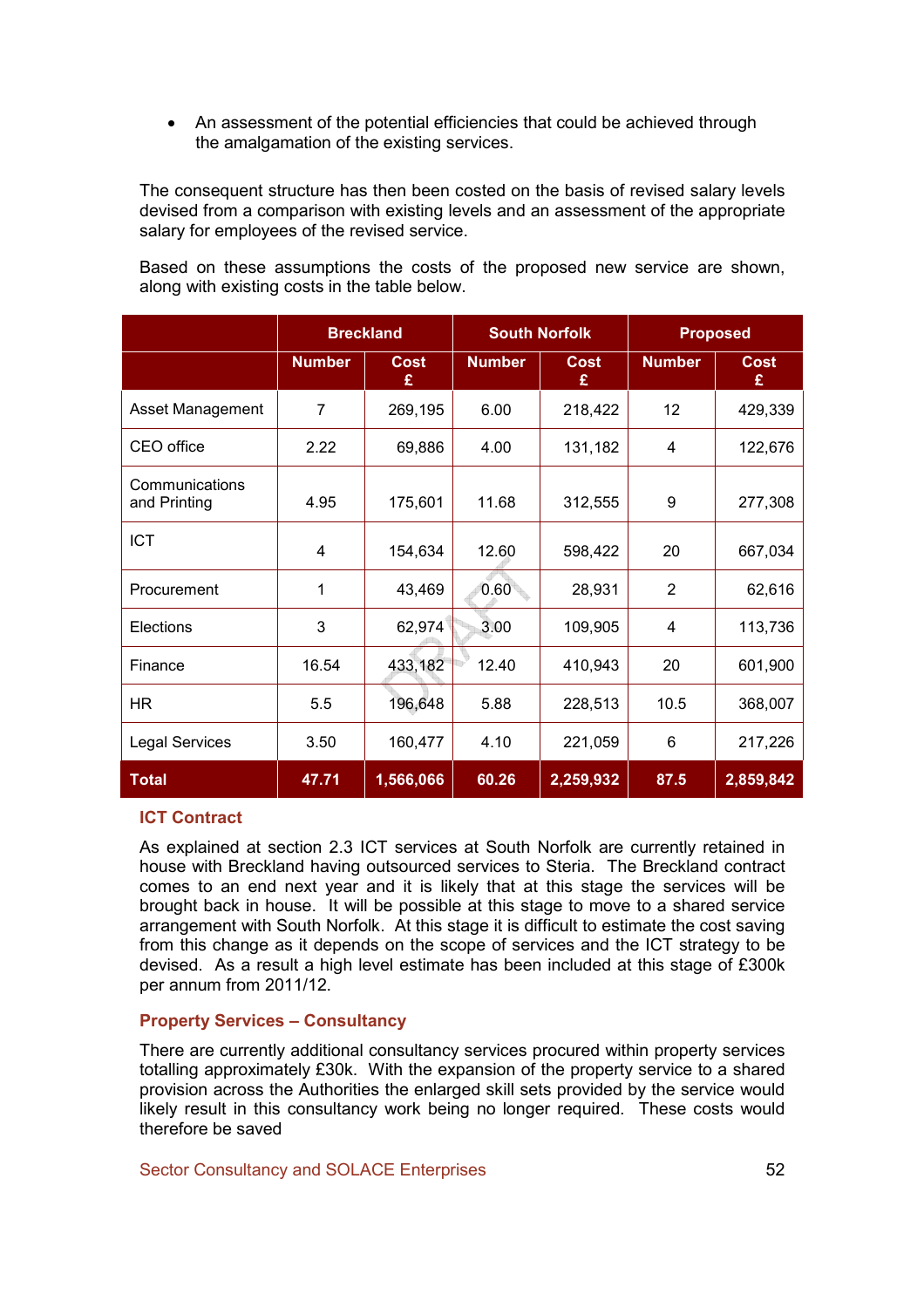- An assessment of the potential efficiencies that could be achieved through the amalgamation of the existing services.

The consequent structure has then been costed on the basis of revised salary levels devised from a comparison with existing levels and an assessment of the appropriate salary for employees of the revised service.

Based on these assumptions the costs of the proposed new service are shown, along with existing costs in the table below.

| | Breckland | | South Norfolk | | Proposed | |
|---|---|---|---|---|---|---|
| | Number | Cost £ | Number | Cost £ | Number | Cost £ |
| Asset Management | 7 | 269,195 | 6.00 | 218,422 | 12 | 429,339 |
| CEO office | 2.22 | 69,886 | 4.00 | 131,182 | 4 | 122,676 |
| Communications and Printing | 4.95 | 175,601 | 11.68 | 312,555 | 9 | 277,308 |
| ICT | 4 | 154,634 | 12.60 | 598,422 | 20 | 667,034 |
| Procurement | 1 | 43,469 | 0.60 | 28,931 | 2 | 62,616 |
| Elections | 3 | 62,974 | 3.00 | 109,905 | 4 | 113,736 |
| Finance | 16.54 | 433,182 | 12.40 | 410,943 | 20 | 601,900 |
| HR | 5.5 | 196,648 | 5.88 | 228,513 | 10.5 | 368,007 |
| Legal Services | 3.50 | 160,477 | 4.10 | 221,059 | 6 | 217,226 |
| **Total** | **47.71** | **1,566,066** | **60.26** | **2,259,932** | **87.5** | **2,859,842** |

### ICT Contract

As explained at section 2.3 ICT services at South Norfolk are currently retained in house with Breckland having outsourced services to Steria. The Breckland contract comes to an end next year and it is likely that at this stage the services will be brought back in house. It will be possible at this stage to move to a shared service arrangement with South Norfolk. At this stage it is difficult to estimate the cost saving from this change as it depends on the scope of services and the ICT strategy to be devised. As a result a high level estimate has been included at this stage of £300k per annum from 2011/12.

### Property Services – Consultancy

There are currently additional consultancy services procured within property services totalling approximately £30k. With the expansion of the property service to a shared provision across the Authorities the enlarged skill sets provided by the service would likely result in this consultancy work being no longer required. These costs would therefore be saved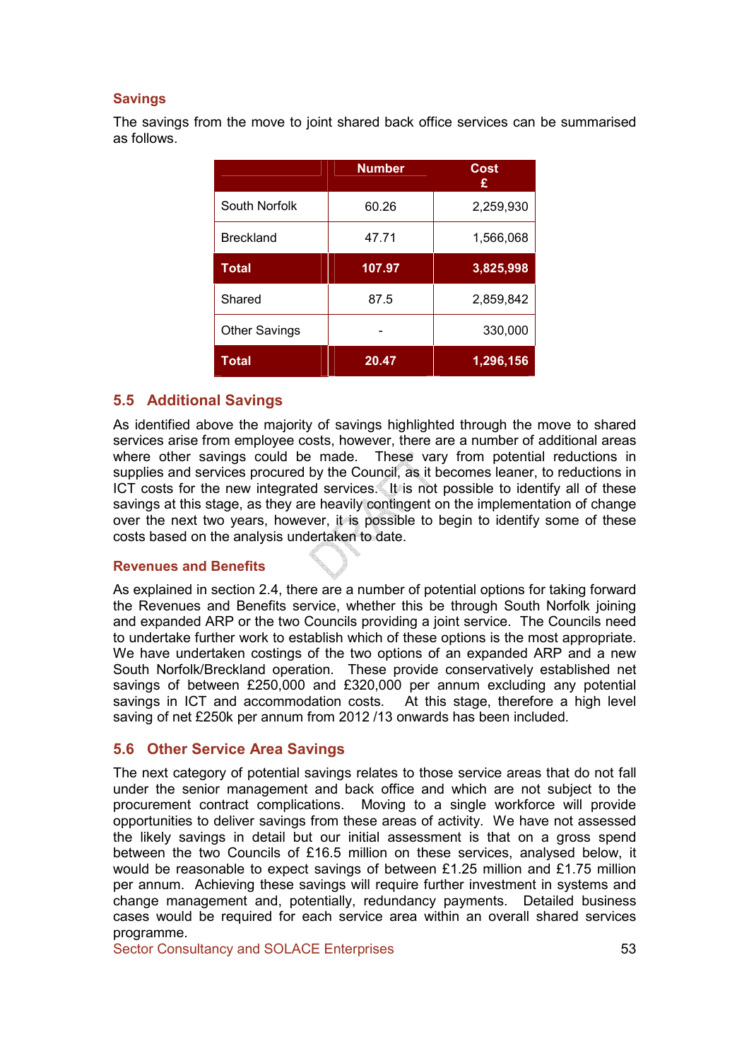### Savings

The savings from the move to joint shared back office services can be summarised as follows.

| | Number | Cost £ |
|---|---|---|
| South Norfolk | 60.26 | 2,259,930 |
| Breckland | 47.71 | 1,566,068 |
| **Total** | **107.97** | **3,825,998** |
| Shared | 87.5 | 2,859,842 |
| Other Savings | - | 330,000 |
| **Total** | **20.47** | **1,296,156** |

## 5.5 Additional Savings

As identified above the majority of savings highlighted through the move to shared services arise from employee costs, however, there are a number of additional areas where other savings could be made. These vary from potential reductions in supplies and services procured by the Council, as it becomes leaner, to reductions in ICT costs for the new integrated services. It is not possible to identify all of these savings at this stage, as they are heavily contingent on the implementation of change over the next two years, however, it is possible to begin to identify some of these costs based on the analysis undertaken to date.

### Revenues and Benefits

As explained in section 2.4, there are a number of potential options for taking forward the Revenues and Benefits service, whether this be through South Norfolk joining and expanded ARP or the two Councils providing a joint service. The Councils need to undertake further work to establish which of these options is the most appropriate. We have undertaken costings of the two options of an expanded ARP and a new South Norfolk/Breckland operation. These provide conservatively established net savings of between £250,000 and £320,000 per annum excluding any potential savings in ICT and accommodation costs. At this stage, therefore a high level saving of net £250k per annum from 2012 /13 onwards has been included.

## 5.6 Other Service Area Savings

The next category of potential savings relates to those service areas that do not fall under the senior management and back office and which are not subject to the procurement contract complications. Moving to a single workforce will provide opportunities to deliver savings from these areas of activity. We have not assessed the likely savings in detail but our initial assessment is that on a gross spend between the two Councils of £16.5 million on these services, analysed below, it would be reasonable to expect savings of between £1.25 million and £1.75 million per annum. Achieving these savings will require further investment in systems and change management and, potentially, redundancy payments. Detailed business cases would be required for each service area within an overall shared services programme.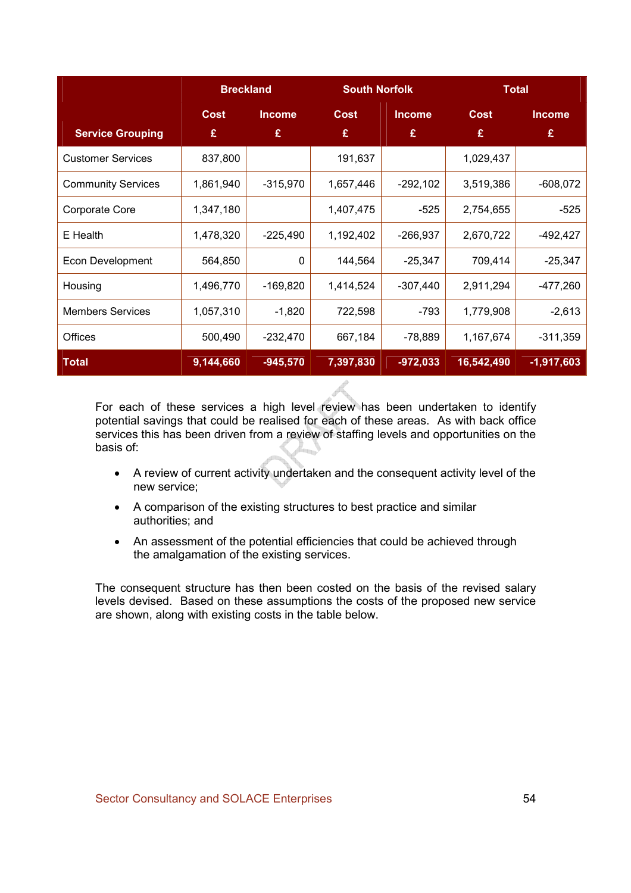| Service Grouping | Breckland | | South Norfolk | | Total | |
|---|---|---|---|---|---|---|
| | Cost £ | Income £ | Cost £ | Income £ | Cost £ | Income £ |
| Customer Services | 837,800 | | 191,637 | | 1,029,437 | |
| Community Services | 1,861,940 | -315,970 | 1,657,446 | -292,102 | 3,519,386 | -608,072 |
| Corporate Core | 1,347,180 | | 1,407,475 | -525 | 2,754,655 | -525 |
| E Health | 1,478,320 | -225,490 | 1,192,402 | -266,937 | 2,670,722 | -492,427 |
| Econ Development | 564,850 | 0 | 144,564 | -25,347 | 709,414 | -25,347 |
| Housing | 1,496,770 | -169,820 | 1,414,524 | -307,440 | 2,911,294 | -477,260 |
| Members Services | 1,057,310 | -1,820 | 722,598 | -793 | 1,779,908 | -2,613 |
| Offices | 500,490 | -232,470 | 667,184 | -78,889 | 1,167,674 | -311,359 |
| **Total** | **9,144,660** | **-945,570** | **7,397,830** | **-972,033** | **16,542,490** | **-1,917,603** |

For each of these services a high level review has been undertaken to identify potential savings that could be realised for each of these areas. As with back office services this has been driven from a review of staffing levels and opportunities on the basis of:

- A review of current activity undertaken and the consequent activity level of the new service;
- A comparison of the existing structures to best practice and similar authorities; and
- An assessment of the potential efficiencies that could be achieved through the amalgamation of the existing services.

The consequent structure has then been costed on the basis of the revised salary levels devised. Based on these assumptions the costs of the proposed new service are shown, along with existing costs in the table below.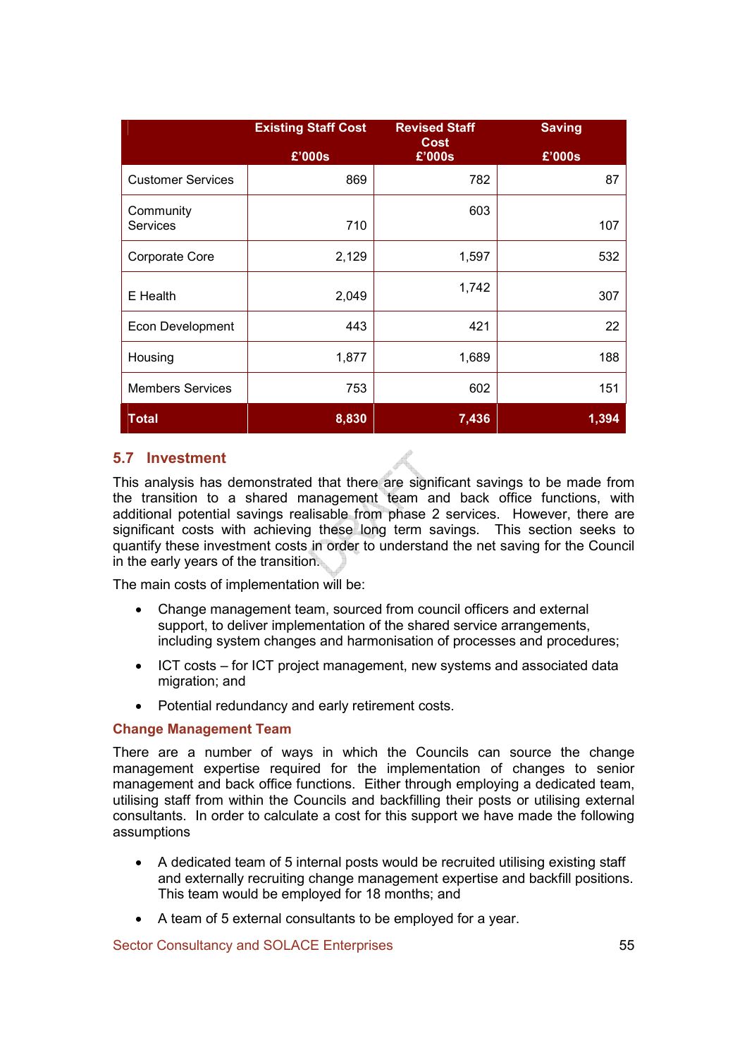| | Existing Staff Cost<br><br>£'000s | Revised Staff Cost<br>£'000s | Saving<br><br>£'000s |
|---|---|---|---|
| Customer Services | 869 | 782 | 87 |
| Community Services | 710 | 603 | 107 |
| Corporate Core | 2,129 | 1,597 | 532 |
| E Health | 2,049 | 1,742 | 307 |
| Econ Development | 443 | 421 | 22 |
| Housing | 1,877 | 1,689 | 188 |
| Members Services | 753 | 602 | 151 |
| **Total** | **8,830** | **7,436** | **1,394** |

## 5.7 Investment

This analysis has demonstrated that there are significant savings to be made from the transition to a shared management team and back office functions, with additional potential savings realisable from phase 2 services. However, there are significant costs with achieving these long term savings. This section seeks to quantify these investment costs in order to understand the net saving for the Council in the early years of the transition.

The main costs of implementation will be:

- Change management team, sourced from council officers and external support, to deliver implementation of the shared service arrangements, including system changes and harmonisation of processes and procedures;
- ICT costs – for ICT project management, new systems and associated data migration; and
- Potential redundancy and early retirement costs.

### Change Management Team

There are a number of ways in which the Councils can source the change management expertise required for the implementation of changes to senior management and back office functions. Either through employing a dedicated team, utilising staff from within the Councils and backfilling their posts or utilising external consultants. In order to calculate a cost for this support we have made the following assumptions

- A dedicated team of 5 internal posts would be recruited utilising existing staff and externally recruiting change management expertise and backfill positions. This team would be employed for 18 months; and
- A team of 5 external consultants to be employed for a year.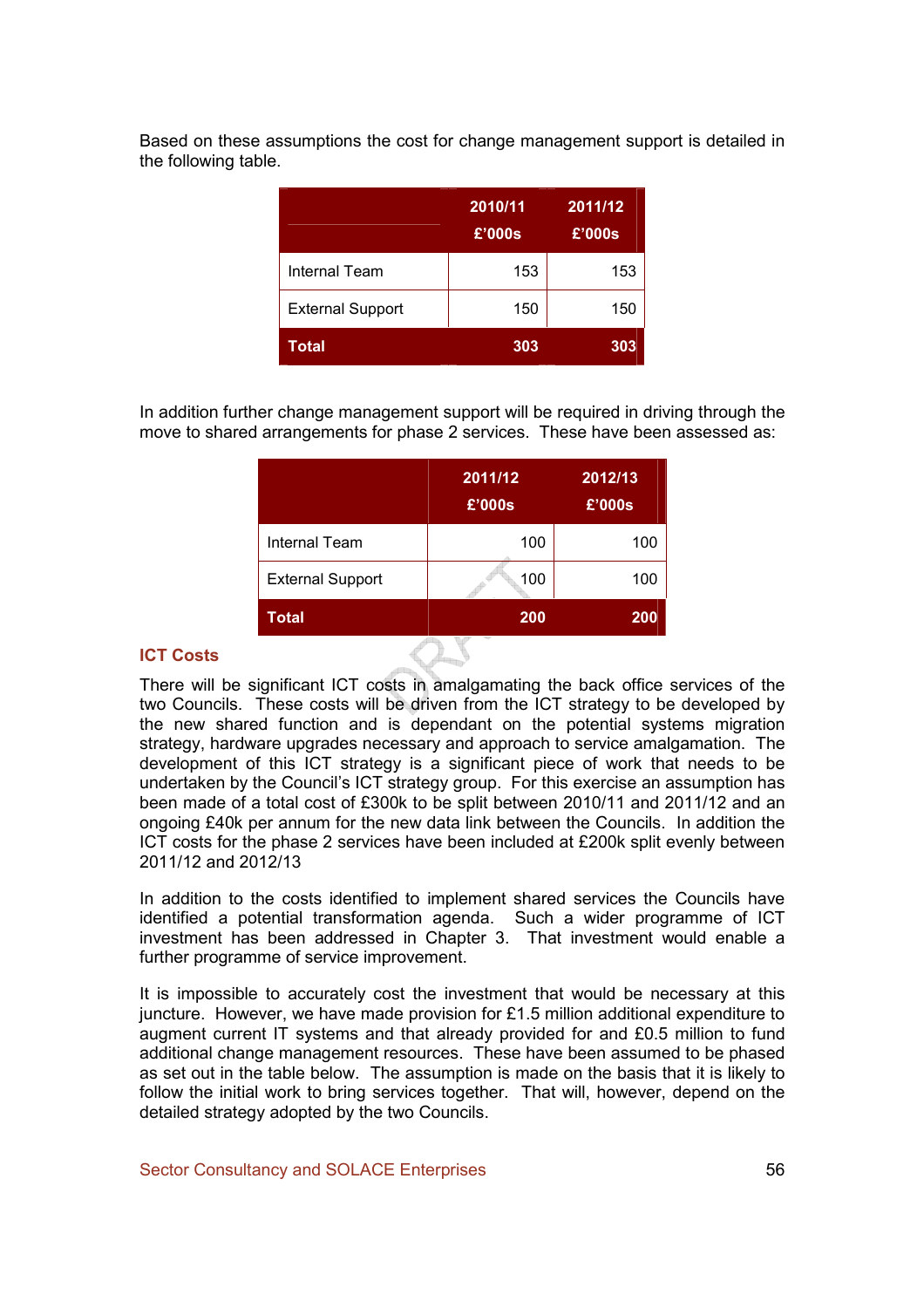Based on these assumptions the cost for change management support is detailed in the following table.

| | 2010/11 £'000s | 2011/12 £'000s |
|---|---|---|
| Internal Team | 153 | 153 |
| External Support | 150 | 150 |
| **Total** | **303** | **303** |

In addition further change management support will be required in driving through the move to shared arrangements for phase 2 services. These have been assessed as:

| | 2011/12 £'000s | 2012/13 £'000s |
|---|---|---|
| Internal Team | 100 | 100 |
| External Support | 100 | 100 |
| **Total** | **200** | **200** |

## ICT Costs

There will be significant ICT costs in amalgamating the back office services of the two Councils. These costs will be driven from the ICT strategy to be developed by the new shared function and is dependant on the potential systems migration strategy, hardware upgrades necessary and approach to service amalgamation. The development of this ICT strategy is a significant piece of work that needs to be undertaken by the Council's ICT strategy group. For this exercise an assumption has been made of a total cost of £300k to be split between 2010/11 and 2011/12 and an ongoing £40k per annum for the new data link between the Councils. In addition the ICT costs for the phase 2 services have been included at £200k split evenly between 2011/12 and 2012/13

In addition to the costs identified to implement shared services the Councils have identified a potential transformation agenda. Such a wider programme of ICT investment has been addressed in Chapter 3. That investment would enable a further programme of service improvement.

It is impossible to accurately cost the investment that would be necessary at this juncture. However, we have made provision for £1.5 million additional expenditure to augment current IT systems and that already provided for and £0.5 million to fund additional change management resources. These have been assumed to be phased as set out in the table below. The assumption is made on the basis that it is likely to follow the initial work to bring services together. That will, however, depend on the detailed strategy adopted by the two Councils.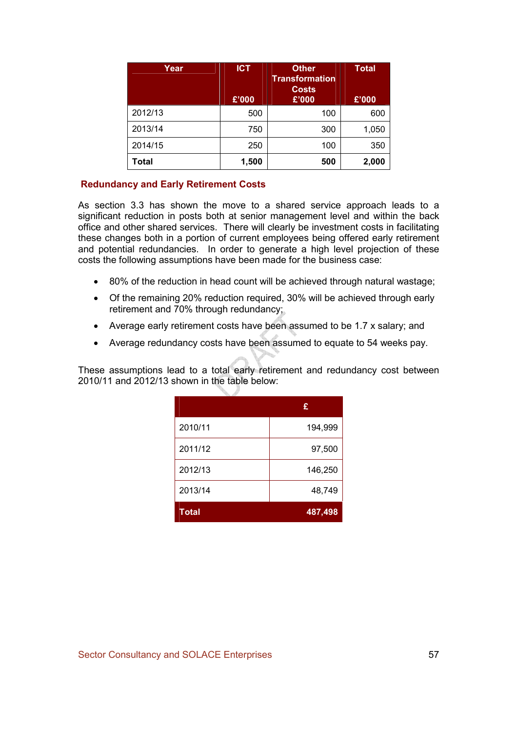| Year | ICT<br><br>£'000 | Other Transformation Costs<br>£'000 | Total<br><br>£'000 |
|---|---|---|---|
| 2012/13 | 500 | 100 | 600 |
| 2013/14 | 750 | 300 | 1,050 |
| 2014/15 | 250 | 100 | 350 |
| **Total** | **1,500** | **500** | **2,000** |

### Redundancy and Early Retirement Costs

As section 3.3 has shown the move to a shared service approach leads to a significant reduction in posts both at senior management level and within the back office and other shared services. There will clearly be investment costs in facilitating these changes both in a portion of current employees being offered early retirement and potential redundancies. In order to generate a high level projection of these costs the following assumptions have been made for the business case:

- 80% of the reduction in head count will be achieved through natural wastage;
- Of the remaining 20% reduction required, 30% will be achieved through early retirement and 70% through redundancy;
- Average early retirement costs have been assumed to be 1.7 x salary; and
- Average redundancy costs have been assumed to equate to 54 weeks pay.

These assumptions lead to a total early retirement and redundancy cost between 2010/11 and 2012/13 shown in the table below:

| | £ |
|---|---|
| 2010/11 | 194,999 |
| 2011/12 | 97,500 |
| 2012/13 | 146,250 |
| 2013/14 | 48,749 |
| **Total** | **487,498** |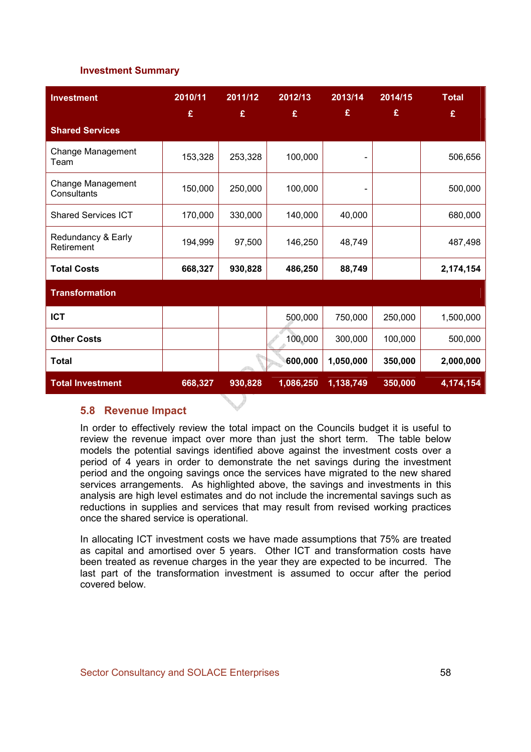**Investment Summary**

| Investment | 2010/11 £ | 2011/12 £ | 2012/13 £ | 2013/14 £ | 2014/15 £ | Total £ |
|---|---|---|---|---|---|---|
| **Shared Services** | | | | | | |
| Change Management Team | 153,328 | 253,328 | 100,000 | - | | 506,656 |
| Change Management Consultants | 150,000 | 250,000 | 100,000 | - | | 500,000 |
| Shared Services ICT | 170,000 | 330,000 | 140,000 | 40,000 | | 680,000 |
| Redundancy & Early Retirement | 194,999 | 97,500 | 146,250 | 48,749 | | 487,498 |
| **Total Costs** | **668,327** | **930,828** | **486,250** | **88,749** | | **2,174,154** |
| **Transformation** | | | | | | |
| **ICT** | | | 500,000 | 750,000 | 250,000 | 1,500,000 |
| **Other Costs** | | | 100,000 | 300,000 | 100,000 | 500,000 |
| **Total** | | | **600,000** | **1,050,000** | **350,000** | **2,000,000** |
| **Total Investment** | **668,327** | **930,828** | **1,086,250** | **1,138,749** | **350,000** | **4,174,154** |

## 5.8 Revenue Impact

In order to effectively review the total impact on the Councils budget it is useful to review the revenue impact over more than just the short term. The table below models the potential savings identified above against the investment costs over a period of 4 years in order to demonstrate the net savings during the investment period and the ongoing savings once the services have migrated to the new shared services arrangements. As highlighted above, the savings and investments in this analysis are high level estimates and do not include the incremental savings such as reductions in supplies and services that may result from revised working practices once the shared service is operational.

In allocating ICT investment costs we have made assumptions that 75% are treated as capital and amortised over 5 years. Other ICT and transformation costs have been treated as revenue charges in the year they are expected to be incurred. The last part of the transformation investment is assumed to occur after the period covered below.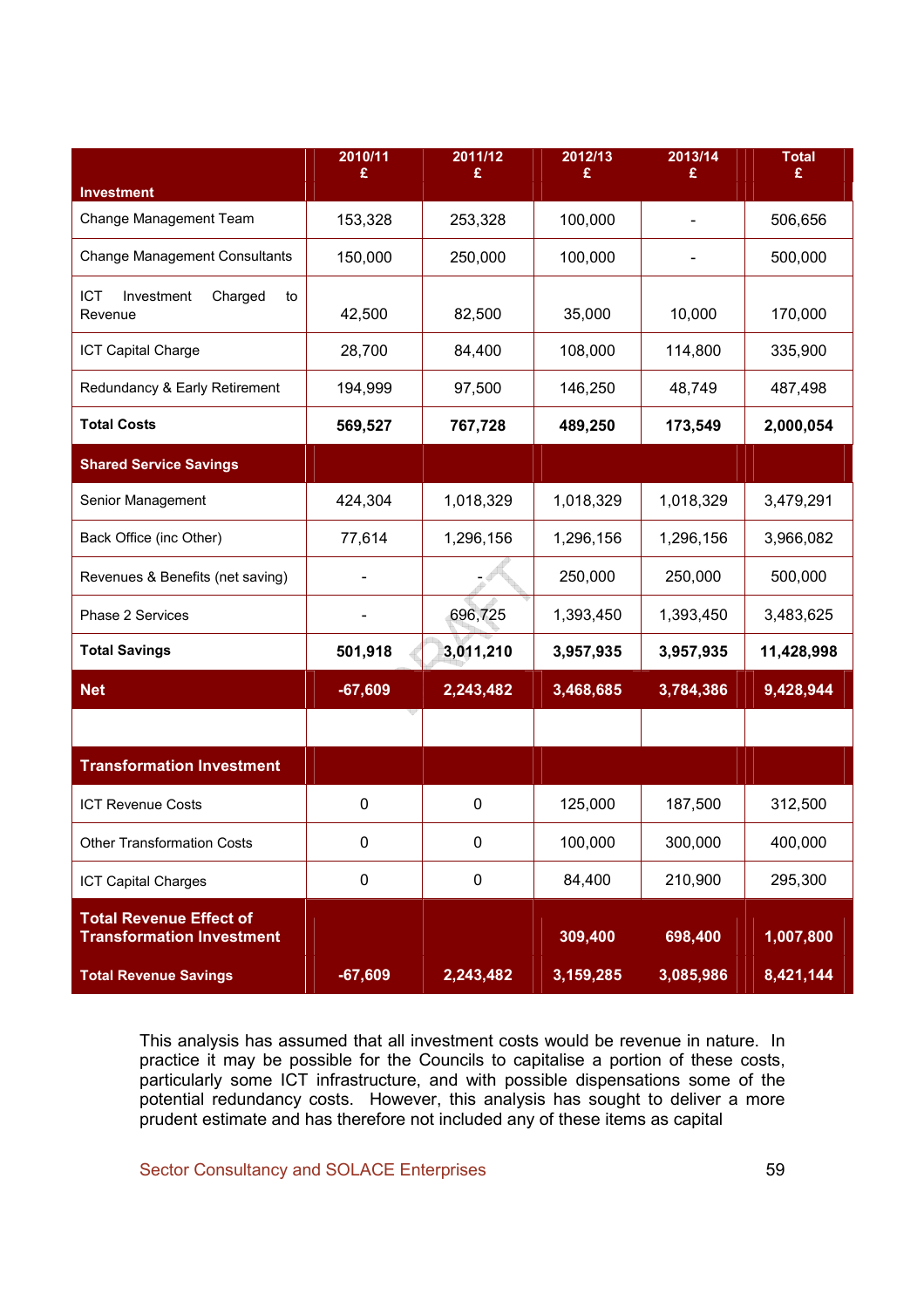| Investment | 2010/11 £ | 2011/12 £ | 2012/13 £ | 2013/14 £ | Total £ |
|---|---|---|---|---|---|
| Change Management Team | 153,328 | 253,328 | 100,000 | - | 506,656 |
| Change Management Consultants | 150,000 | 250,000 | 100,000 | - | 500,000 |
| ICT Investment Charged to Revenue | 42,500 | 82,500 | 35,000 | 10,000 | 170,000 |
| ICT Capital Charge | 28,700 | 84,400 | 108,000 | 114,800 | 335,900 |
| Redundancy & Early Retirement | 194,999 | 97,500 | 146,250 | 48,749 | 487,498 |
| **Total Costs** | **569,527** | **767,728** | **489,250** | **173,549** | **2,000,054** |
| **Shared Service Savings** | | | | | |
| Senior Management | 424,304 | 1,018,329 | 1,018,329 | 1,018,329 | 3,479,291 |
| Back Office (inc Other) | 77,614 | 1,296,156 | 1,296,156 | 1,296,156 | 3,966,082 |
| Revenues & Benefits (net saving) | - | - | 250,000 | 250,000 | 500,000 |
| Phase 2 Services | - | 696,725 | 1,393,450 | 1,393,450 | 3,483,625 |
| **Total Savings** | **501,918** | **3,011,210** | **3,957,935** | **3,957,935** | **11,428,998** |
| **Net** | **-67,609** | **2,243,482** | **3,468,685** | **3,784,386** | **9,428,944** |
| | | | | | |
| **Transformation Investment** | | | | | |
| ICT Revenue Costs | 0 | 0 | 125,000 | 187,500 | 312,500 |
| Other Transformation Costs | 0 | 0 | 100,000 | 300,000 | 400,000 |
| ICT Capital Charges | 0 | 0 | 84,400 | 210,900 | 295,300 |
| **Total Revenue Effect of Transformation Investment** | | | **309,400** | **698,400** | **1,007,800** |
| **Total Revenue Savings** | **-67,609** | **2,243,482** | **3,159,285** | **3,085,986** | **8,421,144** |

This analysis has assumed that all investment costs would be revenue in nature. In practice it may be possible for the Councils to capitalise a portion of these costs, particularly some ICT infrastructure, and with possible dispensations some of the potential redundancy costs. However, this analysis has sought to deliver a more prudent estimate and has therefore not included any of these items as capital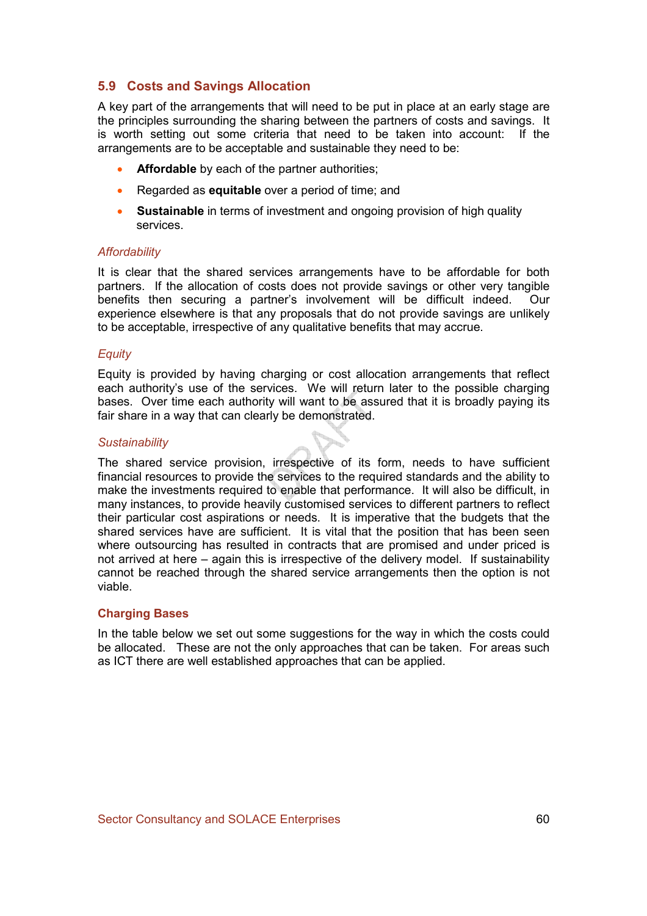## 5.9 Costs and Savings Allocation

A key part of the arrangements that will need to be put in place at an early stage are the principles surrounding the sharing between the partners of costs and savings. It is worth setting out some criteria that need to be taken into account: If the arrangements are to be acceptable and sustainable they need to be:

- **Affordable** by each of the partner authorities;
- Regarded as **equitable** over a period of time; and
- **Sustainable** in terms of investment and ongoing provision of high quality services.

*Affordability*

It is clear that the shared services arrangements have to be affordable for both partners. If the allocation of costs does not provide savings or other very tangible benefits then securing a partner's involvement will be difficult indeed. Our experience elsewhere is that any proposals that do not provide savings are unlikely to be acceptable, irrespective of any qualitative benefits that may accrue.

*Equity*

Equity is provided by having charging or cost allocation arrangements that reflect each authority's use of the services. We will return later to the possible charging bases. Over time each authority will want to be assured that it is broadly paying its fair share in a way that can clearly be demonstrated.

*Sustainability*

The shared service provision, irrespective of its form, needs to have sufficient financial resources to provide the services to the required standards and the ability to make the investments required to enable that performance. It will also be difficult, in many instances, to provide heavily customised services to different partners to reflect their particular cost aspirations or needs. It is imperative that the budgets that the shared services have are sufficient. It is vital that the position that has been seen where outsourcing has resulted in contracts that are promised and under priced is not arrived at here – again this is irrespective of the delivery model. If sustainability cannot be reached through the shared service arrangements then the option is not viable.

### Charging Bases

In the table below we set out some suggestions for the way in which the costs could be allocated. These are not the only approaches that can be taken. For areas such as ICT there are well established approaches that can be applied.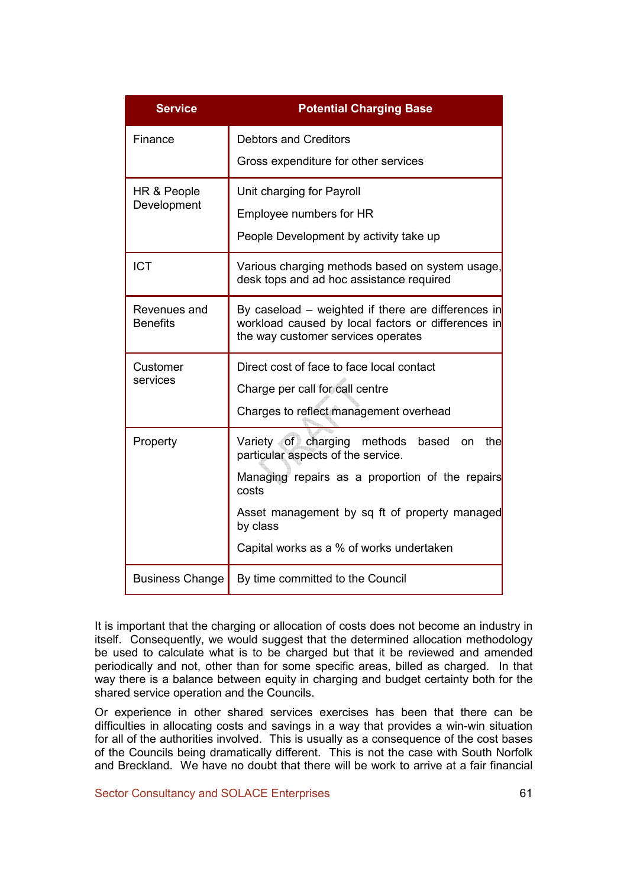| Service | Potential Charging Base |
| --- | --- |
| Finance | Debtors and Creditors<br><br>Gross expenditure for other services |
| HR & People Development | Unit charging for Payroll<br><br>Employee numbers for HR<br><br>People Development by activity take up |
| ICT | Various charging methods based on system usage, desk tops and ad hoc assistance required |
| Revenues and Benefits | By caseload – weighted if there are differences in workload caused by local factors or differences in the way customer services operates |
| Customer services | Direct cost of face to face local contact<br><br>Charge per call for call centre<br><br>Charges to reflect management overhead |
| Property | Variety of charging methods based on the particular aspects of the service.<br><br>Managing repairs as a proportion of the repairs costs<br><br>Asset management by sq ft of property managed by class<br><br>Capital works as a % of works undertaken |
| Business Change | By time committed to the Council |

It is important that the charging or allocation of costs does not become an industry in itself. Consequently, we would suggest that the determined allocation methodology be used to calculate what is to be charged but that it be reviewed and amended periodically and not, other than for some specific areas, billed as charged. In that way there is a balance between equity in charging and budget certainty both for the shared service operation and the Councils.

Or experience in other shared services exercises has been that there can be difficulties in allocating costs and savings in a way that provides a win-win situation for all of the authorities involved. This is usually as a consequence of the cost bases of the Councils being dramatically different. This is not the case with South Norfolk and Breckland. We have no doubt that there will be work to arrive at a fair financial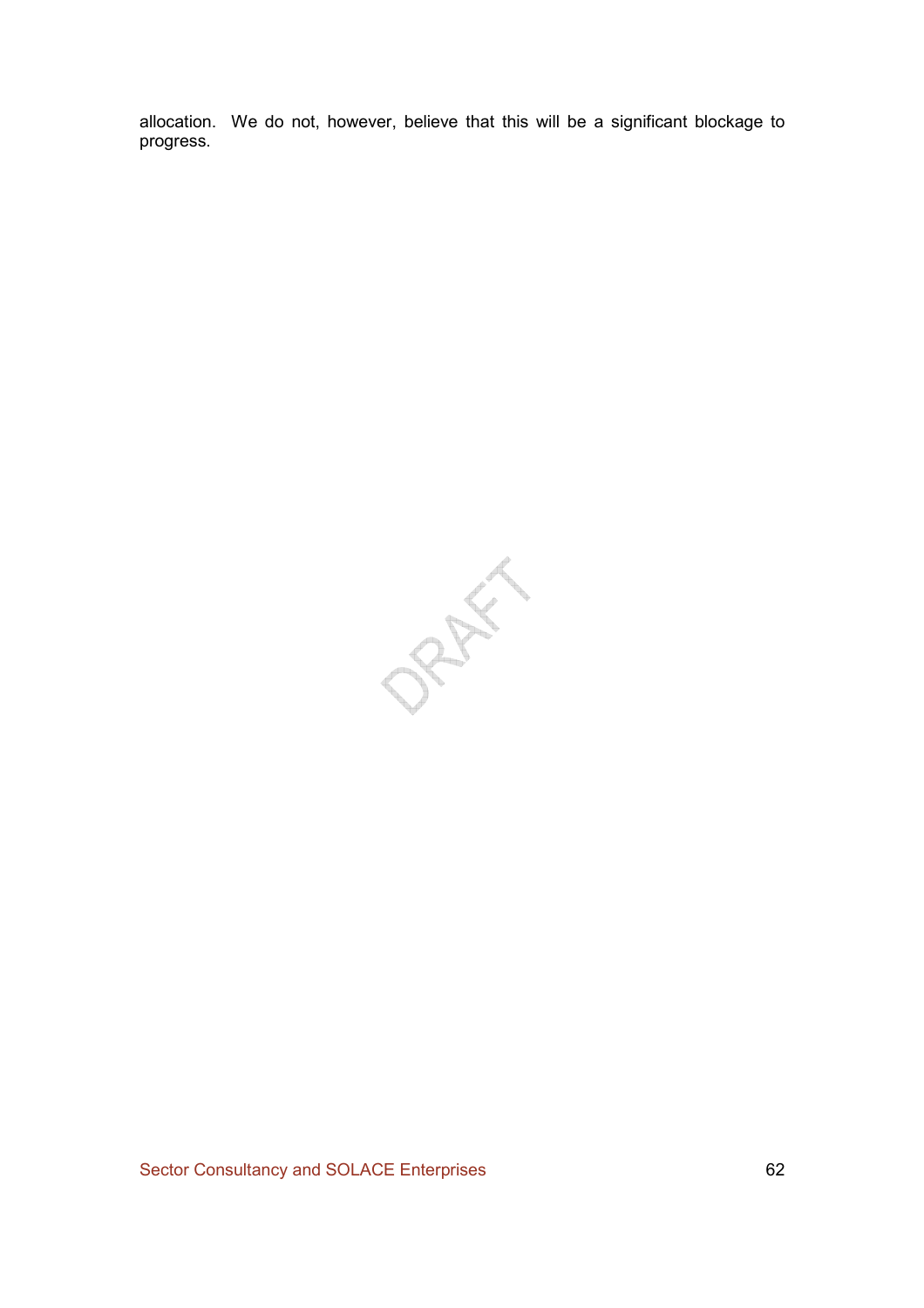allocation. We do not, however, believe that this will be a significant blockage to progress.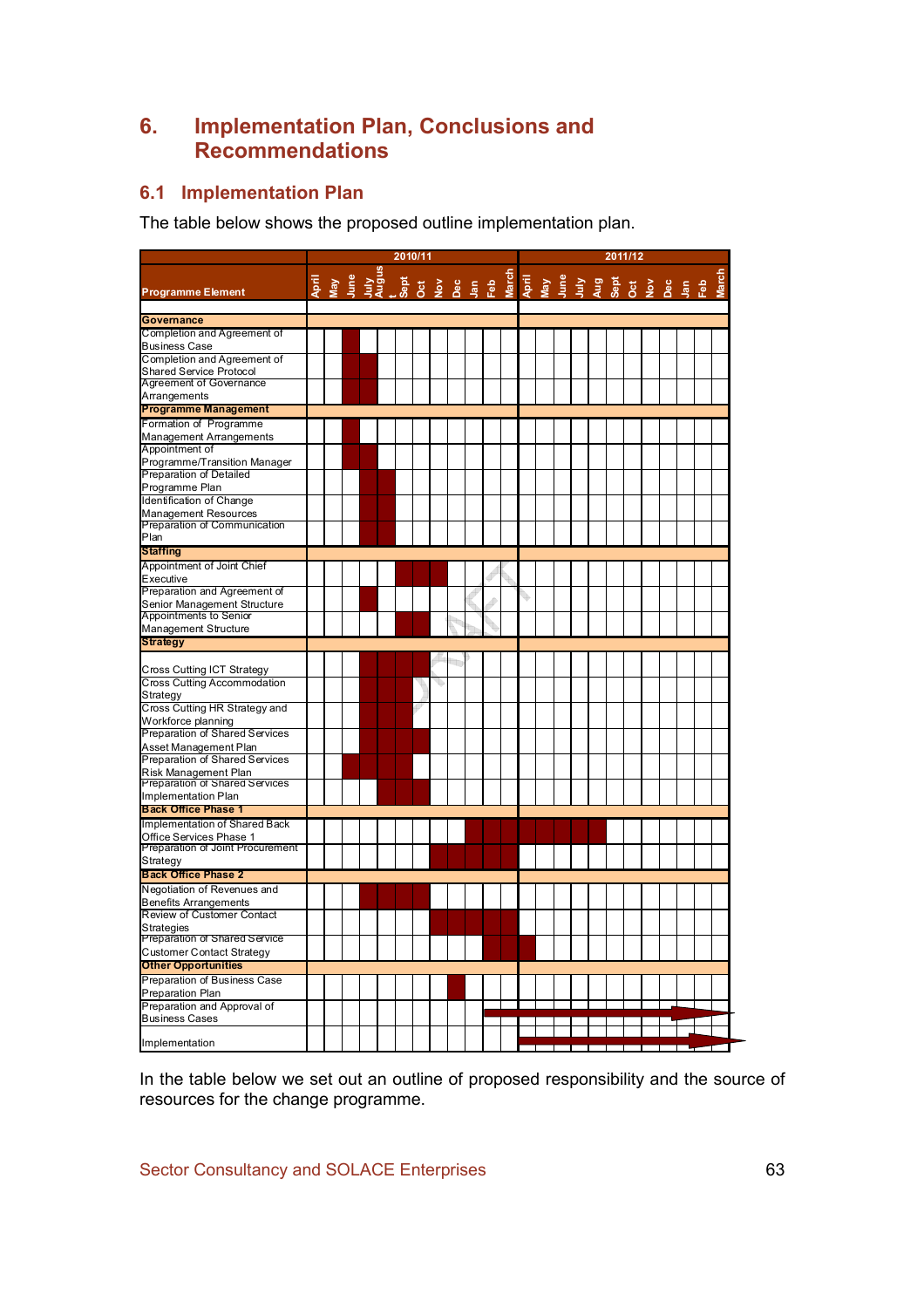| Programme Element | 2010/11 | | | | | | | | | | | | 2011/12 | | | | | | | | | | | |
|---|---|---|---|---|---|---|---|---|---|---|---|---|---|---|---|---|---|---|---|---|---|---|---|---|
| | April | May | June | July | August | Sept | Oct | Nov | Dec | Jan | Feb | March | April | May | June | July | Aug | Sept | Oct | Nov | Dec | Jan | Feb | March |
| **Governance** | | | | | | | | | | | | | | | | | | | | | | | | |
| Completion and Agreement of Business Case | | | ■ | | | | | | | | | | | | | | | | | | | | | |
| Completion and Agreement of Shared Service Protocol | | | ■ | ■ | | | | | | | | | | | | | | | | | | | | |
| Agreement of Governance Arrangements | | | ■ | ■ | | | | | | | | | | | | | | | | | | | | |
| **Programme Management** | | | | | | | | | | | | | | | | | | | | | | | | |
| Formation of Programme Management Arrangements | | | ■ | | | | | | | | | | | | | | | | | | | | | |
| Appointment of Programme/Transition Manager | | | ■ | ■ | | | | | | | | | | | | | | | | | | | | |
| Preparation of Detailed Programme Plan | | | | ■ | ■ | | | | | | | | | | | | | | | | | | | |
| Identification of Change Management Resources | | | | ■ | ■ | | | | | | | | | | | | | | | | | | | |
| Preparation of Communication Plan | | | | ■ | ■ | | | | | | | | | | | | | | | | | | | |
| **Staffing** | | | | | | | | | | | | | | | | | | | | | | | | |
| Appointment of Joint Chief Executive | | | | | | ■ | ■ | ■ | | | | | | | | | | | | | | | | |
| Preparation and Agreement of Senior Management Structure | | | | ■ | | | | | | | | | | | | | | | | | | | | |
| Appointments to Senior Management Structure | | | | | | ■ | ■ | | | | | | | | | | | | | | | | | |
| **Strategy** | | | | | | | | | | | | | | | | | | | | | | | | |
| Cross Cutting ICT Strategy | | | | ■ | ■ | ■ | ■ | | | | | | | | | | | | | | | | | |
| Cross Cutting Accommodation Strategy | | | | ■ | ■ | ■ | | | | | | | | | | | | | | | | | | |
| Cross Cutting HR Strategy and Workforce planning | | | | ■ | ■ | ■ | | | | | | | | | | | | | | | | | | |
| Preparation of Shared Services Asset Management Plan | | | | ■ | ■ | ■ | ■ | | | | | | | | | | | | | | | | | |
| Preparation of Shared Services Risk Management Plan | | | ■ | ■ | ■ | ■ | | | | | | | | | | | | | | | | | | |
| Preparation of Shared Services Implementation Plan | | | | | ■ | ■ | ■ | | | | | | | | | | | | | | | | | |
| **Back Office Phase 1** | | | | | | | | | | | | | | | | | | | | | | | | |
| Implementation of Shared Back Office Services Phase 1 | | | | | | | | | | ■ | ■ | ■ | ■ | ■ | ■ | ■ | ■ | | | | | | | |
| Preparation of Joint Procurement Strategy | | | | | | | | ■ | ■ | ■ | ■ | ■ | | | | | | | | | | | | |
| **Back Office Phase 2** | | | | | | | | | | | | | | | | | | | | | | | | |
| Negotiation of Revenues and Benefits Arrangements | | | | ■ | ■ | ■ | ■ | | | | | | | | | | | | | | | | | |
| Review of Customer Contact Strategies | | | | | | | | ■ | ■ | ■ | ■ | ■ | | | | | | | | | | | | |
| Preparation of Shared Service Customer Contact Strategy | | | | | | | | | | | ■ | ■ | ■ | | | | | | | | | | | |
| **Other Opportunities** | | | | | | | | | | | | | | | | | | | | | | | | |
| Preparation of Business Case Preparation Plan | | | | | | | | | ■ | | | | | | | | | | | | | | | |
| Preparation and Approval of Business Cases | | | | | | | | | | | → | → | → | → | → | → | → | → | → | → | → | → | → | → |
| Implementation | | | | | | | | | | | | | → | → | → | → | → | → | → | → | → | → | → | → |

In the table below we set out an outline of proposed responsibility and the source of resources for the change programme.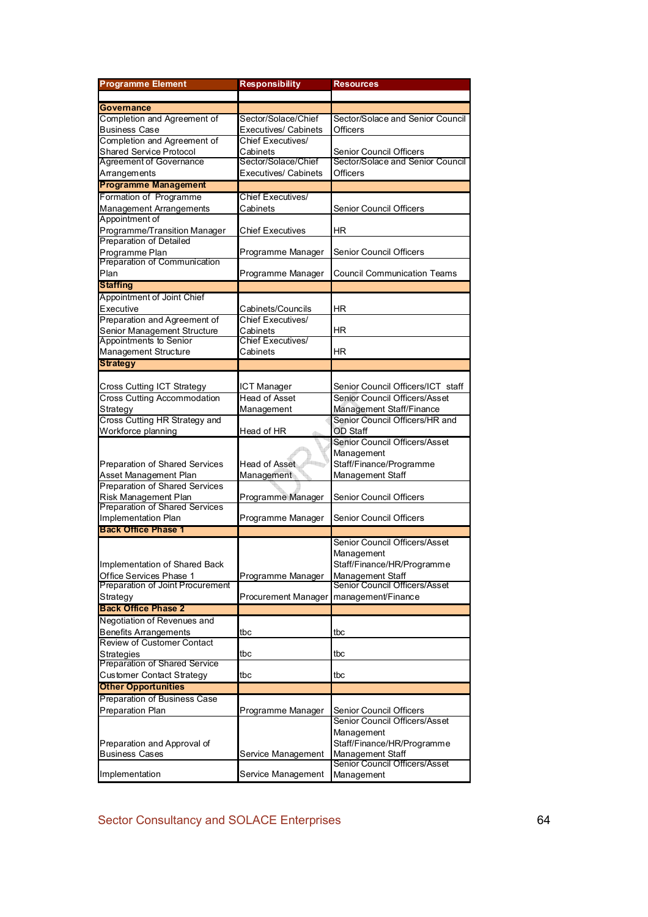| Programme Element | Responsibility | Resources |
|---|---|---|
| | | |
| **Governance** | | |
| Completion and Agreement of Business Case | Sector/Solace/Chief Executives/ Cabinets | Sector/Solace and Senior Council Officers |
| Completion and Agreement of Shared Service Protocol | Chief Executives/ Cabinets | Senior Council Officers |
| Agreement of Governance Arrangements | Sector/Solace/Chief Executives/ Cabinets | Sector/Solace and Senior Council Officers |
| **Programme Management** | | |
| Formation of Programme Management Arrangements | Chief Executives/ Cabinets | Senior Council Officers |
| Appointment of Programme/Transition Manager | Chief Executives | HR |
| Preparation of Detailed Programme Plan | Programme Manager | Senior Council Officers |
| Preparation of Communication Plan | Programme Manager | Council Communication Teams |
| **Staffing** | | |
| Appointment of Joint Chief Executive | Cabinets/Councils | HR |
| Preparation and Agreement of Senior Management Structure | Chief Executives/ Cabinets | HR |
| Appointments to Senior Management Structure | Chief Executives/ Cabinets | HR |
| **Strategy** | | |
| Cross Cutting ICT Strategy | ICT Manager | Senior Council Officers/ICT staff |
| Cross Cutting Accommodation Strategy | Head of Asset Management | Senior Council Officers/Asset Management Staff/Finance |
| Cross Cutting HR Strategy and Workforce planning | Head of HR | Senior Council Officers/HR and OD Staff |
| Preparation of Shared Services Asset Management Plan | Head of Asset Management | Senior Council Officers/Asset Management Staff/Finance/Programme Management Staff |
| Preparation of Shared Services Risk Management Plan | Programme Manager | Senior Council Officers |
| Preparation of Shared Services Implementation Plan | Programme Manager | Senior Council Officers |
| **Back Office Phase 1** | | |
| Implementation of Shared Back Office Services Phase 1 | Programme Manager | Senior Council Officers/Asset Management Staff/Finance/HR/Programme Management Staff |
| Preparation of Joint Procurement Strategy | Procurement Manager | Senior Council Officers/Asset management/Finance |
| **Back Office Phase 2** | | |
| Negotiation of Revenues and Benefits Arrangements | tbc | tbc |
| Review of Customer Contact Strategies | tbc | tbc |
| Preparation of Shared Service Customer Contact Strategy | tbc | tbc |
| **Other Opportunities** | | |
| Preparation of Business Case Preparation Plan | Programme Manager | Senior Council Officers |
| Preparation and Approval of Business Cases | Service Management | Senior Council Officers/Asset Management Staff/Finance/HR/Programme Management Staff |
| Implementation | Service Management | Senior Council Officers/Asset Management |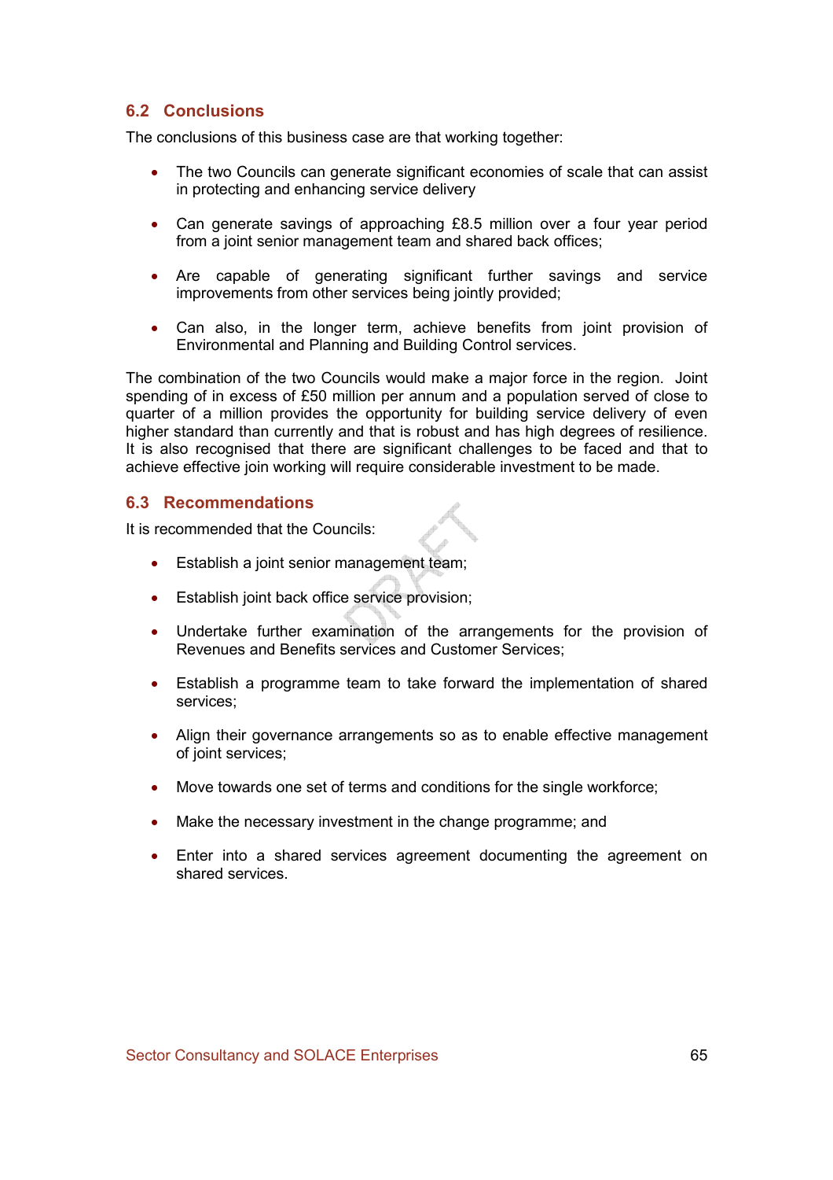## 6.2 Conclusions

The conclusions of this business case are that working together:

- The two Councils can generate significant economies of scale that can assist in protecting and enhancing service delivery
- Can generate savings of approaching £8.5 million over a four year period from a joint senior management team and shared back offices;
- Are capable of generating significant further savings and service improvements from other services being jointly provided;
- Can also, in the longer term, achieve benefits from joint provision of Environmental and Planning and Building Control services.

The combination of the two Councils would make a major force in the region. Joint spending of in excess of £50 million per annum and a population served of close to quarter of a million provides the opportunity for building service delivery of even higher standard than currently and that is robust and has high degrees of resilience. It is also recognised that there are significant challenges to be faced and that to achieve effective join working will require considerable investment to be made.

## 6.3 Recommendations

It is recommended that the Councils:

- Establish a joint senior management team;
- Establish joint back office service provision;
- Undertake further examination of the arrangements for the provision of Revenues and Benefits services and Customer Services;
- Establish a programme team to take forward the implementation of shared services;
- Align their governance arrangements so as to enable effective management of joint services;
- Move towards one set of terms and conditions for the single workforce;
- Make the necessary investment in the change programme; and
- Enter into a shared services agreement documenting the agreement on shared services.